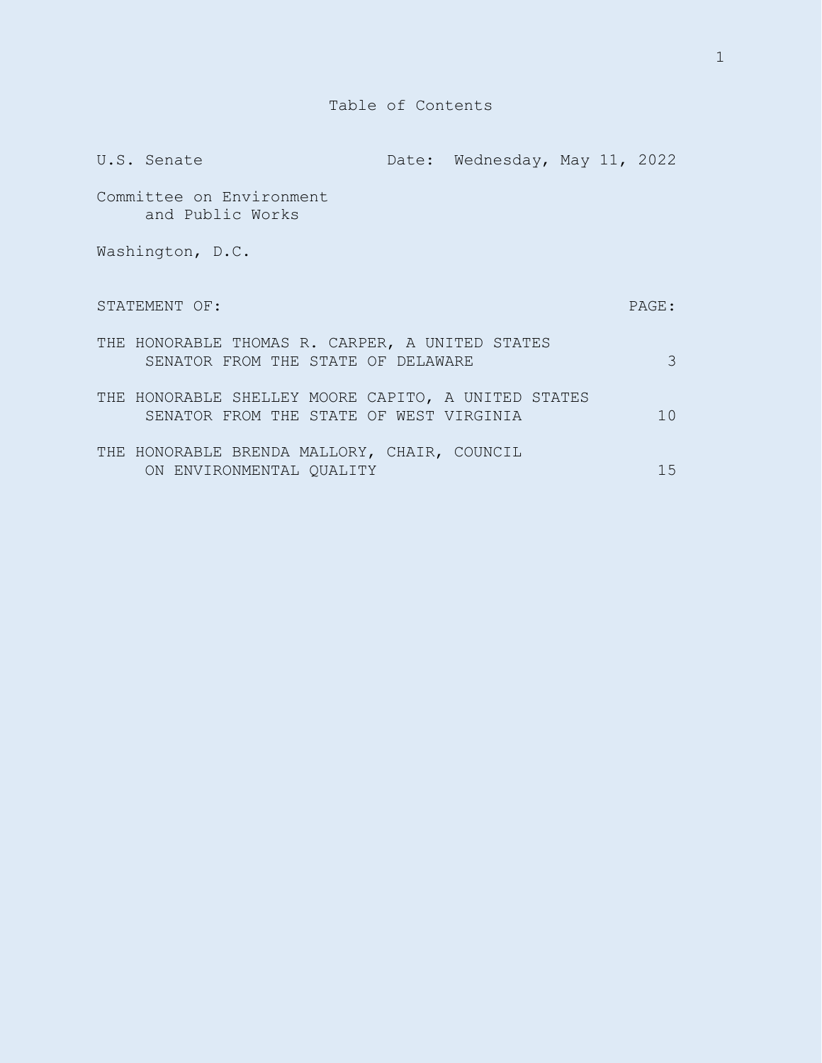# Table of Contents

U.S. Senate — Date: Wednesday, May 11, 2022

Committee on Environment and Public Works

Washington, D.C.

| STATEMENT OF: | PAGE: |
| --- | --- |
| THE HONORABLE THOMAS R. CARPER, A UNITED STATES SENATOR FROM THE STATE OF DELAWARE | 3 |
| THE HONORABLE SHELLEY MOORE CAPITO, A UNITED STATES SENATOR FROM THE STATE OF WEST VIRGINIA | 10 |
| THE HONORABLE BRENDA MALLORY, CHAIR, COUNCIL ON ENVIRONMENTAL QUALITY | 15 |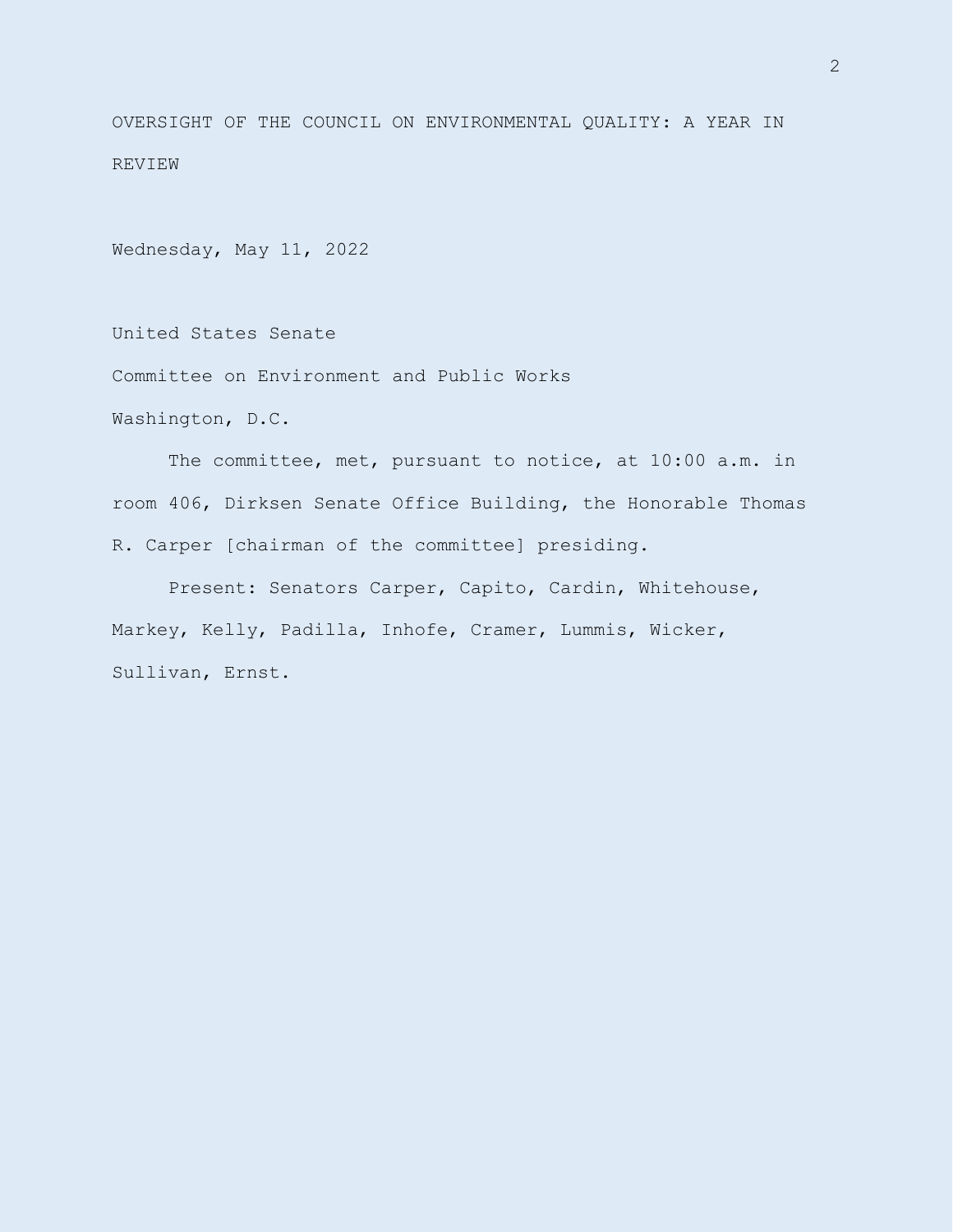OVERSIGHT OF THE COUNCIL ON ENVIRONMENTAL QUALITY: A YEAR IN REVIEW

Wednesday, May 11, 2022

United States Senate

Committee on Environment and Public Works

Washington, D.C.

The committee, met, pursuant to notice, at 10:00 a.m. in room 406, Dirksen Senate Office Building, the Honorable Thomas R. Carper [chairman of the committee] presiding.

Present: Senators Carper, Capito, Cardin, Whitehouse, Markey, Kelly, Padilla, Inhofe, Cramer, Lummis, Wicker, Sullivan, Ernst.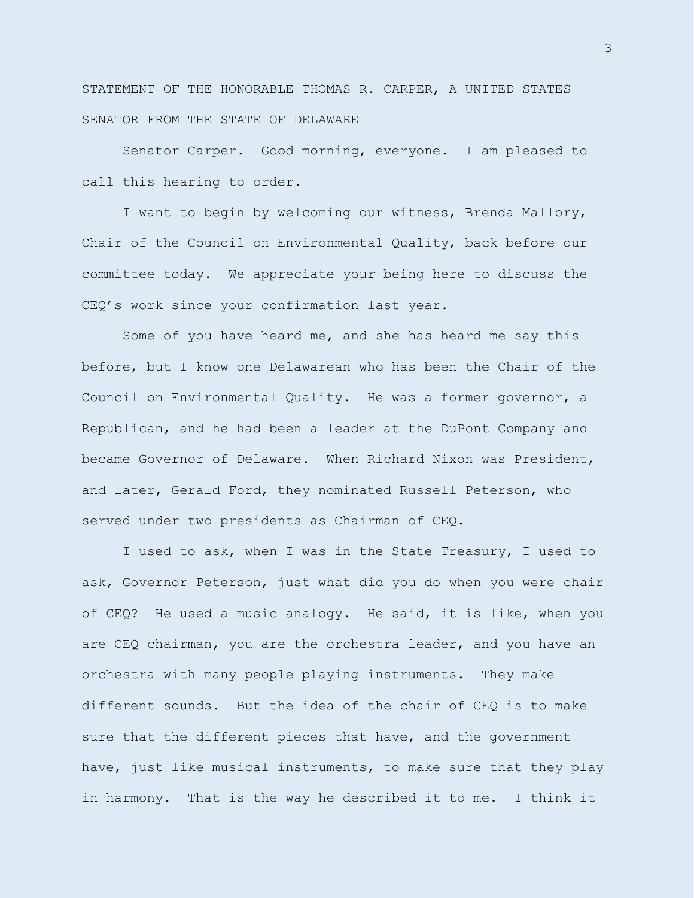STATEMENT OF THE HONORABLE THOMAS R. CARPER, A UNITED STATES SENATOR FROM THE STATE OF DELAWARE

Senator Carper. Good morning, everyone. I am pleased to call this hearing to order.

I want to begin by welcoming our witness, Brenda Mallory, Chair of the Council on Environmental Quality, back before our committee today. We appreciate your being here to discuss the CEQ's work since your confirmation last year.

Some of you have heard me, and she has heard me say this before, but I know one Delawarean who has been the Chair of the Council on Environmental Quality. He was a former governor, a Republican, and he had been a leader at the DuPont Company and became Governor of Delaware. When Richard Nixon was President, and later, Gerald Ford, they nominated Russell Peterson, who served under two presidents as Chairman of CEQ.

I used to ask, when I was in the State Treasury, I used to ask, Governor Peterson, just what did you do when you were chair of CEQ? He used a music analogy. He said, it is like, when you are CEQ chairman, you are the orchestra leader, and you have an orchestra with many people playing instruments. They make different sounds. But the idea of the chair of CEQ is to make sure that the different pieces that have, and the government have, just like musical instruments, to make sure that they play in harmony. That is the way he described it to me. I think it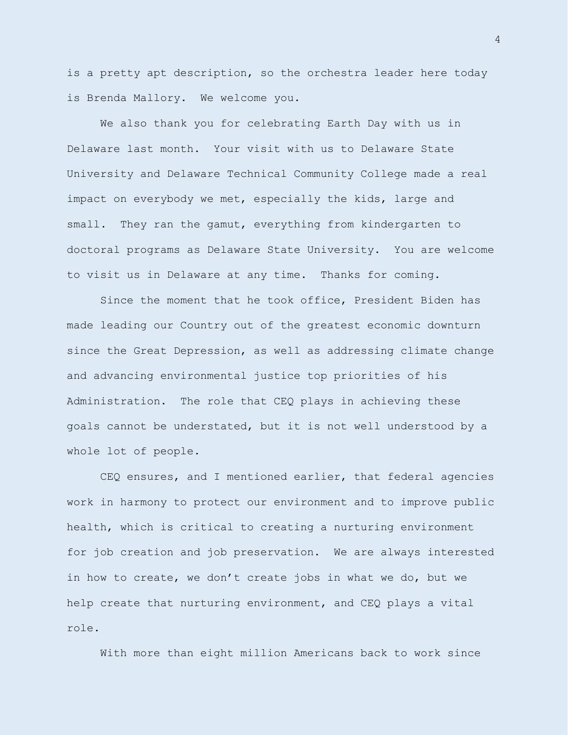is a pretty apt description, so the orchestra leader here today is Brenda Mallory. We welcome you.

We also thank you for celebrating Earth Day with us in Delaware last month. Your visit with us to Delaware State University and Delaware Technical Community College made a real impact on everybody we met, especially the kids, large and small. They ran the gamut, everything from kindergarten to doctoral programs as Delaware State University. You are welcome to visit us in Delaware at any time. Thanks for coming.

Since the moment that he took office, President Biden has made leading our Country out of the greatest economic downturn since the Great Depression, as well as addressing climate change and advancing environmental justice top priorities of his Administration. The role that CEQ plays in achieving these goals cannot be understated, but it is not well understood by a whole lot of people.

CEQ ensures, and I mentioned earlier, that federal agencies work in harmony to protect our environment and to improve public health, which is critical to creating a nurturing environment for job creation and job preservation. We are always interested in how to create, we don't create jobs in what we do, but we help create that nurturing environment, and CEQ plays a vital role.

With more than eight million Americans back to work since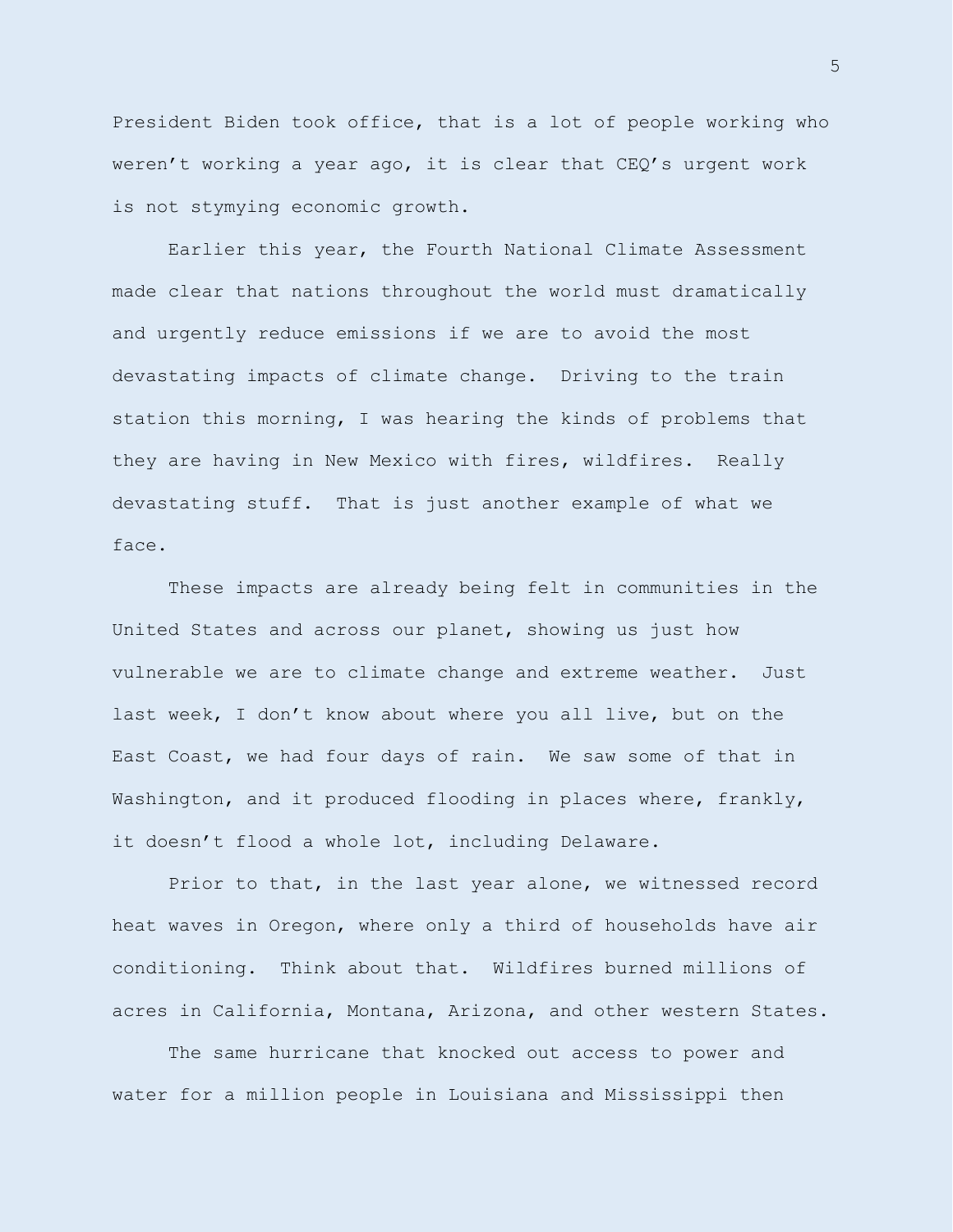President Biden took office, that is a lot of people working who weren't working a year ago, it is clear that CEQ's urgent work is not stymying economic growth.

Earlier this year, the Fourth National Climate Assessment made clear that nations throughout the world must dramatically and urgently reduce emissions if we are to avoid the most devastating impacts of climate change. Driving to the train station this morning, I was hearing the kinds of problems that they are having in New Mexico with fires, wildfires. Really devastating stuff. That is just another example of what we face.

These impacts are already being felt in communities in the United States and across our planet, showing us just how vulnerable we are to climate change and extreme weather. Just last week, I don't know about where you all live, but on the East Coast, we had four days of rain. We saw some of that in Washington, and it produced flooding in places where, frankly, it doesn't flood a whole lot, including Delaware.

Prior to that, in the last year alone, we witnessed record heat waves in Oregon, where only a third of households have air conditioning. Think about that. Wildfires burned millions of acres in California, Montana, Arizona, and other western States.

The same hurricane that knocked out access to power and water for a million people in Louisiana and Mississippi then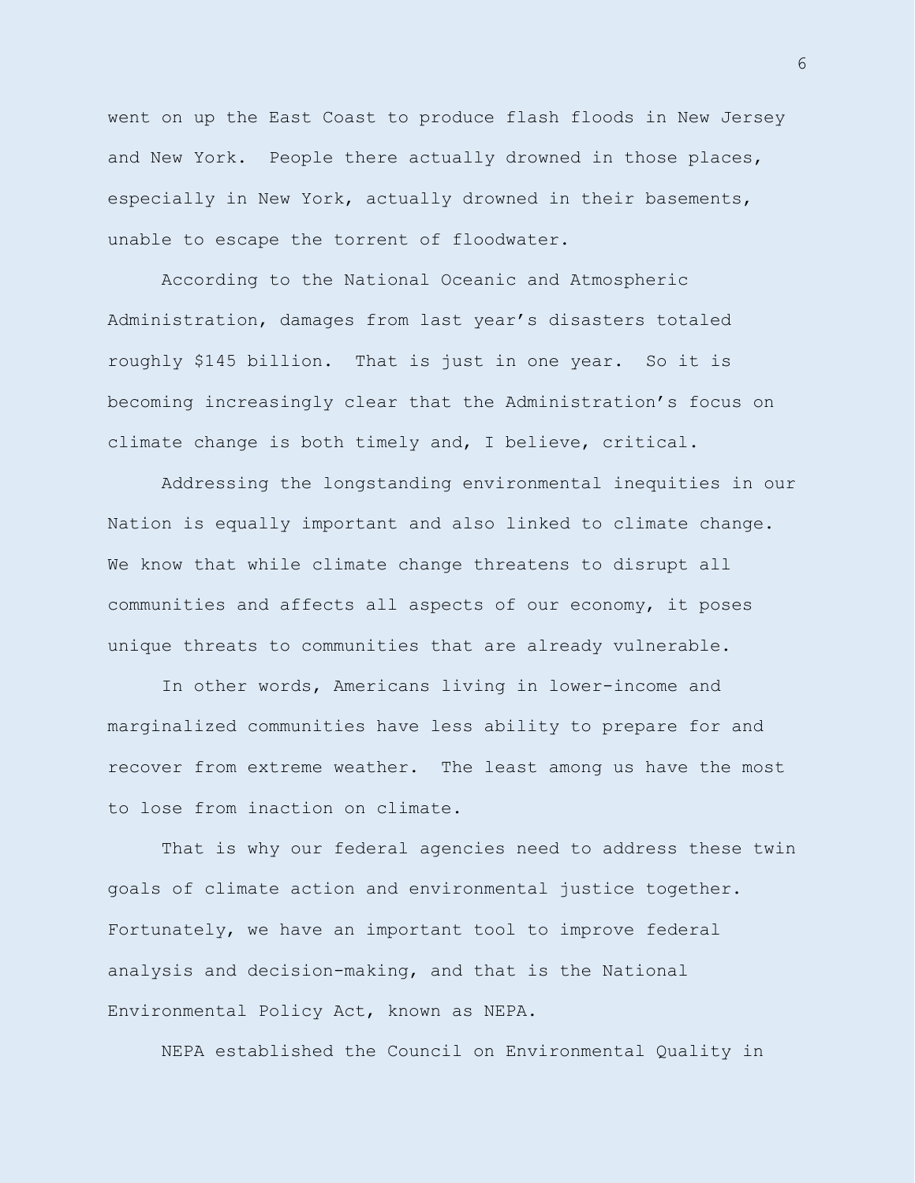went on up the East Coast to produce flash floods in New Jersey and New York. People there actually drowned in those places, especially in New York, actually drowned in their basements, unable to escape the torrent of floodwater.

According to the National Oceanic and Atmospheric Administration, damages from last year's disasters totaled roughly $145 billion. That is just in one year. So it is becoming increasingly clear that the Administration's focus on climate change is both timely and, I believe, critical.

Addressing the longstanding environmental inequities in our Nation is equally important and also linked to climate change. We know that while climate change threatens to disrupt all communities and affects all aspects of our economy, it poses unique threats to communities that are already vulnerable.

In other words, Americans living in lower-income and marginalized communities have less ability to prepare for and recover from extreme weather. The least among us have the most to lose from inaction on climate.

That is why our federal agencies need to address these twin goals of climate action and environmental justice together. Fortunately, we have an important tool to improve federal analysis and decision-making, and that is the National Environmental Policy Act, known as NEPA.

NEPA established the Council on Environmental Quality in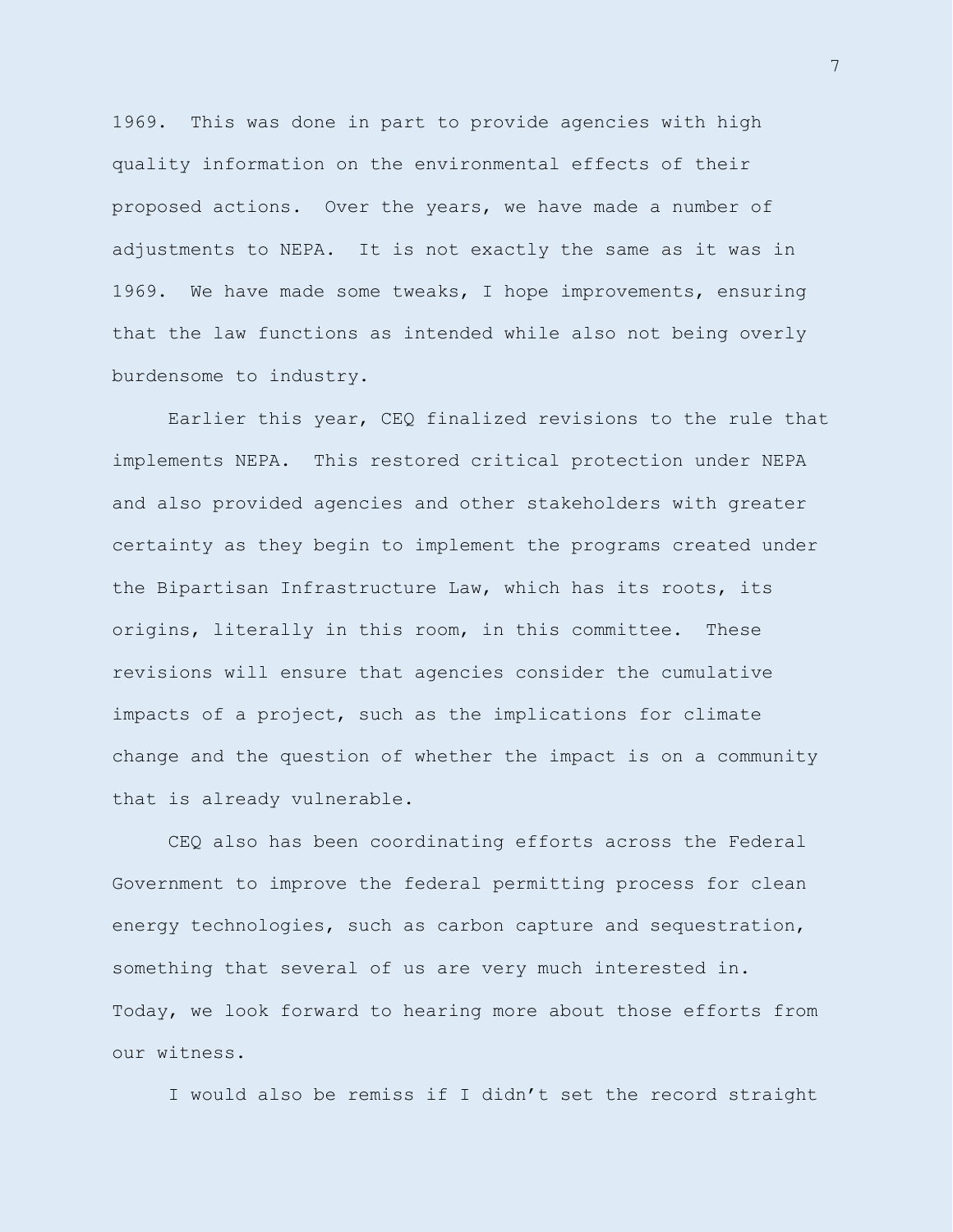1969. This was done in part to provide agencies with high quality information on the environmental effects of their proposed actions. Over the years, we have made a number of adjustments to NEPA. It is not exactly the same as it was in 1969. We have made some tweaks, I hope improvements, ensuring that the law functions as intended while also not being overly burdensome to industry.

Earlier this year, CEQ finalized revisions to the rule that implements NEPA. This restored critical protection under NEPA and also provided agencies and other stakeholders with greater certainty as they begin to implement the programs created under the Bipartisan Infrastructure Law, which has its roots, its origins, literally in this room, in this committee. These revisions will ensure that agencies consider the cumulative impacts of a project, such as the implications for climate change and the question of whether the impact is on a community that is already vulnerable.

CEQ also has been coordinating efforts across the Federal Government to improve the federal permitting process for clean energy technologies, such as carbon capture and sequestration, something that several of us are very much interested in. Today, we look forward to hearing more about those efforts from our witness.

I would also be remiss if I didn't set the record straight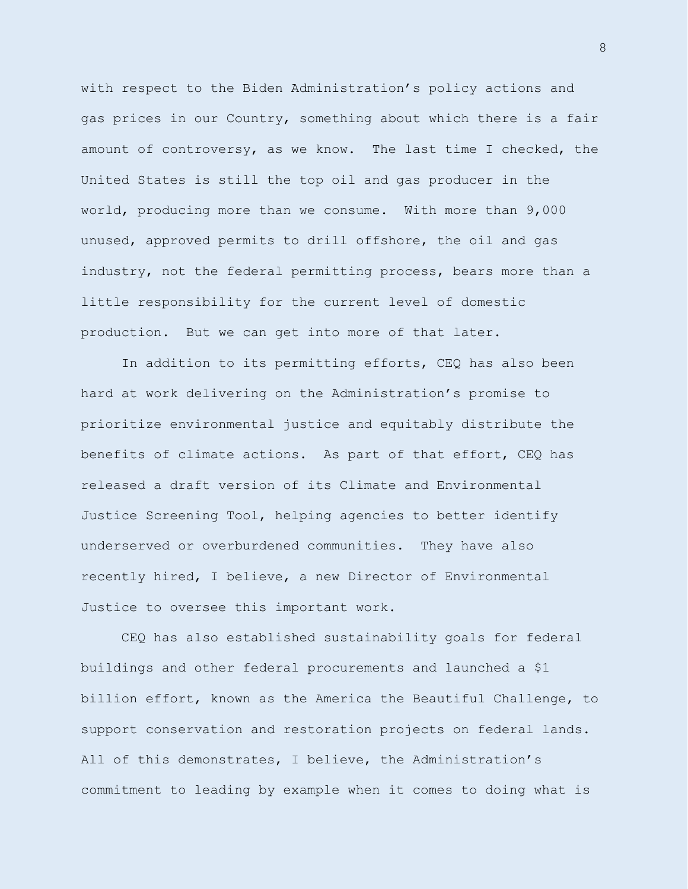with respect to the Biden Administration's policy actions and gas prices in our Country, something about which there is a fair amount of controversy, as we know. The last time I checked, the United States is still the top oil and gas producer in the world, producing more than we consume. With more than 9,000 unused, approved permits to drill offshore, the oil and gas industry, not the federal permitting process, bears more than a little responsibility for the current level of domestic production. But we can get into more of that later.

In addition to its permitting efforts, CEQ has also been hard at work delivering on the Administration's promise to prioritize environmental justice and equitably distribute the benefits of climate actions. As part of that effort, CEQ has released a draft version of its Climate and Environmental Justice Screening Tool, helping agencies to better identify underserved or overburdened communities. They have also recently hired, I believe, a new Director of Environmental Justice to oversee this important work.

CEQ has also established sustainability goals for federal buildings and other federal procurements and launched a $1 billion effort, known as the America the Beautiful Challenge, to support conservation and restoration projects on federal lands. All of this demonstrates, I believe, the Administration's commitment to leading by example when it comes to doing what is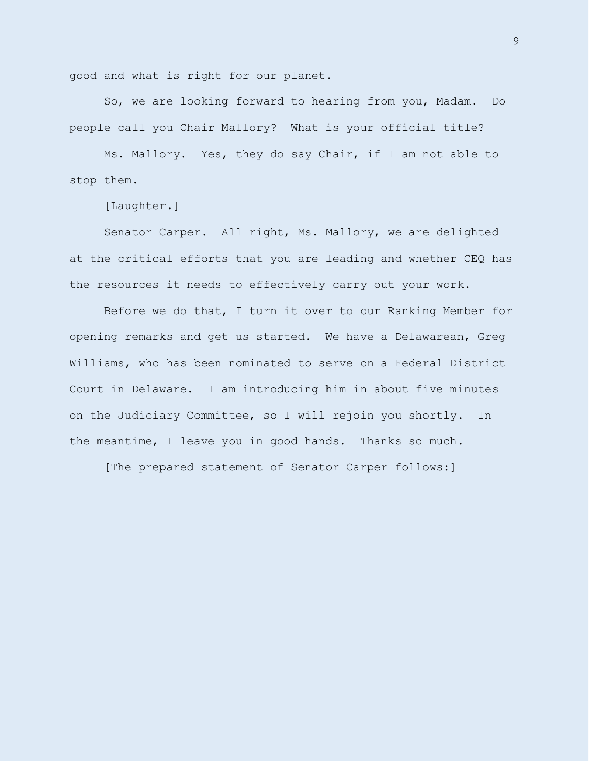good and what is right for our planet.

So, we are looking forward to hearing from you, Madam. Do people call you Chair Mallory? What is your official title?

Ms. Mallory. Yes, they do say Chair, if I am not able to stop them.

[Laughter.]

Senator Carper. All right, Ms. Mallory, we are delighted at the critical efforts that you are leading and whether CEQ has the resources it needs to effectively carry out your work.

Before we do that, I turn it over to our Ranking Member for opening remarks and get us started. We have a Delawarean, Greg Williams, who has been nominated to serve on a Federal District Court in Delaware. I am introducing him in about five minutes on the Judiciary Committee, so I will rejoin you shortly. In the meantime, I leave you in good hands. Thanks so much.

[The prepared statement of Senator Carper follows:]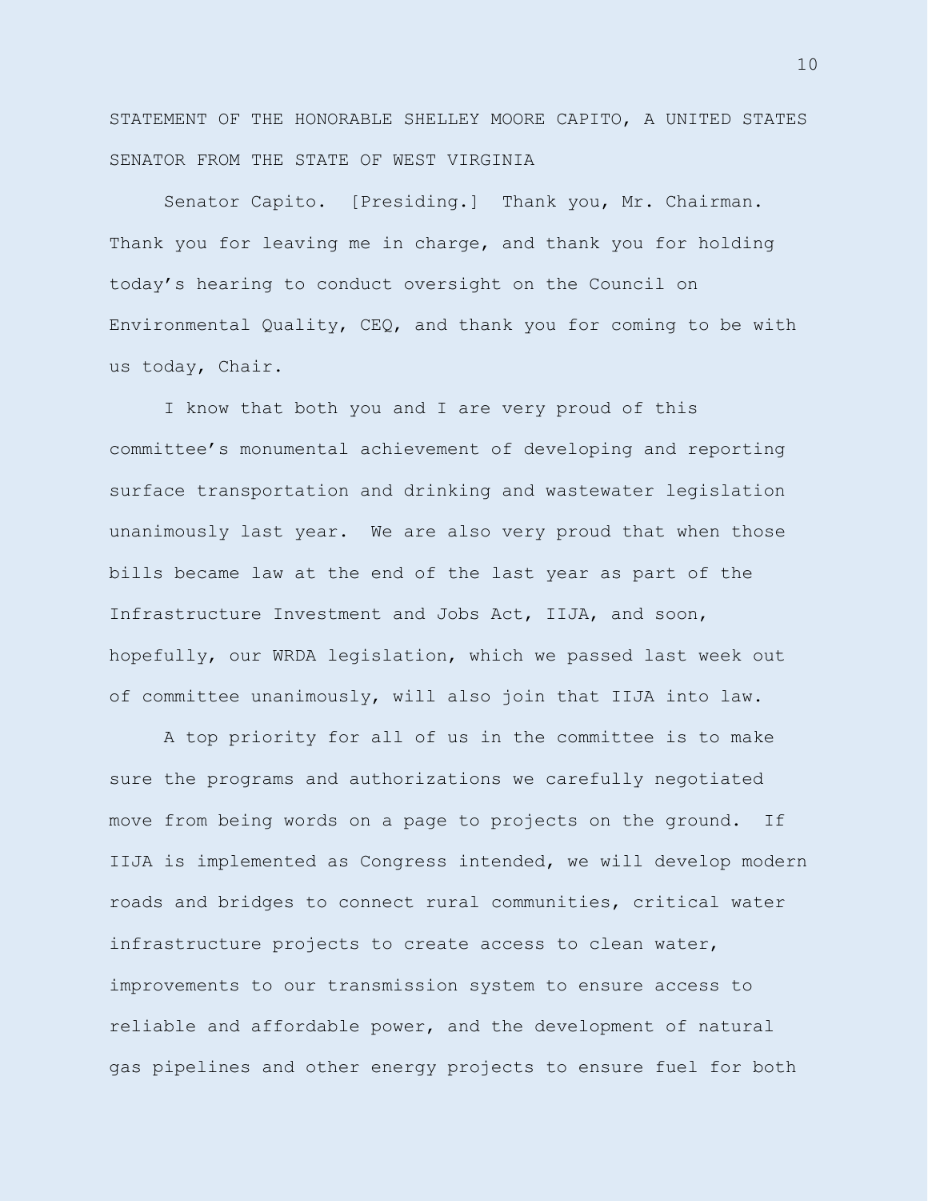STATEMENT OF THE HONORABLE SHELLEY MOORE CAPITO, A UNITED STATES SENATOR FROM THE STATE OF WEST VIRGINIA

Senator Capito. [Presiding.] Thank you, Mr. Chairman. Thank you for leaving me in charge, and thank you for holding today's hearing to conduct oversight on the Council on Environmental Quality, CEQ, and thank you for coming to be with us today, Chair.

I know that both you and I are very proud of this committee's monumental achievement of developing and reporting surface transportation and drinking and wastewater legislation unanimously last year. We are also very proud that when those bills became law at the end of the last year as part of the Infrastructure Investment and Jobs Act, IIJA, and soon, hopefully, our WRDA legislation, which we passed last week out of committee unanimously, will also join that IIJA into law.

A top priority for all of us in the committee is to make sure the programs and authorizations we carefully negotiated move from being words on a page to projects on the ground. If IIJA is implemented as Congress intended, we will develop modern roads and bridges to connect rural communities, critical water infrastructure projects to create access to clean water, improvements to our transmission system to ensure access to reliable and affordable power, and the development of natural gas pipelines and other energy projects to ensure fuel for both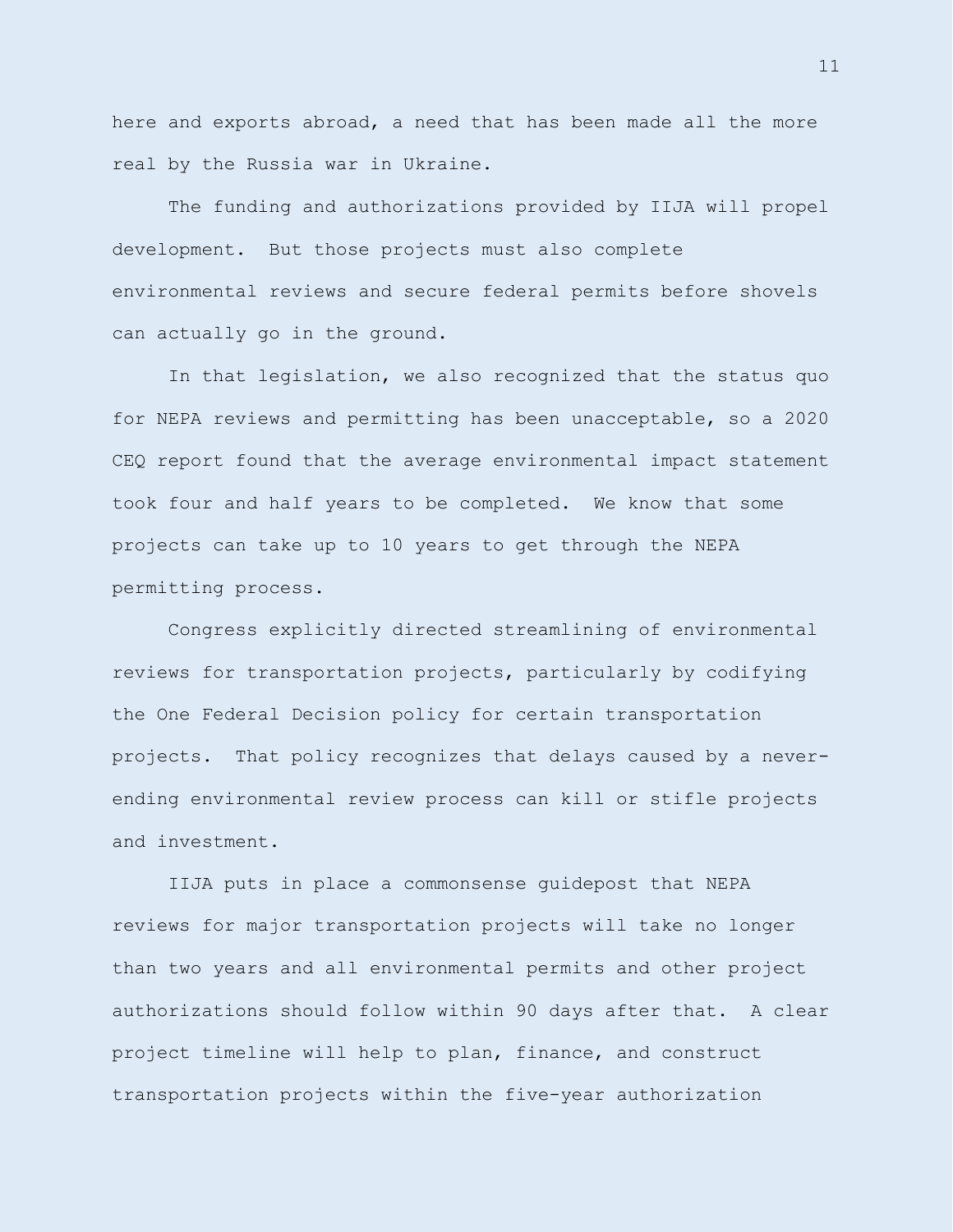here and exports abroad, a need that has been made all the more real by the Russia war in Ukraine.

The funding and authorizations provided by IIJA will propel development. But those projects must also complete environmental reviews and secure federal permits before shovels can actually go in the ground.

In that legislation, we also recognized that the status quo for NEPA reviews and permitting has been unacceptable, so a 2020 CEQ report found that the average environmental impact statement took four and half years to be completed. We know that some projects can take up to 10 years to get through the NEPA permitting process.

Congress explicitly directed streamlining of environmental reviews for transportation projects, particularly by codifying the One Federal Decision policy for certain transportation projects. That policy recognizes that delays caused by a never-ending environmental review process can kill or stifle projects and investment.

IIJA puts in place a commonsense guidepost that NEPA reviews for major transportation projects will take no longer than two years and all environmental permits and other project authorizations should follow within 90 days after that. A clear project timeline will help to plan, finance, and construct transportation projects within the five-year authorization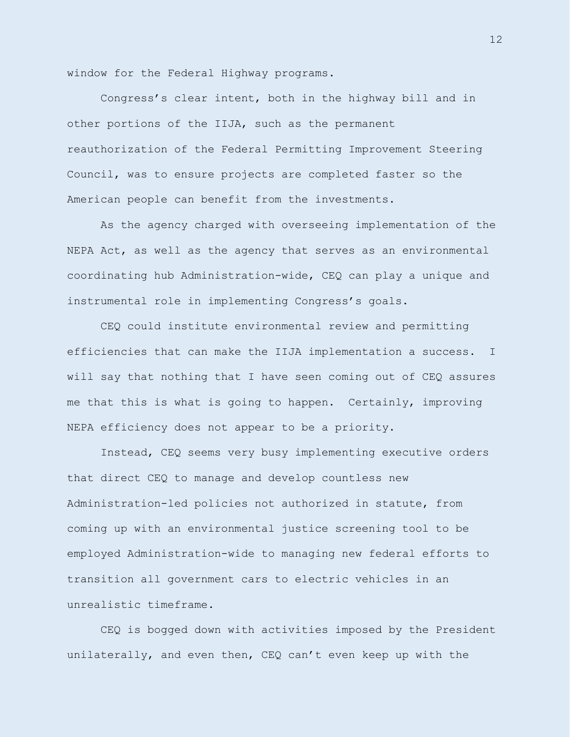window for the Federal Highway programs.

Congress's clear intent, both in the highway bill and in other portions of the IIJA, such as the permanent reauthorization of the Federal Permitting Improvement Steering Council, was to ensure projects are completed faster so the American people can benefit from the investments.

As the agency charged with overseeing implementation of the NEPA Act, as well as the agency that serves as an environmental coordinating hub Administration-wide, CEQ can play a unique and instrumental role in implementing Congress's goals.

CEQ could institute environmental review and permitting efficiencies that can make the IIJA implementation a success. I will say that nothing that I have seen coming out of CEQ assures me that this is what is going to happen. Certainly, improving NEPA efficiency does not appear to be a priority.

Instead, CEQ seems very busy implementing executive orders that direct CEQ to manage and develop countless new Administration-led policies not authorized in statute, from coming up with an environmental justice screening tool to be employed Administration-wide to managing new federal efforts to transition all government cars to electric vehicles in an unrealistic timeframe.

CEQ is bogged down with activities imposed by the President unilaterally, and even then, CEQ can't even keep up with the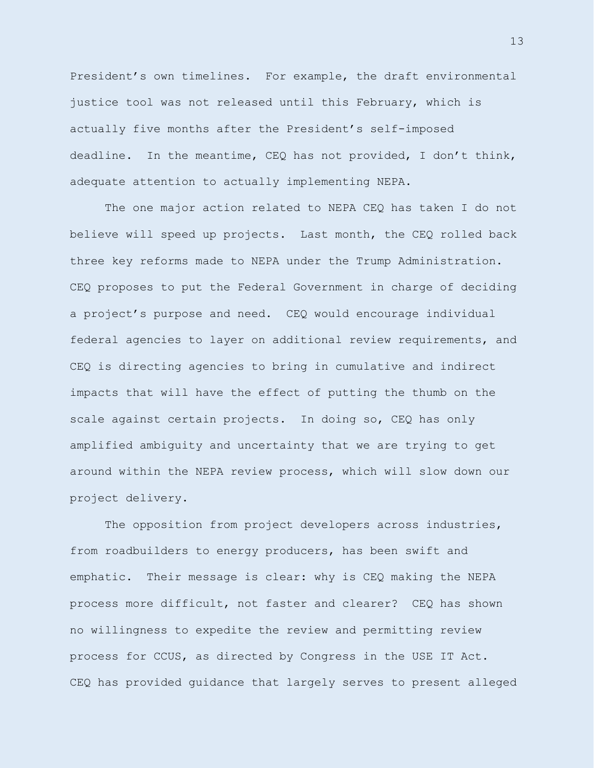President's own timelines. For example, the draft environmental justice tool was not released until this February, which is actually five months after the President's self-imposed deadline. In the meantime, CEQ has not provided, I don't think, adequate attention to actually implementing NEPA.

The one major action related to NEPA CEQ has taken I do not believe will speed up projects. Last month, the CEQ rolled back three key reforms made to NEPA under the Trump Administration. CEQ proposes to put the Federal Government in charge of deciding a project's purpose and need. CEQ would encourage individual federal agencies to layer on additional review requirements, and CEQ is directing agencies to bring in cumulative and indirect impacts that will have the effect of putting the thumb on the scale against certain projects. In doing so, CEQ has only amplified ambiguity and uncertainty that we are trying to get around within the NEPA review process, which will slow down our project delivery.

The opposition from project developers across industries, from roadbuilders to energy producers, has been swift and emphatic. Their message is clear: why is CEQ making the NEPA process more difficult, not faster and clearer? CEQ has shown no willingness to expedite the review and permitting review process for CCUS, as directed by Congress in the USE IT Act. CEQ has provided guidance that largely serves to present alleged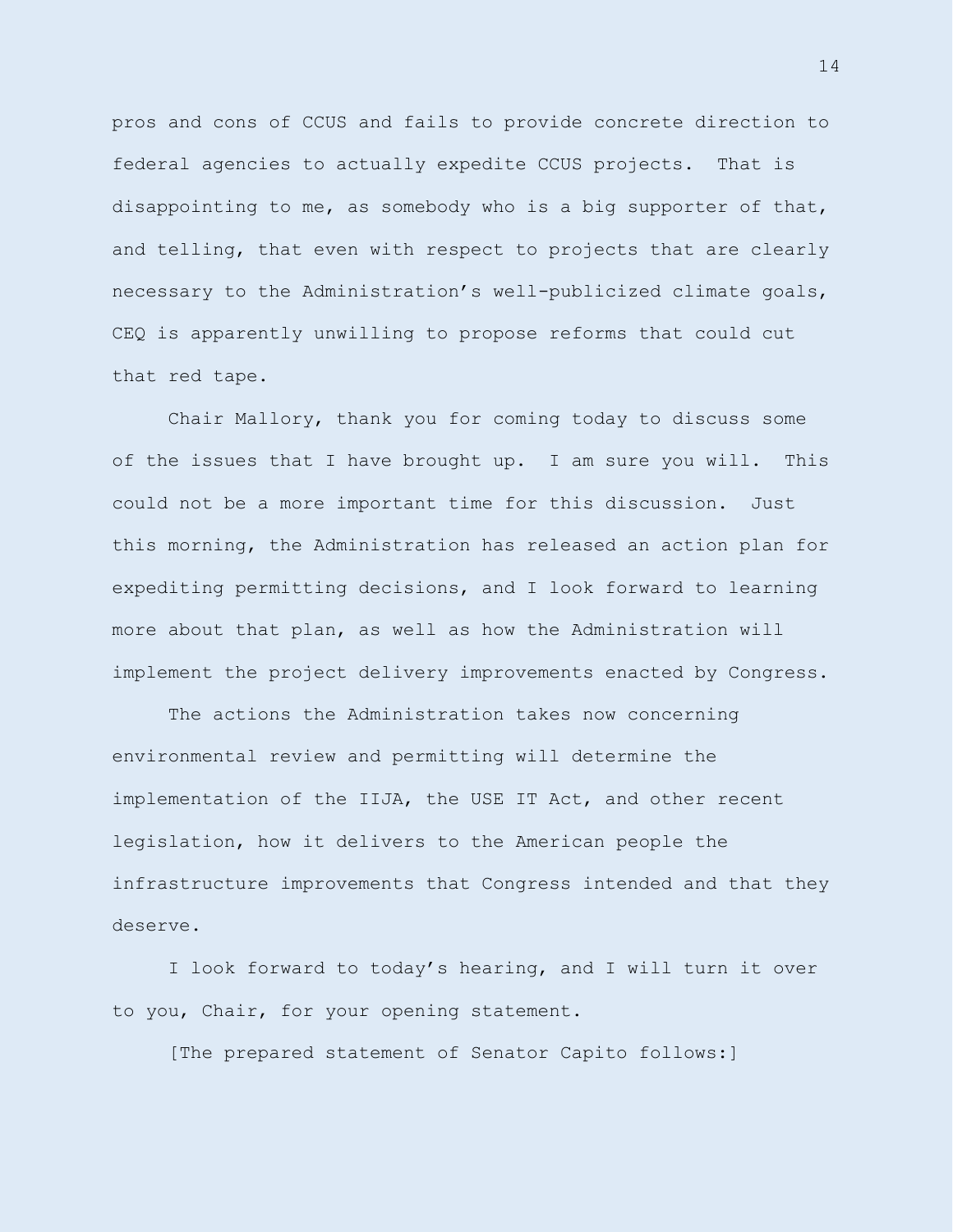pros and cons of CCUS and fails to provide concrete direction to federal agencies to actually expedite CCUS projects. That is disappointing to me, as somebody who is a big supporter of that, and telling, that even with respect to projects that are clearly necessary to the Administration's well-publicized climate goals, CEQ is apparently unwilling to propose reforms that could cut that red tape.

Chair Mallory, thank you for coming today to discuss some of the issues that I have brought up. I am sure you will. This could not be a more important time for this discussion. Just this morning, the Administration has released an action plan for expediting permitting decisions, and I look forward to learning more about that plan, as well as how the Administration will implement the project delivery improvements enacted by Congress.

The actions the Administration takes now concerning environmental review and permitting will determine the implementation of the IIJA, the USE IT Act, and other recent legislation, how it delivers to the American people the infrastructure improvements that Congress intended and that they deserve.

I look forward to today's hearing, and I will turn it over to you, Chair, for your opening statement.

[The prepared statement of Senator Capito follows:]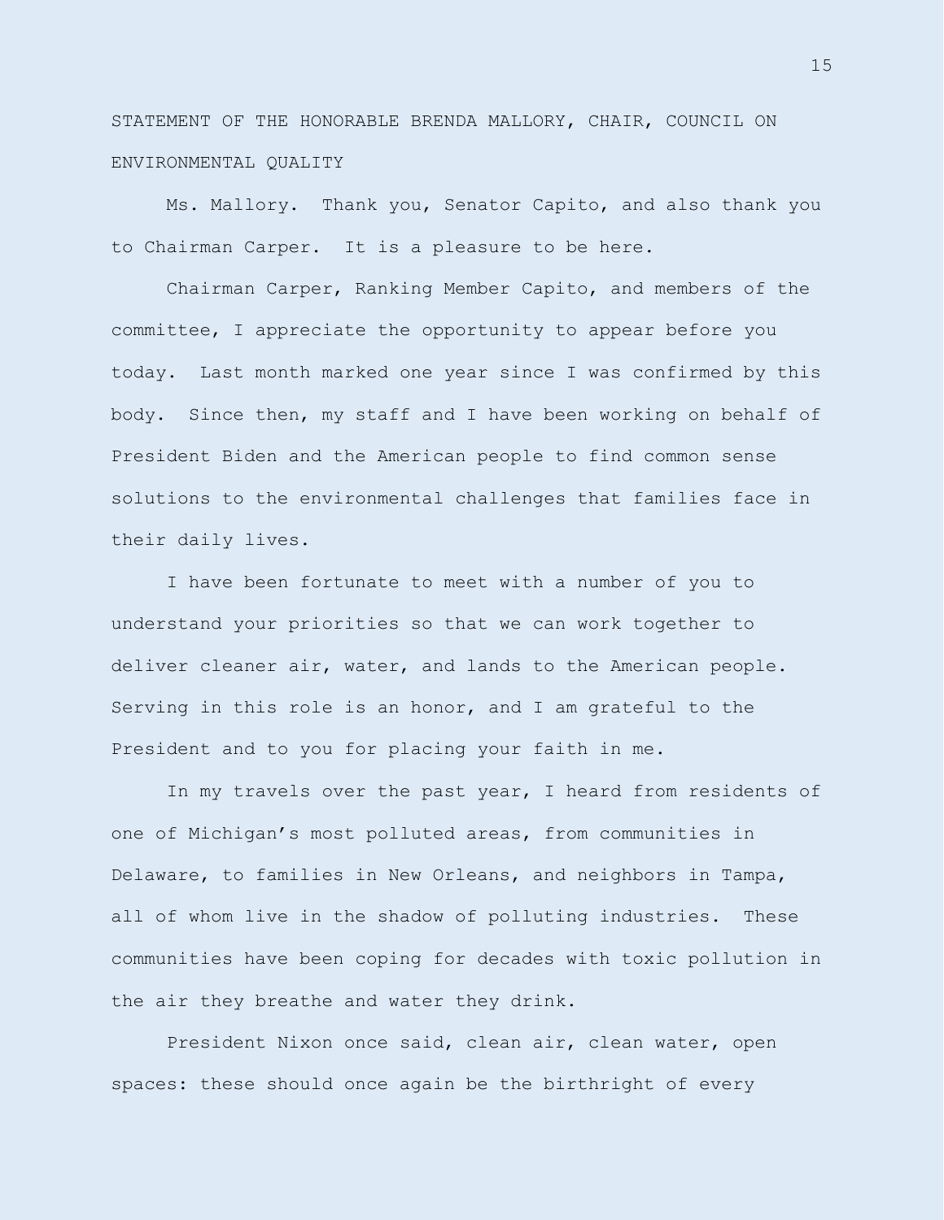STATEMENT OF THE HONORABLE BRENDA MALLORY, CHAIR, COUNCIL ON ENVIRONMENTAL QUALITY

Ms. Mallory. Thank you, Senator Capito, and also thank you to Chairman Carper. It is a pleasure to be here.

Chairman Carper, Ranking Member Capito, and members of the committee, I appreciate the opportunity to appear before you today. Last month marked one year since I was confirmed by this body. Since then, my staff and I have been working on behalf of President Biden and the American people to find common sense solutions to the environmental challenges that families face in their daily lives.

I have been fortunate to meet with a number of you to understand your priorities so that we can work together to deliver cleaner air, water, and lands to the American people. Serving in this role is an honor, and I am grateful to the President and to you for placing your faith in me.

In my travels over the past year, I heard from residents of one of Michigan's most polluted areas, from communities in Delaware, to families in New Orleans, and neighbors in Tampa, all of whom live in the shadow of polluting industries. These communities have been coping for decades with toxic pollution in the air they breathe and water they drink.

President Nixon once said, clean air, clean water, open spaces: these should once again be the birthright of every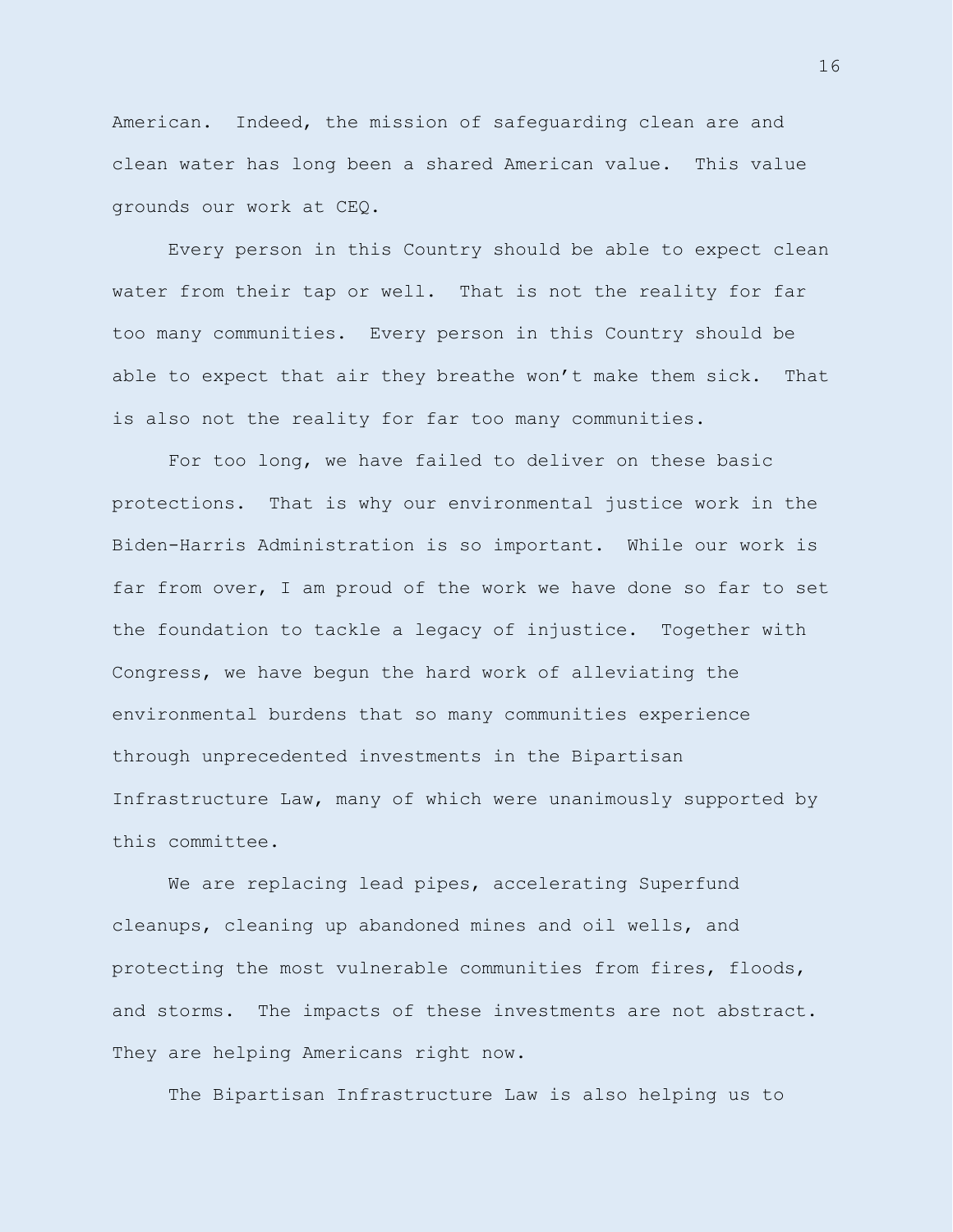American. Indeed, the mission of safeguarding clean are and clean water has long been a shared American value. This value grounds our work at CEQ.

Every person in this Country should be able to expect clean water from their tap or well. That is not the reality for far too many communities. Every person in this Country should be able to expect that air they breathe won't make them sick. That is also not the reality for far too many communities.

For too long, we have failed to deliver on these basic protections. That is why our environmental justice work in the Biden-Harris Administration is so important. While our work is far from over, I am proud of the work we have done so far to set the foundation to tackle a legacy of injustice. Together with Congress, we have begun the hard work of alleviating the environmental burdens that so many communities experience through unprecedented investments in the Bipartisan Infrastructure Law, many of which were unanimously supported by this committee.

We are replacing lead pipes, accelerating Superfund cleanups, cleaning up abandoned mines and oil wells, and protecting the most vulnerable communities from fires, floods, and storms. The impacts of these investments are not abstract. They are helping Americans right now.

The Bipartisan Infrastructure Law is also helping us to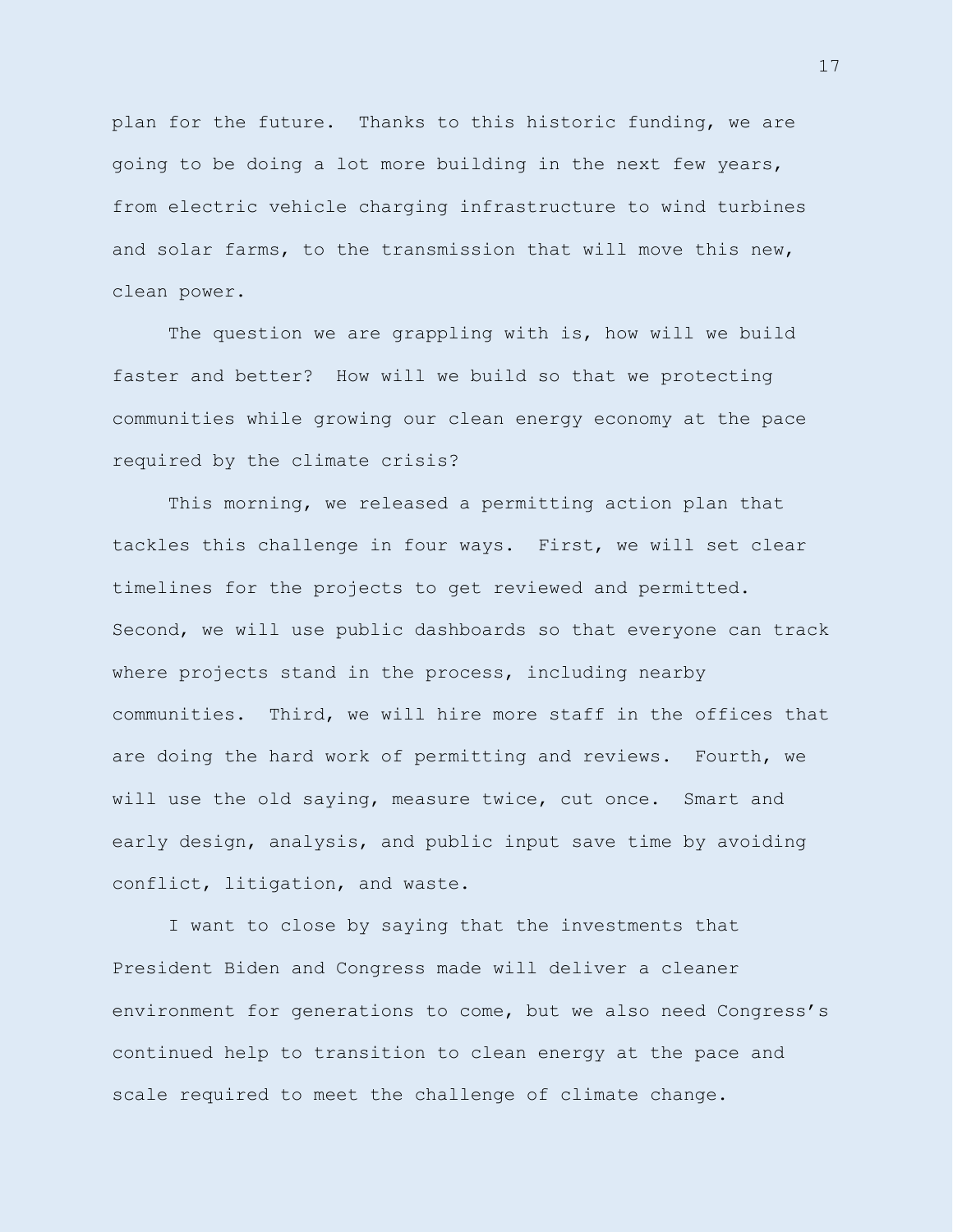plan for the future. Thanks to this historic funding, we are going to be doing a lot more building in the next few years, from electric vehicle charging infrastructure to wind turbines and solar farms, to the transmission that will move this new, clean power.

The question we are grappling with is, how will we build faster and better? How will we build so that we protecting communities while growing our clean energy economy at the pace required by the climate crisis?

This morning, we released a permitting action plan that tackles this challenge in four ways. First, we will set clear timelines for the projects to get reviewed and permitted. Second, we will use public dashboards so that everyone can track where projects stand in the process, including nearby communities. Third, we will hire more staff in the offices that are doing the hard work of permitting and reviews. Fourth, we will use the old saying, measure twice, cut once. Smart and early design, analysis, and public input save time by avoiding conflict, litigation, and waste.

I want to close by saying that the investments that President Biden and Congress made will deliver a cleaner environment for generations to come, but we also need Congress's continued help to transition to clean energy at the pace and scale required to meet the challenge of climate change.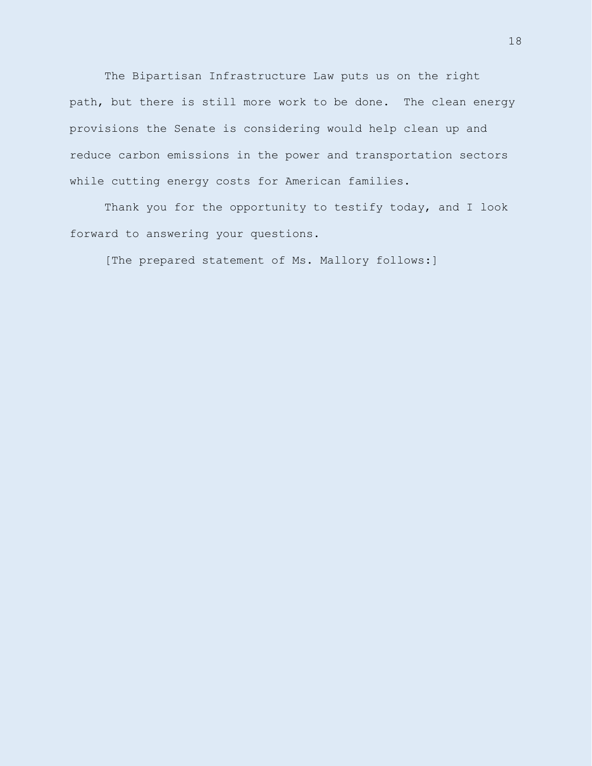The Bipartisan Infrastructure Law puts us on the right path, but there is still more work to be done. The clean energy provisions the Senate is considering would help clean up and reduce carbon emissions in the power and transportation sectors while cutting energy costs for American families.

Thank you for the opportunity to testify today, and I look forward to answering your questions.

[The prepared statement of Ms. Mallory follows:]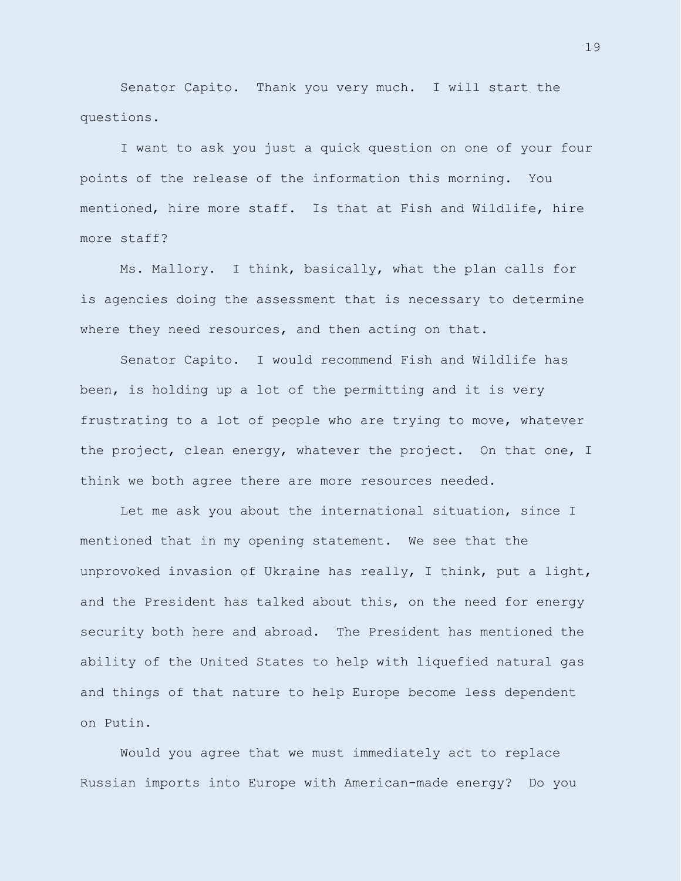Senator Capito. Thank you very much. I will start the questions.

I want to ask you just a quick question on one of your four points of the release of the information this morning. You mentioned, hire more staff. Is that at Fish and Wildlife, hire more staff?

Ms. Mallory. I think, basically, what the plan calls for is agencies doing the assessment that is necessary to determine where they need resources, and then acting on that.

Senator Capito. I would recommend Fish and Wildlife has been, is holding up a lot of the permitting and it is very frustrating to a lot of people who are trying to move, whatever the project, clean energy, whatever the project. On that one, I think we both agree there are more resources needed.

Let me ask you about the international situation, since I mentioned that in my opening statement. We see that the unprovoked invasion of Ukraine has really, I think, put a light, and the President has talked about this, on the need for energy security both here and abroad. The President has mentioned the ability of the United States to help with liquefied natural gas and things of that nature to help Europe become less dependent on Putin.

Would you agree that we must immediately act to replace Russian imports into Europe with American-made energy? Do you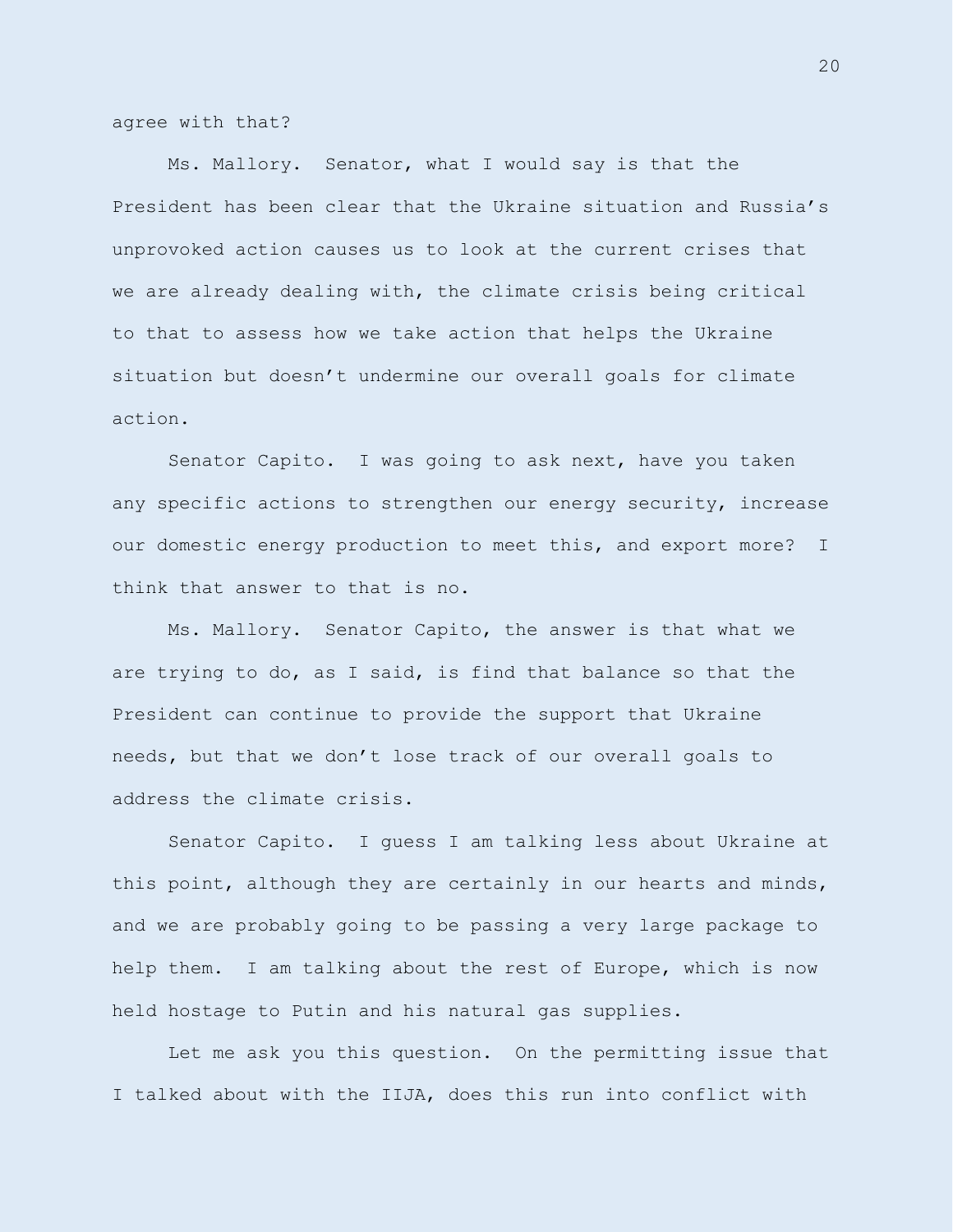agree with that?

Ms. Mallory. Senator, what I would say is that the President has been clear that the Ukraine situation and Russia's unprovoked action causes us to look at the current crises that we are already dealing with, the climate crisis being critical to that to assess how we take action that helps the Ukraine situation but doesn't undermine our overall goals for climate action.

Senator Capito. I was going to ask next, have you taken any specific actions to strengthen our energy security, increase our domestic energy production to meet this, and export more? I think that answer to that is no.

Ms. Mallory. Senator Capito, the answer is that what we are trying to do, as I said, is find that balance so that the President can continue to provide the support that Ukraine needs, but that we don't lose track of our overall goals to address the climate crisis.

Senator Capito. I guess I am talking less about Ukraine at this point, although they are certainly in our hearts and minds, and we are probably going to be passing a very large package to help them. I am talking about the rest of Europe, which is now held hostage to Putin and his natural gas supplies.

Let me ask you this question. On the permitting issue that I talked about with the IIJA, does this run into conflict with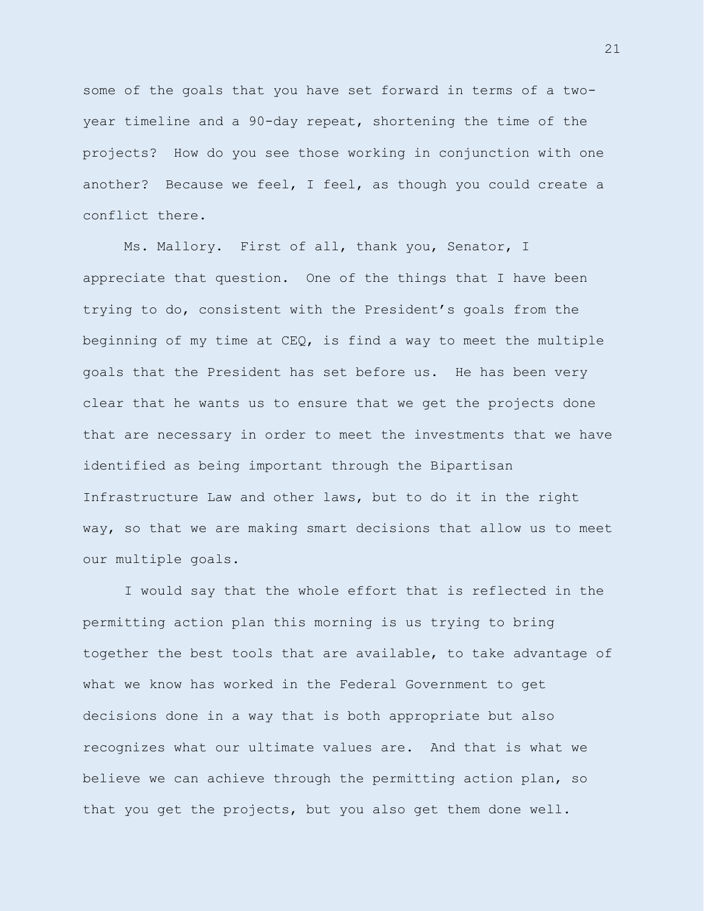some of the goals that you have set forward in terms of a two-year timeline and a 90-day repeat, shortening the time of the projects? How do you see those working in conjunction with one another? Because we feel, I feel, as though you could create a conflict there.

Ms. Mallory. First of all, thank you, Senator, I appreciate that question. One of the things that I have been trying to do, consistent with the President's goals from the beginning of my time at CEQ, is find a way to meet the multiple goals that the President has set before us. He has been very clear that he wants us to ensure that we get the projects done that are necessary in order to meet the investments that we have identified as being important through the Bipartisan Infrastructure Law and other laws, but to do it in the right way, so that we are making smart decisions that allow us to meet our multiple goals.

I would say that the whole effort that is reflected in the permitting action plan this morning is us trying to bring together the best tools that are available, to take advantage of what we know has worked in the Federal Government to get decisions done in a way that is both appropriate but also recognizes what our ultimate values are. And that is what we believe we can achieve through the permitting action plan, so that you get the projects, but you also get them done well.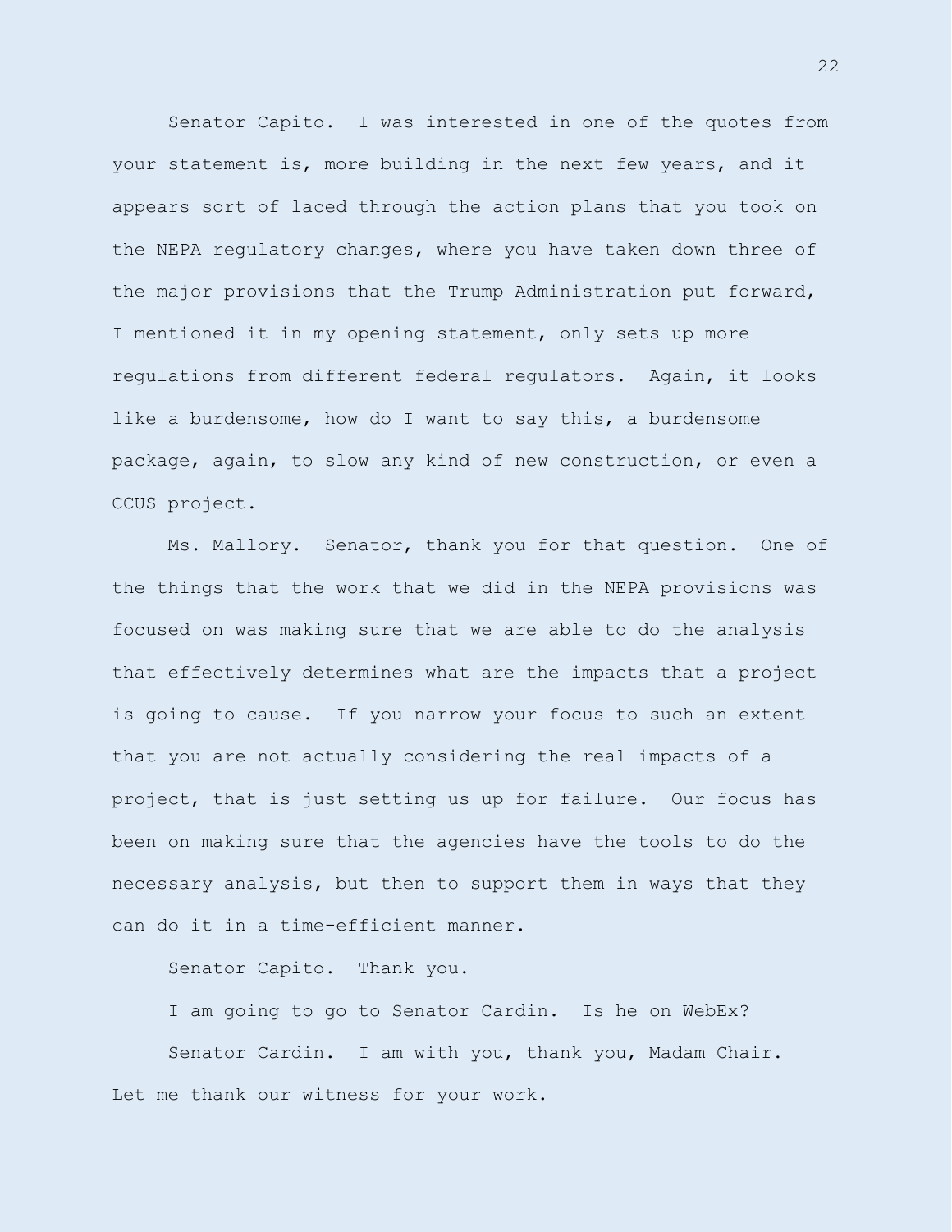Senator Capito. I was interested in one of the quotes from your statement is, more building in the next few years, and it appears sort of laced through the action plans that you took on the NEPA regulatory changes, where you have taken down three of the major provisions that the Trump Administration put forward, I mentioned it in my opening statement, only sets up more regulations from different federal regulators. Again, it looks like a burdensome, how do I want to say this, a burdensome package, again, to slow any kind of new construction, or even a CCUS project.

Ms. Mallory. Senator, thank you for that question. One of the things that the work that we did in the NEPA provisions was focused on was making sure that we are able to do the analysis that effectively determines what are the impacts that a project is going to cause. If you narrow your focus to such an extent that you are not actually considering the real impacts of a project, that is just setting us up for failure. Our focus has been on making sure that the agencies have the tools to do the necessary analysis, but then to support them in ways that they can do it in a time-efficient manner.

Senator Capito. Thank you.

I am going to go to Senator Cardin. Is he on WebEx?

Senator Cardin. I am with you, thank you, Madam Chair. Let me thank our witness for your work.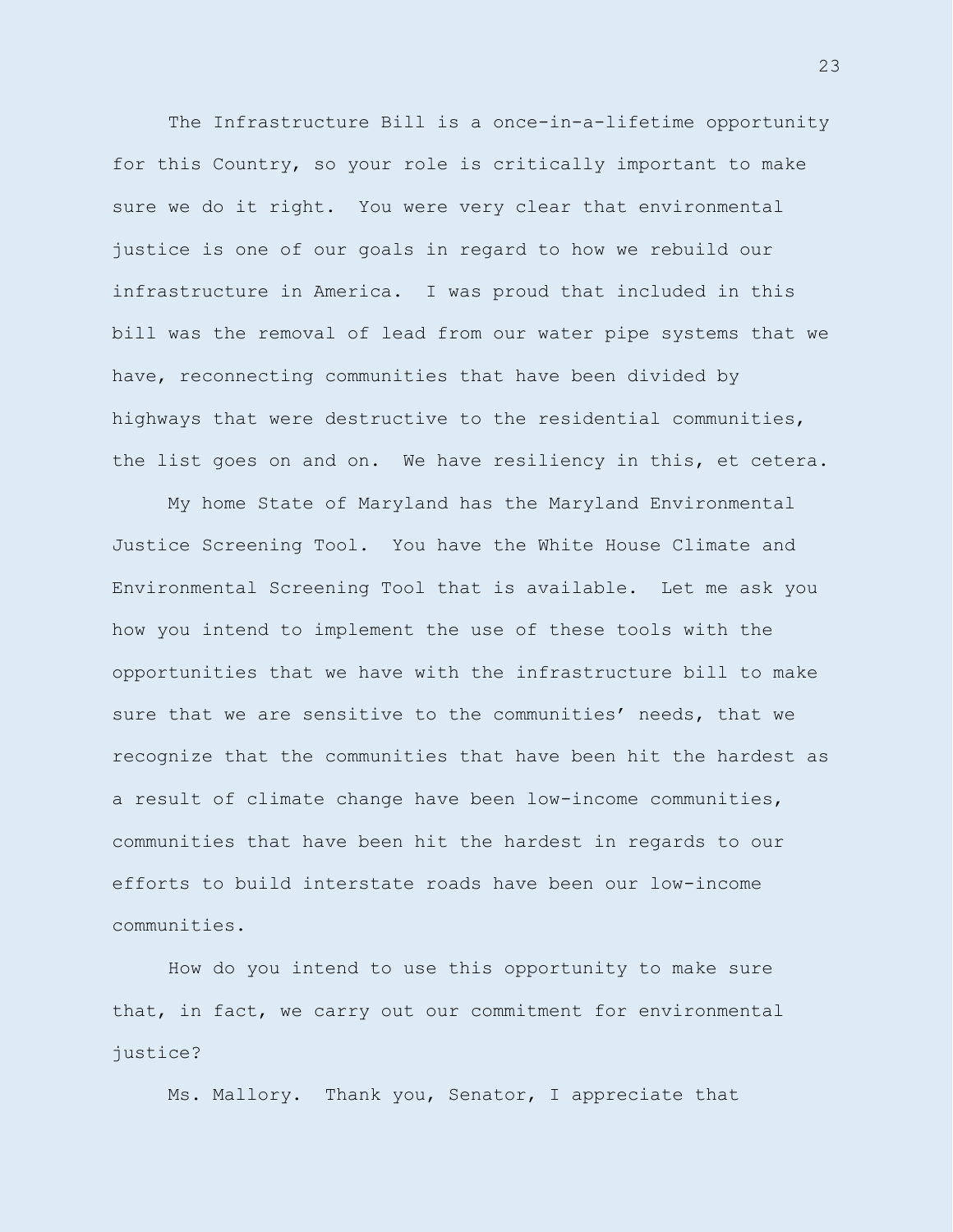The Infrastructure Bill is a once-in-a-lifetime opportunity for this Country, so your role is critically important to make sure we do it right. You were very clear that environmental justice is one of our goals in regard to how we rebuild our infrastructure in America. I was proud that included in this bill was the removal of lead from our water pipe systems that we have, reconnecting communities that have been divided by highways that were destructive to the residential communities, the list goes on and on. We have resiliency in this, et cetera.

My home State of Maryland has the Maryland Environmental Justice Screening Tool. You have the White House Climate and Environmental Screening Tool that is available. Let me ask you how you intend to implement the use of these tools with the opportunities that we have with the infrastructure bill to make sure that we are sensitive to the communities' needs, that we recognize that the communities that have been hit the hardest as a result of climate change have been low-income communities, communities that have been hit the hardest in regards to our efforts to build interstate roads have been our low-income communities.

How do you intend to use this opportunity to make sure that, in fact, we carry out our commitment for environmental justice?

Ms. Mallory. Thank you, Senator, I appreciate that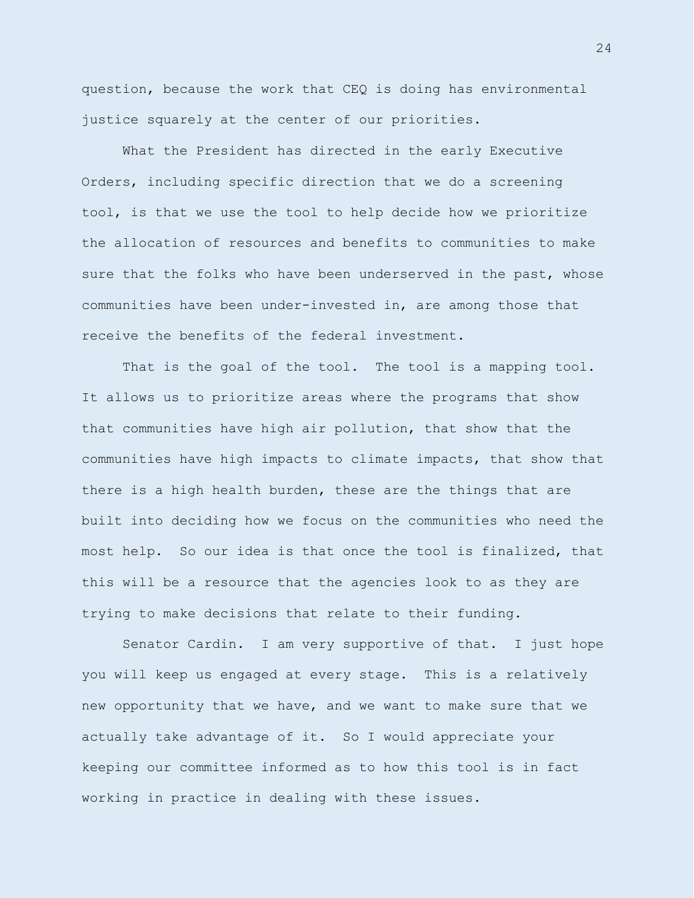question, because the work that CEQ is doing has environmental justice squarely at the center of our priorities.

What the President has directed in the early Executive Orders, including specific direction that we do a screening tool, is that we use the tool to help decide how we prioritize the allocation of resources and benefits to communities to make sure that the folks who have been underserved in the past, whose communities have been under-invested in, are among those that receive the benefits of the federal investment.

That is the goal of the tool. The tool is a mapping tool. It allows us to prioritize areas where the programs that show that communities have high air pollution, that show that the communities have high impacts to climate impacts, that show that there is a high health burden, these are the things that are built into deciding how we focus on the communities who need the most help. So our idea is that once the tool is finalized, that this will be a resource that the agencies look to as they are trying to make decisions that relate to their funding.

Senator Cardin. I am very supportive of that. I just hope you will keep us engaged at every stage. This is a relatively new opportunity that we have, and we want to make sure that we actually take advantage of it. So I would appreciate your keeping our committee informed as to how this tool is in fact working in practice in dealing with these issues.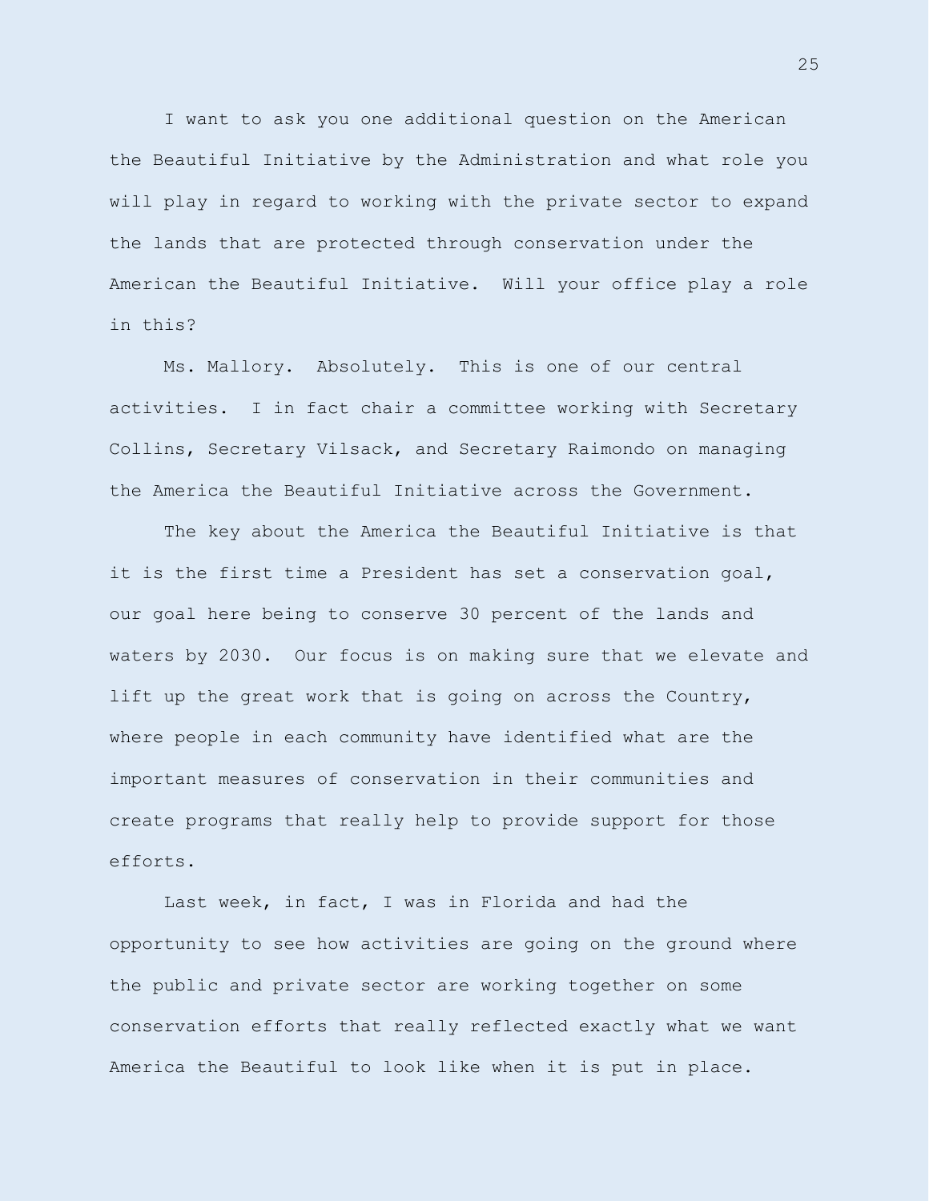I want to ask you one additional question on the American the Beautiful Initiative by the Administration and what role you will play in regard to working with the private sector to expand the lands that are protected through conservation under the American the Beautiful Initiative. Will your office play a role in this?

Ms. Mallory. Absolutely. This is one of our central activities. I in fact chair a committee working with Secretary Collins, Secretary Vilsack, and Secretary Raimondo on managing the America the Beautiful Initiative across the Government.

The key about the America the Beautiful Initiative is that it is the first time a President has set a conservation goal, our goal here being to conserve 30 percent of the lands and waters by 2030. Our focus is on making sure that we elevate and lift up the great work that is going on across the Country, where people in each community have identified what are the important measures of conservation in their communities and create programs that really help to provide support for those efforts.

Last week, in fact, I was in Florida and had the opportunity to see how activities are going on the ground where the public and private sector are working together on some conservation efforts that really reflected exactly what we want America the Beautiful to look like when it is put in place.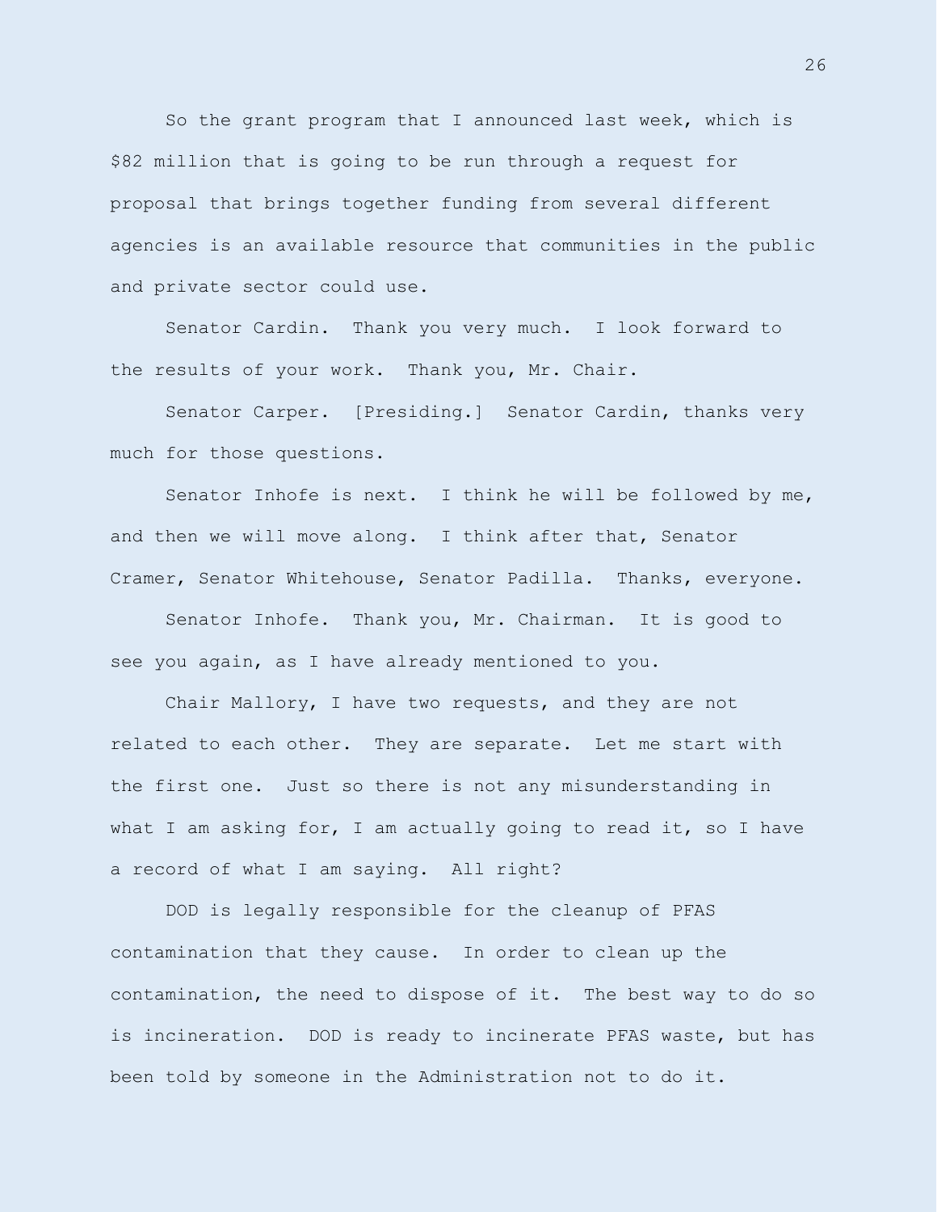So the grant program that I announced last week, which is $82 million that is going to be run through a request for proposal that brings together funding from several different agencies is an available resource that communities in the public and private sector could use.

Senator Cardin. Thank you very much. I look forward to the results of your work. Thank you, Mr. Chair.

Senator Carper. [Presiding.] Senator Cardin, thanks very much for those questions.

Senator Inhofe is next. I think he will be followed by me, and then we will move along. I think after that, Senator Cramer, Senator Whitehouse, Senator Padilla. Thanks, everyone.

Senator Inhofe. Thank you, Mr. Chairman. It is good to see you again, as I have already mentioned to you.

Chair Mallory, I have two requests, and they are not related to each other. They are separate. Let me start with the first one. Just so there is not any misunderstanding in what I am asking for, I am actually going to read it, so I have a record of what I am saying. All right?

DOD is legally responsible for the cleanup of PFAS contamination that they cause. In order to clean up the contamination, the need to dispose of it. The best way to do so is incineration. DOD is ready to incinerate PFAS waste, but has been told by someone in the Administration not to do it.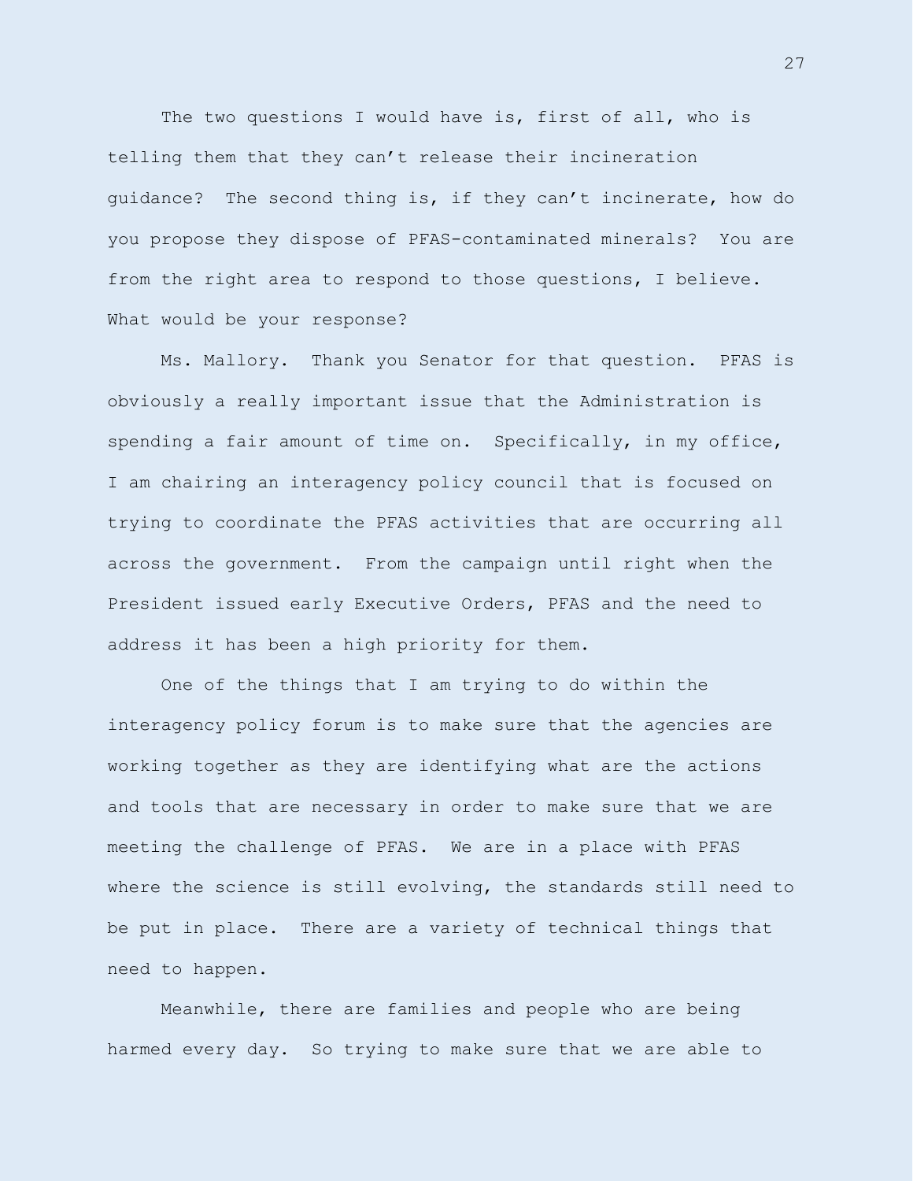The two questions I would have is, first of all, who is telling them that they can't release their incineration guidance? The second thing is, if they can't incinerate, how do you propose they dispose of PFAS-contaminated minerals? You are from the right area to respond to those questions, I believe. What would be your response?

Ms. Mallory. Thank you Senator for that question. PFAS is obviously a really important issue that the Administration is spending a fair amount of time on. Specifically, in my office, I am chairing an interagency policy council that is focused on trying to coordinate the PFAS activities that are occurring all across the government. From the campaign until right when the President issued early Executive Orders, PFAS and the need to address it has been a high priority for them.

One of the things that I am trying to do within the interagency policy forum is to make sure that the agencies are working together as they are identifying what are the actions and tools that are necessary in order to make sure that we are meeting the challenge of PFAS. We are in a place with PFAS where the science is still evolving, the standards still need to be put in place. There are a variety of technical things that need to happen.

Meanwhile, there are families and people who are being harmed every day. So trying to make sure that we are able to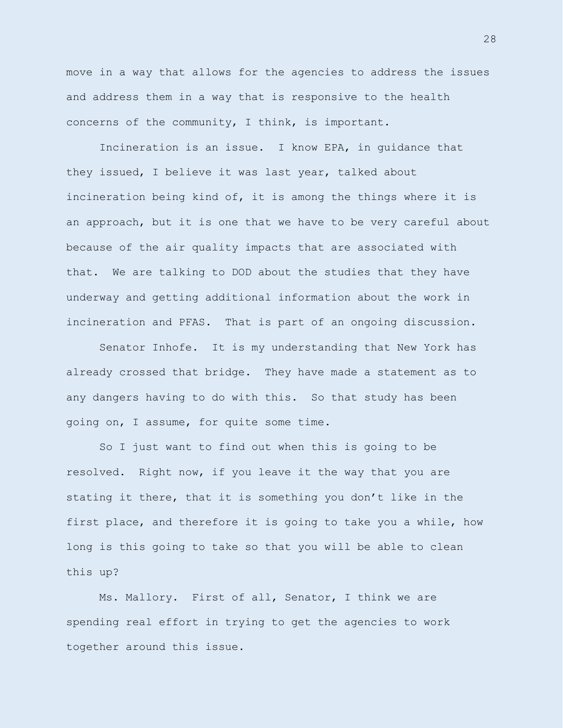move in a way that allows for the agencies to address the issues and address them in a way that is responsive to the health concerns of the community, I think, is important.

Incineration is an issue. I know EPA, in guidance that they issued, I believe it was last year, talked about incineration being kind of, it is among the things where it is an approach, but it is one that we have to be very careful about because of the air quality impacts that are associated with that. We are talking to DOD about the studies that they have underway and getting additional information about the work in incineration and PFAS. That is part of an ongoing discussion.

Senator Inhofe. It is my understanding that New York has already crossed that bridge. They have made a statement as to any dangers having to do with this. So that study has been going on, I assume, for quite some time.

So I just want to find out when this is going to be resolved. Right now, if you leave it the way that you are stating it there, that it is something you don't like in the first place, and therefore it is going to take you a while, how long is this going to take so that you will be able to clean this up?

Ms. Mallory. First of all, Senator, I think we are spending real effort in trying to get the agencies to work together around this issue.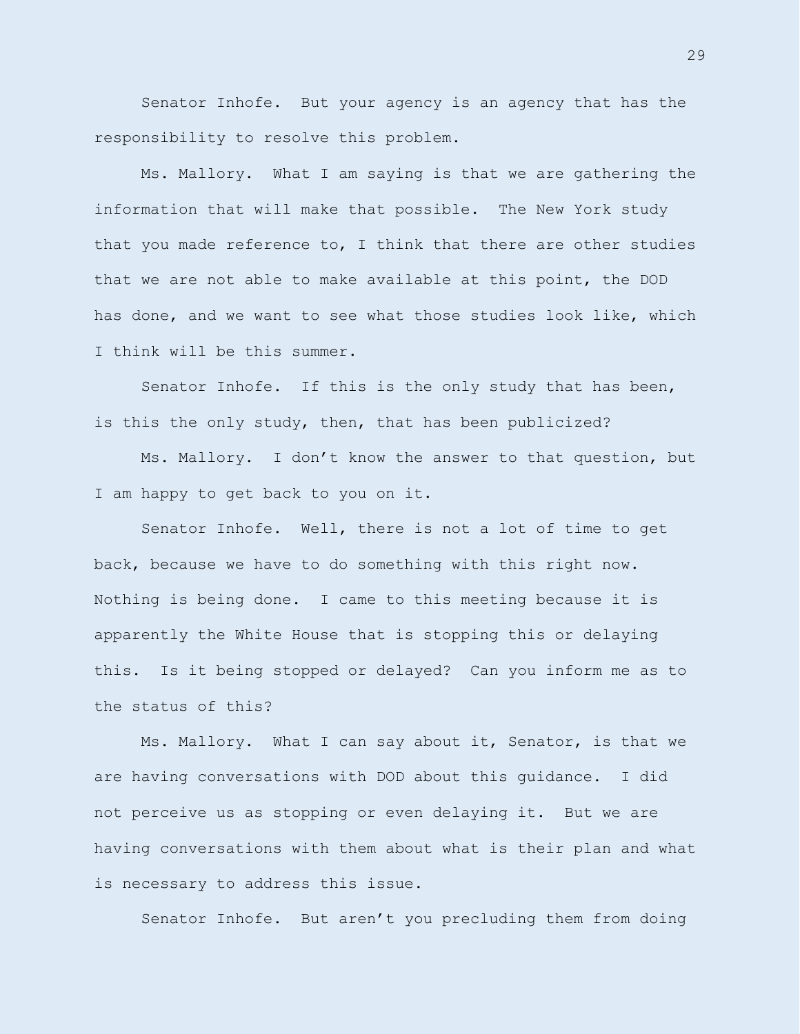Senator Inhofe. But your agency is an agency that has the responsibility to resolve this problem.

Ms. Mallory. What I am saying is that we are gathering the information that will make that possible. The New York study that you made reference to, I think that there are other studies that we are not able to make available at this point, the DOD has done, and we want to see what those studies look like, which I think will be this summer.

Senator Inhofe. If this is the only study that has been, is this the only study, then, that has been publicized?

Ms. Mallory. I don't know the answer to that question, but I am happy to get back to you on it.

Senator Inhofe. Well, there is not a lot of time to get back, because we have to do something with this right now. Nothing is being done. I came to this meeting because it is apparently the White House that is stopping this or delaying this. Is it being stopped or delayed? Can you inform me as to the status of this?

Ms. Mallory. What I can say about it, Senator, is that we are having conversations with DOD about this guidance. I did not perceive us as stopping or even delaying it. But we are having conversations with them about what is their plan and what is necessary to address this issue.

Senator Inhofe. But aren't you precluding them from doing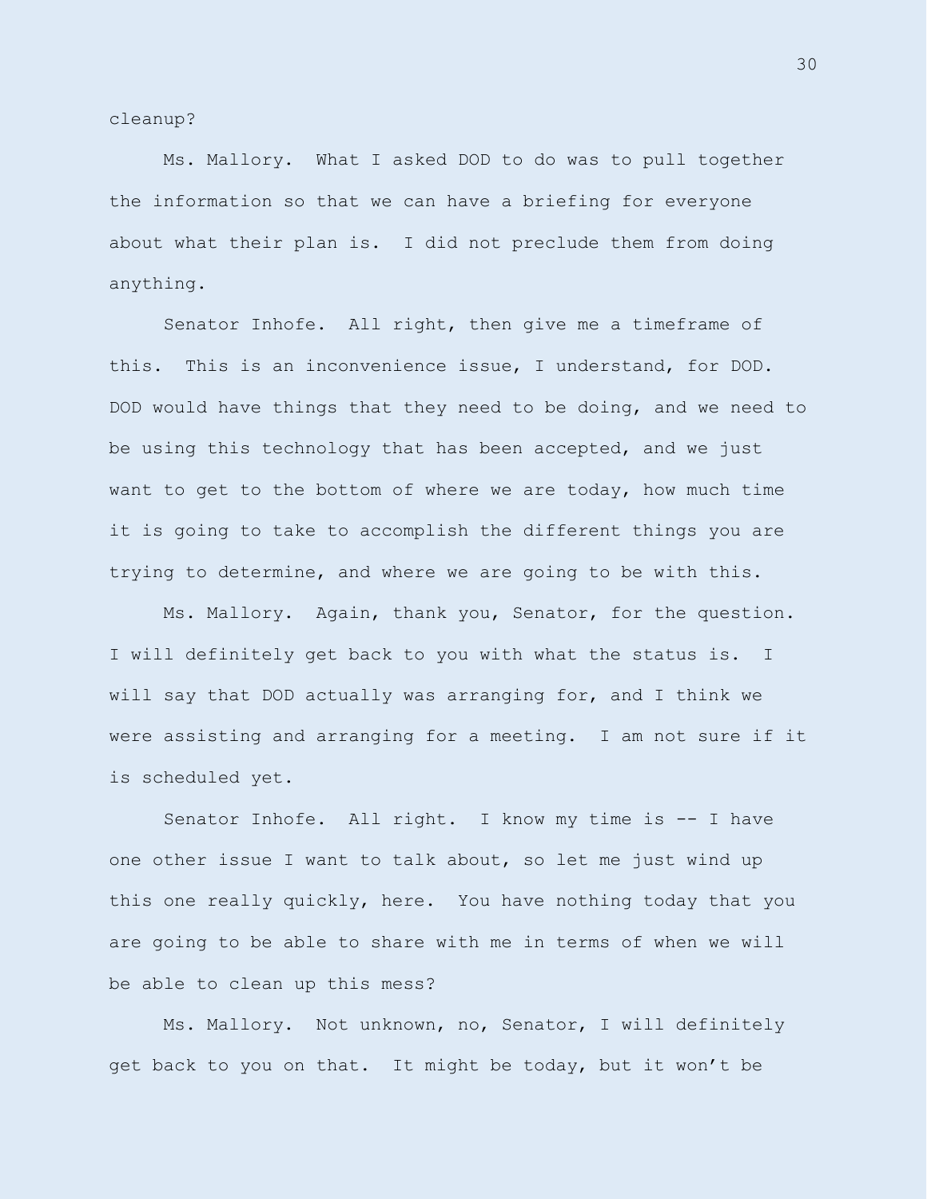cleanup?

Ms. Mallory. What I asked DOD to do was to pull together the information so that we can have a briefing for everyone about what their plan is. I did not preclude them from doing anything.

Senator Inhofe. All right, then give me a timeframe of this. This is an inconvenience issue, I understand, for DOD. DOD would have things that they need to be doing, and we need to be using this technology that has been accepted, and we just want to get to the bottom of where we are today, how much time it is going to take to accomplish the different things you are trying to determine, and where we are going to be with this.

Ms. Mallory. Again, thank you, Senator, for the question. I will definitely get back to you with what the status is. I will say that DOD actually was arranging for, and I think we were assisting and arranging for a meeting. I am not sure if it is scheduled yet.

Senator Inhofe. All right. I know my time is -- I have one other issue I want to talk about, so let me just wind up this one really quickly, here. You have nothing today that you are going to be able to share with me in terms of when we will be able to clean up this mess?

Ms. Mallory. Not unknown, no, Senator, I will definitely get back to you on that. It might be today, but it won't be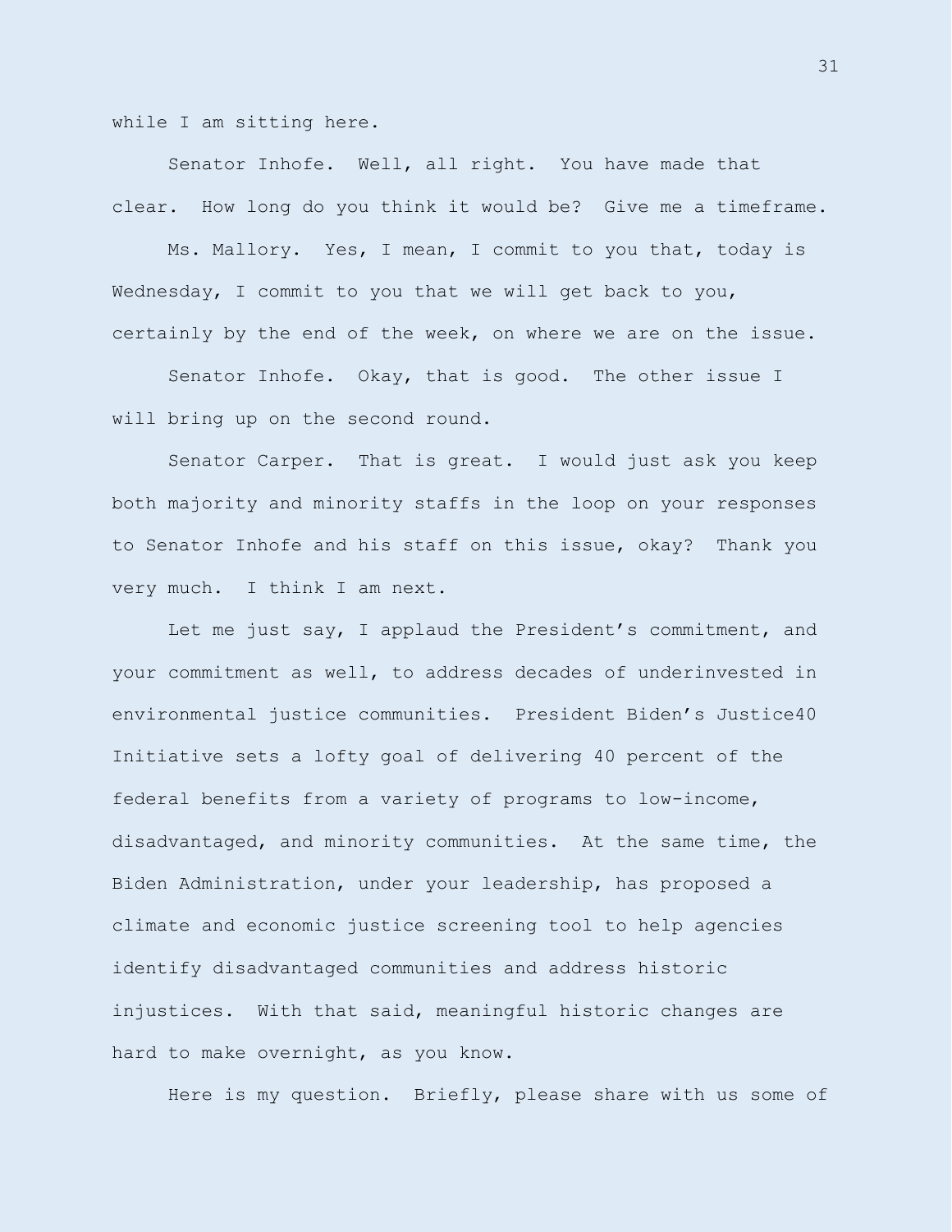while I am sitting here.

Senator Inhofe. Well, all right. You have made that clear. How long do you think it would be? Give me a timeframe.

Ms. Mallory. Yes, I mean, I commit to you that, today is Wednesday, I commit to you that we will get back to you, certainly by the end of the week, on where we are on the issue.

Senator Inhofe. Okay, that is good. The other issue I will bring up on the second round.

Senator Carper. That is great. I would just ask you keep both majority and minority staffs in the loop on your responses to Senator Inhofe and his staff on this issue, okay? Thank you very much. I think I am next.

Let me just say, I applaud the President's commitment, and your commitment as well, to address decades of underinvested in environmental justice communities. President Biden's Justice40 Initiative sets a lofty goal of delivering 40 percent of the federal benefits from a variety of programs to low-income, disadvantaged, and minority communities. At the same time, the Biden Administration, under your leadership, has proposed a climate and economic justice screening tool to help agencies identify disadvantaged communities and address historic injustices. With that said, meaningful historic changes are hard to make overnight, as you know.

Here is my question. Briefly, please share with us some of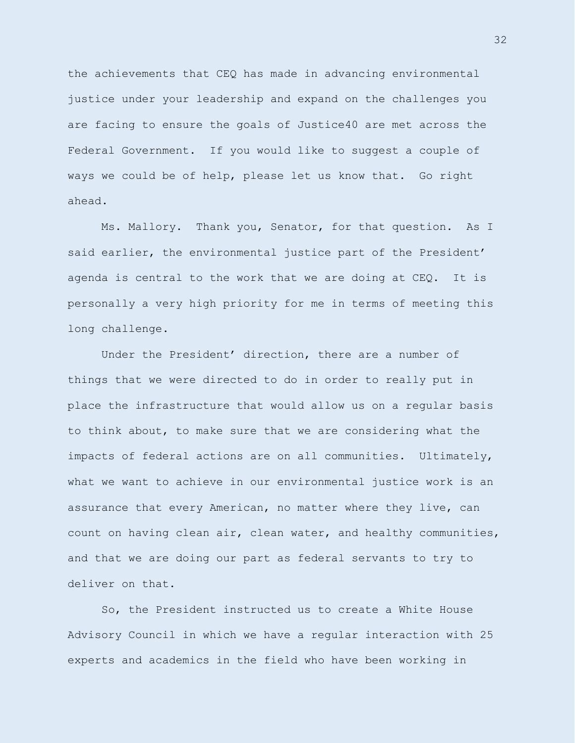the achievements that CEQ has made in advancing environmental justice under your leadership and expand on the challenges you are facing to ensure the goals of Justice40 are met across the Federal Government. If you would like to suggest a couple of ways we could be of help, please let us know that. Go right ahead.

Ms. Mallory. Thank you, Senator, for that question. As I said earlier, the environmental justice part of the President' agenda is central to the work that we are doing at CEQ. It is personally a very high priority for me in terms of meeting this long challenge.

Under the President' direction, there are a number of things that we were directed to do in order to really put in place the infrastructure that would allow us on a regular basis to think about, to make sure that we are considering what the impacts of federal actions are on all communities. Ultimately, what we want to achieve in our environmental justice work is an assurance that every American, no matter where they live, can count on having clean air, clean water, and healthy communities, and that we are doing our part as federal servants to try to deliver on that.

So, the President instructed us to create a White House Advisory Council in which we have a regular interaction with 25 experts and academics in the field who have been working in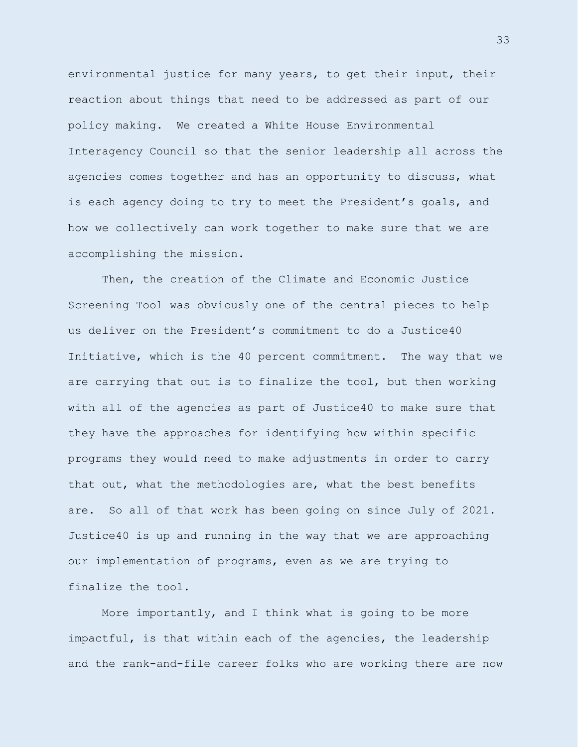environmental justice for many years, to get their input, their reaction about things that need to be addressed as part of our policy making. We created a White House Environmental Interagency Council so that the senior leadership all across the agencies comes together and has an opportunity to discuss, what is each agency doing to try to meet the President's goals, and how we collectively can work together to make sure that we are accomplishing the mission.

Then, the creation of the Climate and Economic Justice Screening Tool was obviously one of the central pieces to help us deliver on the President's commitment to do a Justice40 Initiative, which is the 40 percent commitment. The way that we are carrying that out is to finalize the tool, but then working with all of the agencies as part of Justice40 to make sure that they have the approaches for identifying how within specific programs they would need to make adjustments in order to carry that out, what the methodologies are, what the best benefits are. So all of that work has been going on since July of 2021. Justice40 is up and running in the way that we are approaching our implementation of programs, even as we are trying to finalize the tool.

More importantly, and I think what is going to be more impactful, is that within each of the agencies, the leadership and the rank-and-file career folks who are working there are now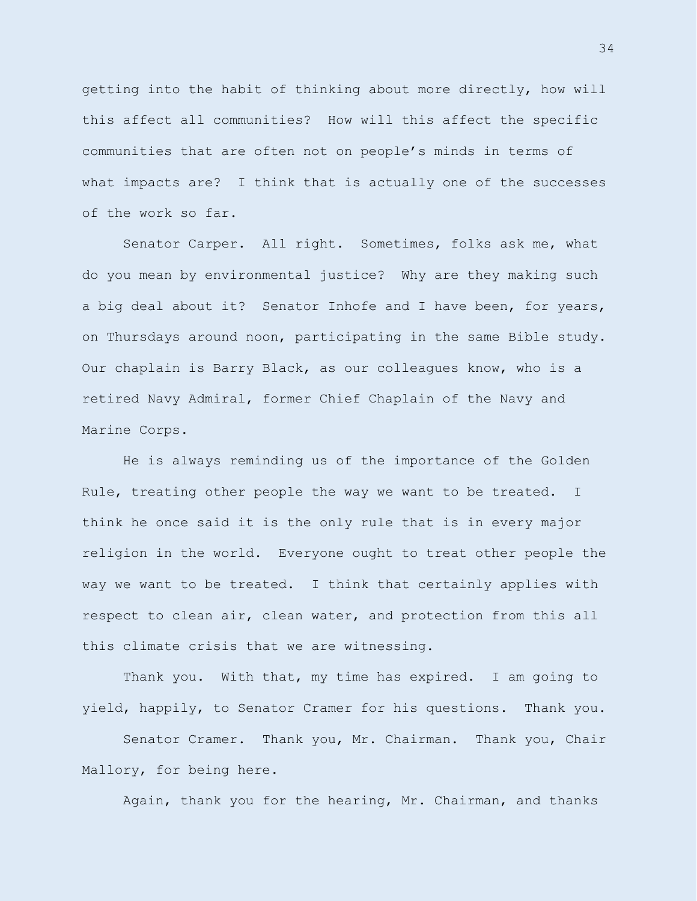getting into the habit of thinking about more directly, how will this affect all communities? How will this affect the specific communities that are often not on people's minds in terms of what impacts are? I think that is actually one of the successes of the work so far.

Senator Carper. All right. Sometimes, folks ask me, what do you mean by environmental justice? Why are they making such a big deal about it? Senator Inhofe and I have been, for years, on Thursdays around noon, participating in the same Bible study. Our chaplain is Barry Black, as our colleagues know, who is a retired Navy Admiral, former Chief Chaplain of the Navy and Marine Corps.

He is always reminding us of the importance of the Golden Rule, treating other people the way we want to be treated. I think he once said it is the only rule that is in every major religion in the world. Everyone ought to treat other people the way we want to be treated. I think that certainly applies with respect to clean air, clean water, and protection from this all this climate crisis that we are witnessing.

Thank you. With that, my time has expired. I am going to yield, happily, to Senator Cramer for his questions. Thank you.

Senator Cramer. Thank you, Mr. Chairman. Thank you, Chair Mallory, for being here.

Again, thank you for the hearing, Mr. Chairman, and thanks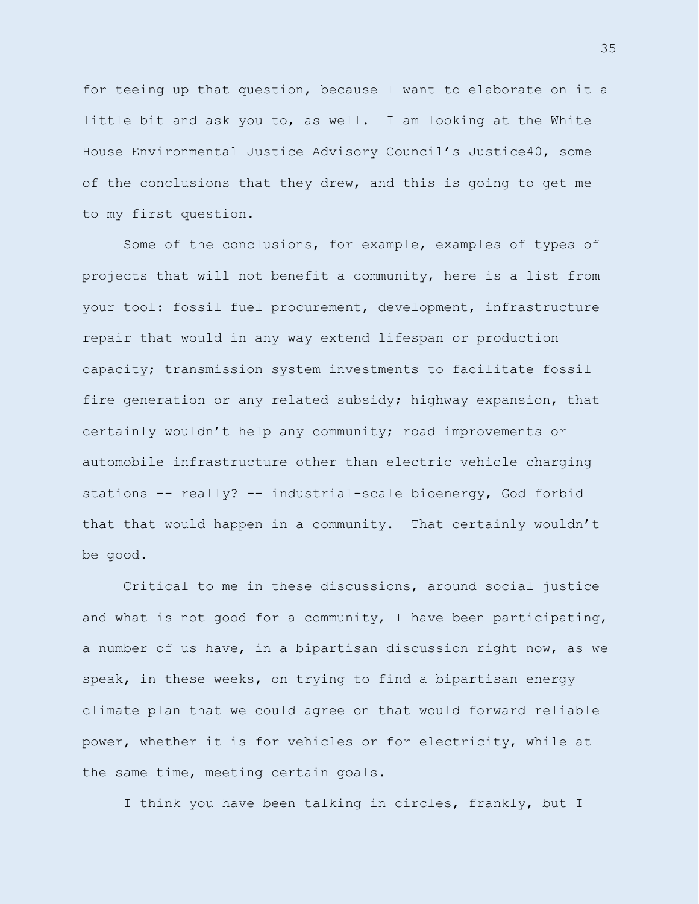for teeing up that question, because I want to elaborate on it a little bit and ask you to, as well. I am looking at the White House Environmental Justice Advisory Council's Justice40, some of the conclusions that they drew, and this is going to get me to my first question.

Some of the conclusions, for example, examples of types of projects that will not benefit a community, here is a list from your tool: fossil fuel procurement, development, infrastructure repair that would in any way extend lifespan or production capacity; transmission system investments to facilitate fossil fire generation or any related subsidy; highway expansion, that certainly wouldn't help any community; road improvements or automobile infrastructure other than electric vehicle charging stations -- really? -- industrial-scale bioenergy, God forbid that that would happen in a community. That certainly wouldn't be good.

Critical to me in these discussions, around social justice and what is not good for a community, I have been participating, a number of us have, in a bipartisan discussion right now, as we speak, in these weeks, on trying to find a bipartisan energy climate plan that we could agree on that would forward reliable power, whether it is for vehicles or for electricity, while at the same time, meeting certain goals.

I think you have been talking in circles, frankly, but I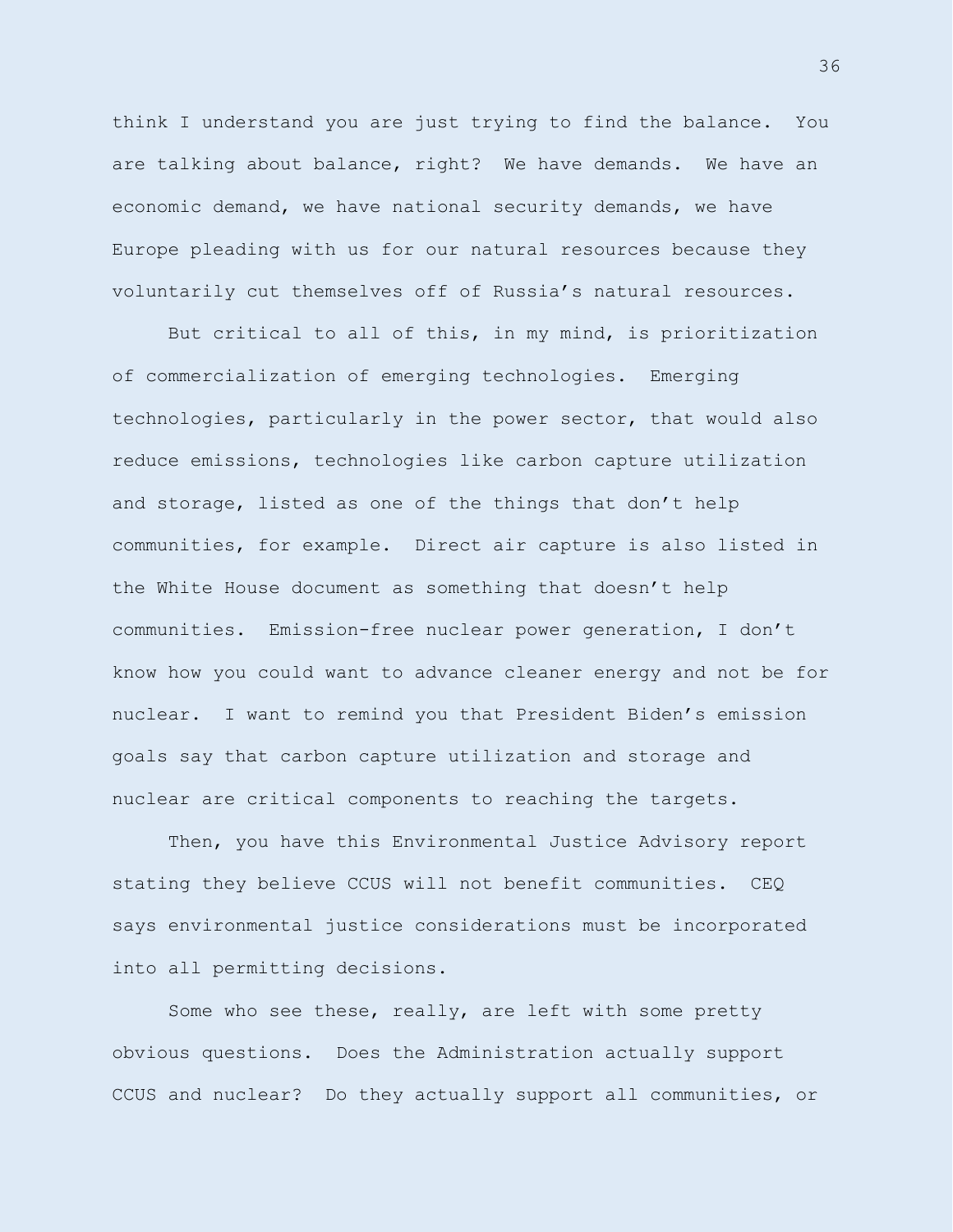think I understand you are just trying to find the balance. You are talking about balance, right? We have demands. We have an economic demand, we have national security demands, we have Europe pleading with us for our natural resources because they voluntarily cut themselves off of Russia's natural resources.

But critical to all of this, in my mind, is prioritization of commercialization of emerging technologies. Emerging technologies, particularly in the power sector, that would also reduce emissions, technologies like carbon capture utilization and storage, listed as one of the things that don't help communities, for example. Direct air capture is also listed in the White House document as something that doesn't help communities. Emission-free nuclear power generation, I don't know how you could want to advance cleaner energy and not be for nuclear. I want to remind you that President Biden's emission goals say that carbon capture utilization and storage and nuclear are critical components to reaching the targets.

Then, you have this Environmental Justice Advisory report stating they believe CCUS will not benefit communities. CEQ says environmental justice considerations must be incorporated into all permitting decisions.

Some who see these, really, are left with some pretty obvious questions. Does the Administration actually support CCUS and nuclear? Do they actually support all communities, or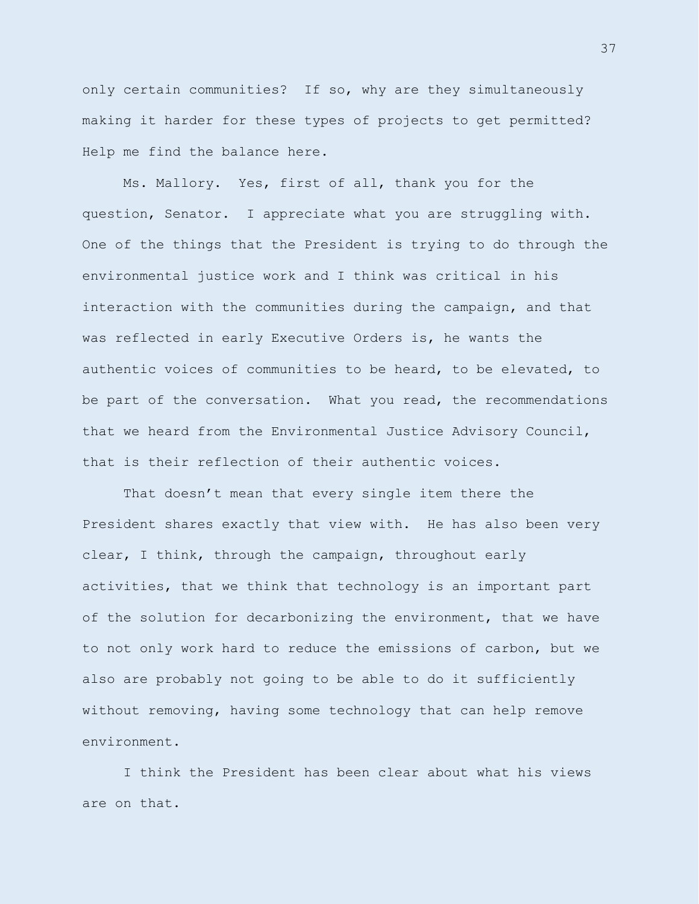only certain communities? If so, why are they simultaneously making it harder for these types of projects to get permitted? Help me find the balance here.

Ms. Mallory. Yes, first of all, thank you for the question, Senator. I appreciate what you are struggling with. One of the things that the President is trying to do through the environmental justice work and I think was critical in his interaction with the communities during the campaign, and that was reflected in early Executive Orders is, he wants the authentic voices of communities to be heard, to be elevated, to be part of the conversation. What you read, the recommendations that we heard from the Environmental Justice Advisory Council, that is their reflection of their authentic voices.

That doesn't mean that every single item there the President shares exactly that view with. He has also been very clear, I think, through the campaign, throughout early activities, that we think that technology is an important part of the solution for decarbonizing the environment, that we have to not only work hard to reduce the emissions of carbon, but we also are probably not going to be able to do it sufficiently without removing, having some technology that can help remove environment.

I think the President has been clear about what his views are on that.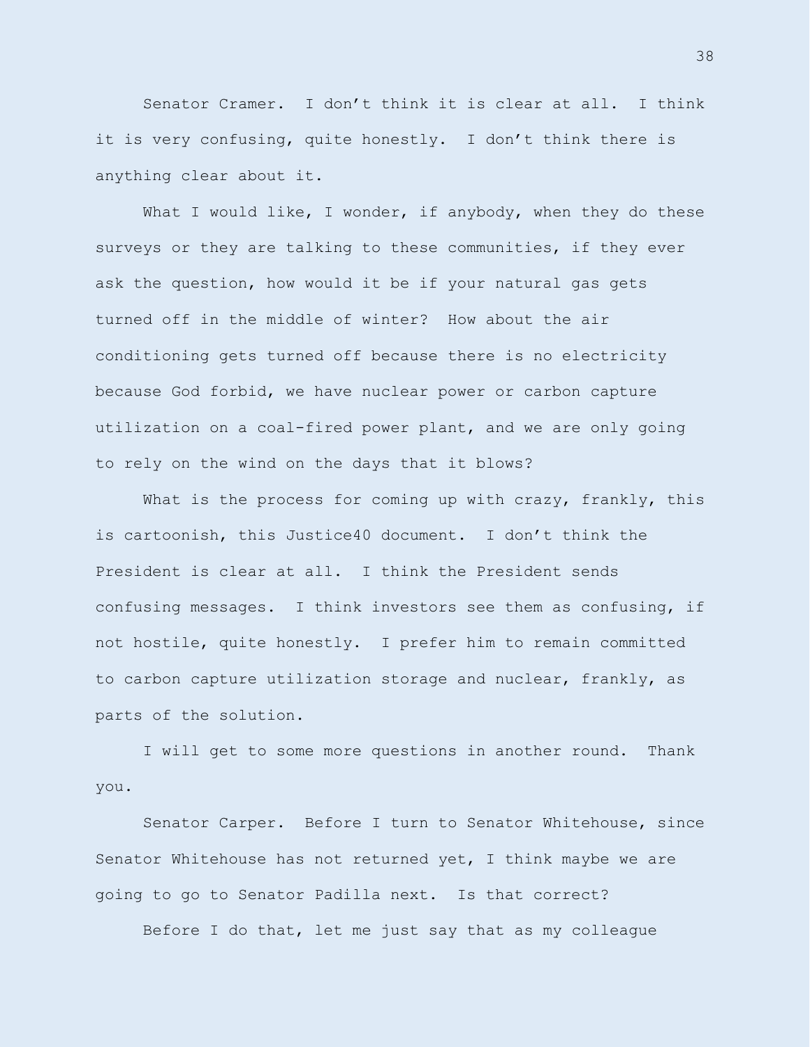Senator Cramer. I don't think it is clear at all. I think it is very confusing, quite honestly. I don't think there is anything clear about it.

What I would like, I wonder, if anybody, when they do these surveys or they are talking to these communities, if they ever ask the question, how would it be if your natural gas gets turned off in the middle of winter? How about the air conditioning gets turned off because there is no electricity because God forbid, we have nuclear power or carbon capture utilization on a coal-fired power plant, and we are only going to rely on the wind on the days that it blows?

What is the process for coming up with crazy, frankly, this is cartoonish, this Justice40 document. I don't think the President is clear at all. I think the President sends confusing messages. I think investors see them as confusing, if not hostile, quite honestly. I prefer him to remain committed to carbon capture utilization storage and nuclear, frankly, as parts of the solution.

I will get to some more questions in another round. Thank you.

Senator Carper. Before I turn to Senator Whitehouse, since Senator Whitehouse has not returned yet, I think maybe we are going to go to Senator Padilla next. Is that correct?

Before I do that, let me just say that as my colleague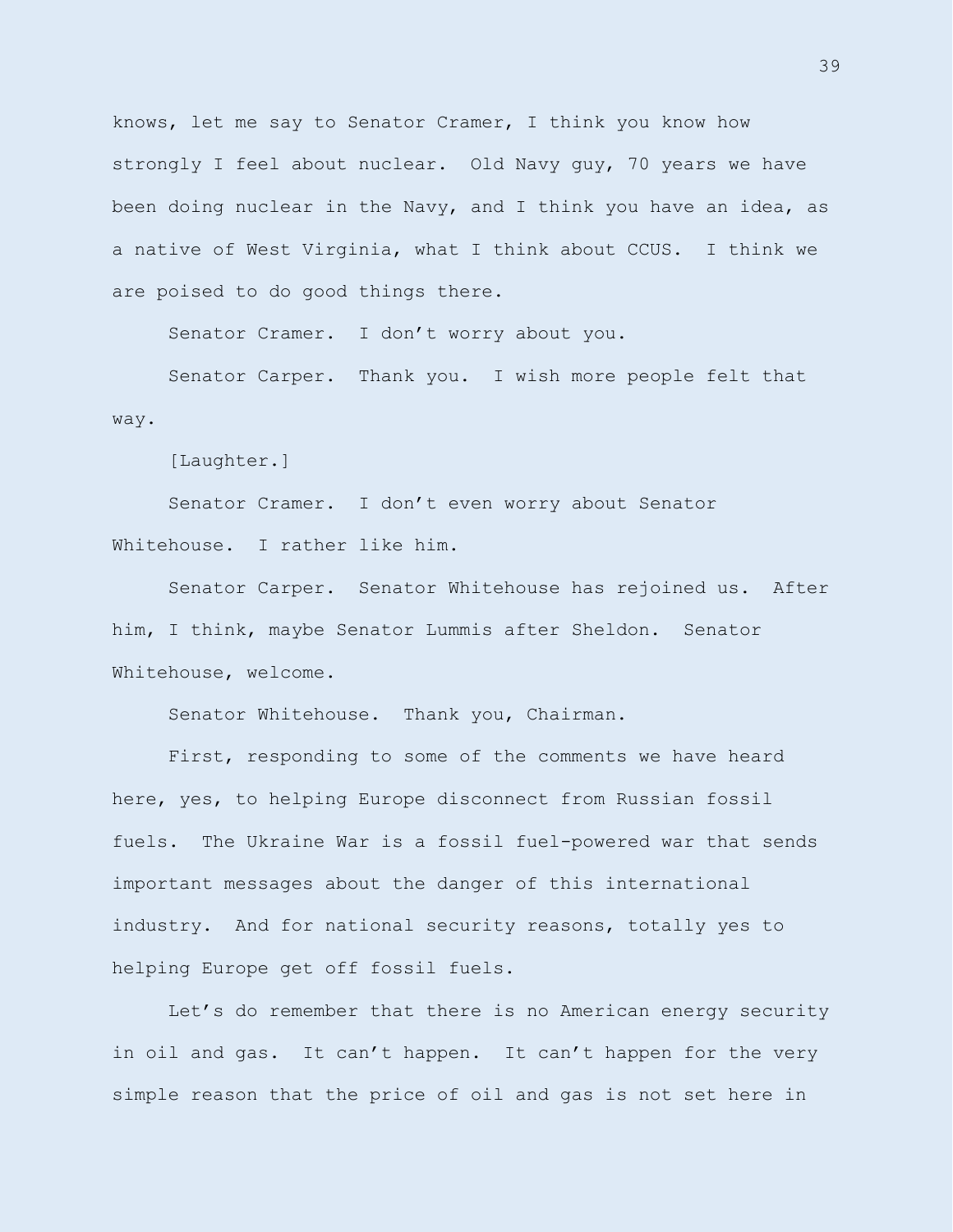knows, let me say to Senator Cramer, I think you know how strongly I feel about nuclear. Old Navy guy, 70 years we have been doing nuclear in the Navy, and I think you have an idea, as a native of West Virginia, what I think about CCUS. I think we are poised to do good things there.

Senator Cramer. I don't worry about you.

Senator Carper. Thank you. I wish more people felt that way.

[Laughter.]

Senator Cramer. I don't even worry about Senator Whitehouse. I rather like him.

Senator Carper. Senator Whitehouse has rejoined us. After him, I think, maybe Senator Lummis after Sheldon. Senator Whitehouse, welcome.

Senator Whitehouse. Thank you, Chairman.

First, responding to some of the comments we have heard here, yes, to helping Europe disconnect from Russian fossil fuels. The Ukraine War is a fossil fuel-powered war that sends important messages about the danger of this international industry. And for national security reasons, totally yes to helping Europe get off fossil fuels.

Let's do remember that there is no American energy security in oil and gas. It can't happen. It can't happen for the very simple reason that the price of oil and gas is not set here in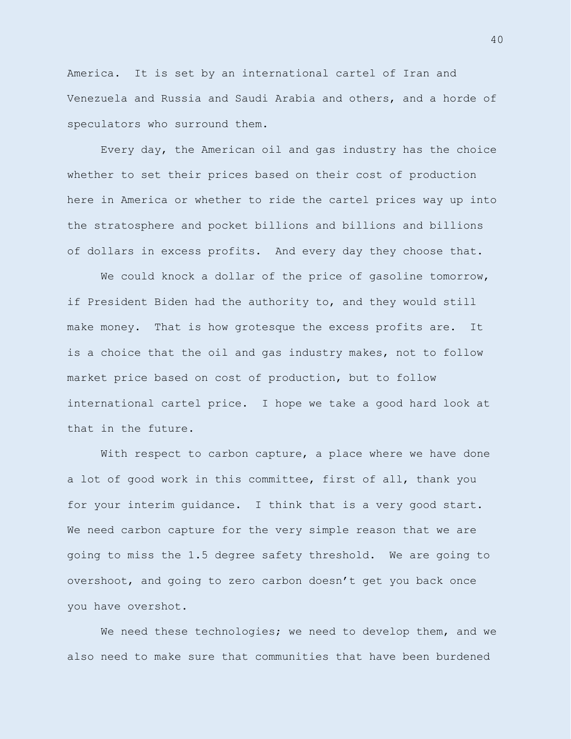America. It is set by an international cartel of Iran and Venezuela and Russia and Saudi Arabia and others, and a horde of speculators who surround them.

Every day, the American oil and gas industry has the choice whether to set their prices based on their cost of production here in America or whether to ride the cartel prices way up into the stratosphere and pocket billions and billions and billions of dollars in excess profits. And every day they choose that.

We could knock a dollar of the price of gasoline tomorrow, if President Biden had the authority to, and they would still make money. That is how grotesque the excess profits are. It is a choice that the oil and gas industry makes, not to follow market price based on cost of production, but to follow international cartel price. I hope we take a good hard look at that in the future.

With respect to carbon capture, a place where we have done a lot of good work in this committee, first of all, thank you for your interim guidance. I think that is a very good start. We need carbon capture for the very simple reason that we are going to miss the 1.5 degree safety threshold. We are going to overshoot, and going to zero carbon doesn't get you back once you have overshot.

We need these technologies; we need to develop them, and we also need to make sure that communities that have been burdened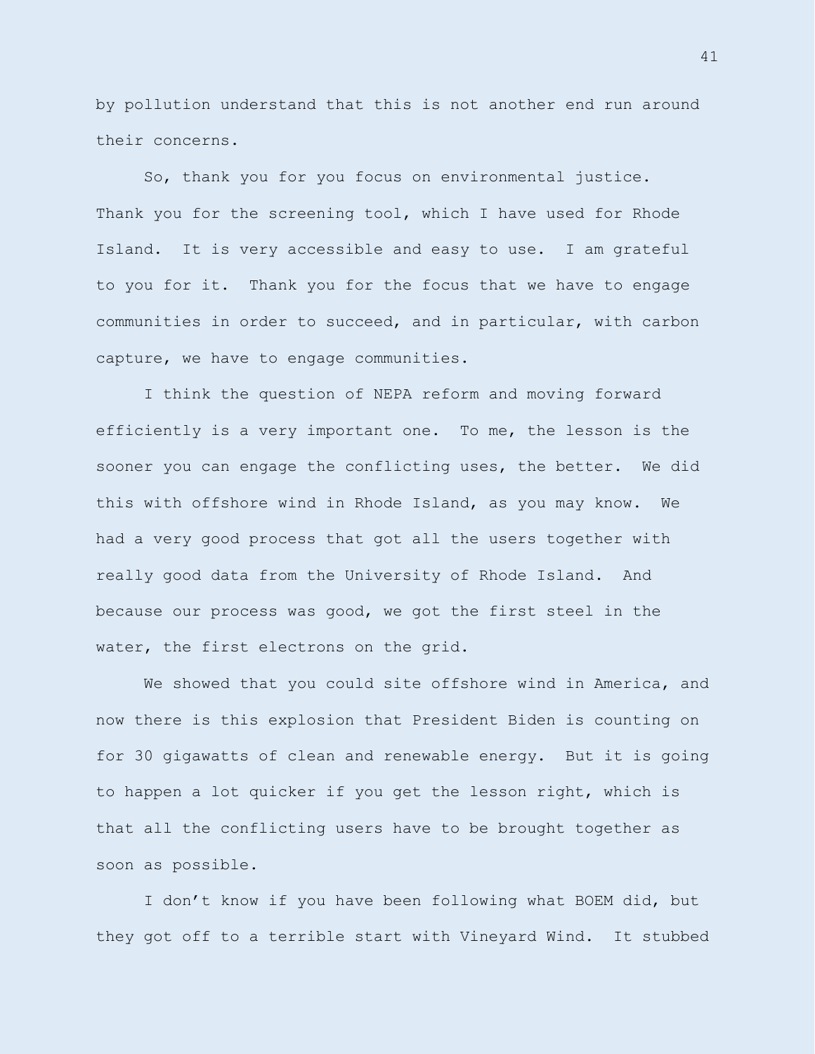by pollution understand that this is not another end run around their concerns.

So, thank you for you focus on environmental justice. Thank you for the screening tool, which I have used for Rhode Island. It is very accessible and easy to use. I am grateful to you for it. Thank you for the focus that we have to engage communities in order to succeed, and in particular, with carbon capture, we have to engage communities.

I think the question of NEPA reform and moving forward efficiently is a very important one. To me, the lesson is the sooner you can engage the conflicting uses, the better. We did this with offshore wind in Rhode Island, as you may know. We had a very good process that got all the users together with really good data from the University of Rhode Island. And because our process was good, we got the first steel in the water, the first electrons on the grid.

We showed that you could site offshore wind in America, and now there is this explosion that President Biden is counting on for 30 gigawatts of clean and renewable energy. But it is going to happen a lot quicker if you get the lesson right, which is that all the conflicting users have to be brought together as soon as possible.

I don't know if you have been following what BOEM did, but they got off to a terrible start with Vineyard Wind. It stubbed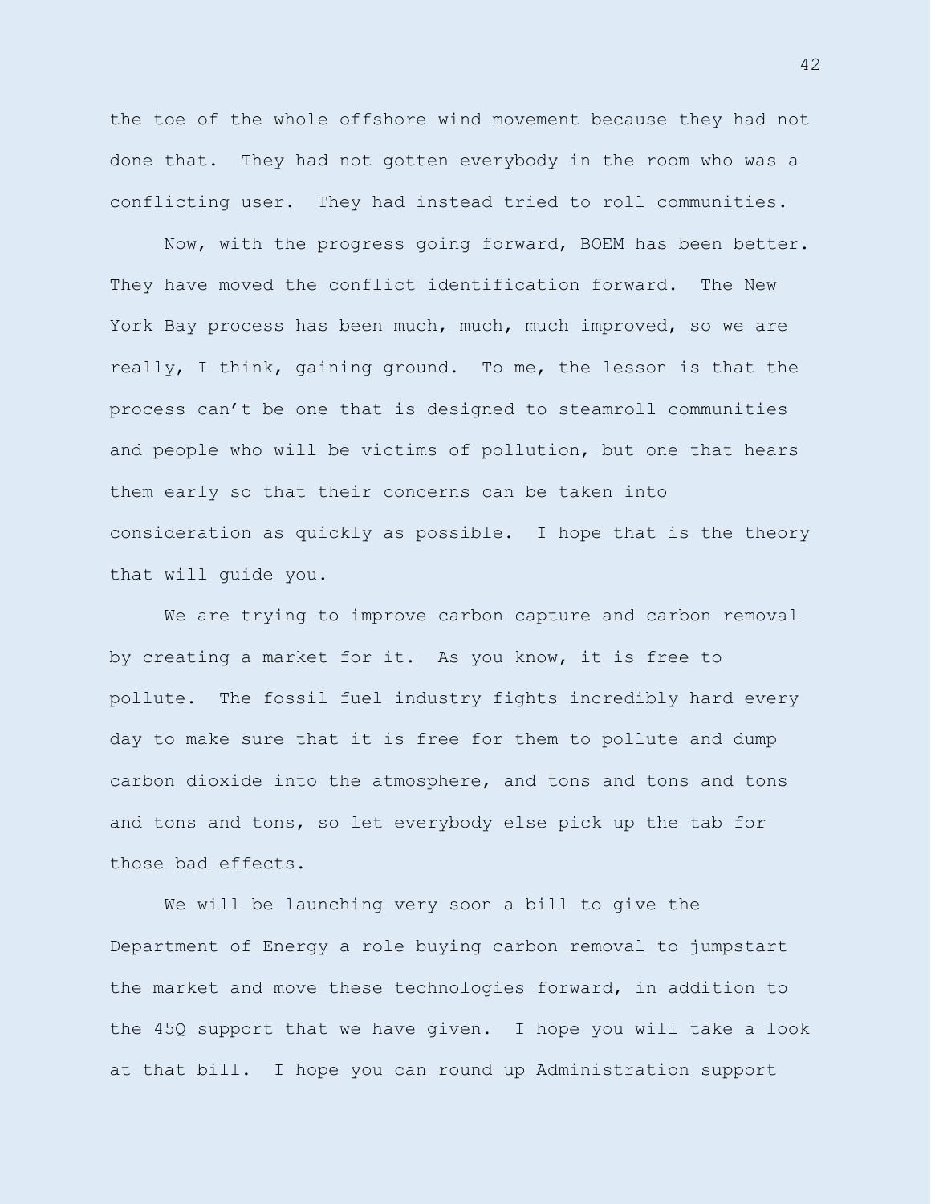the toe of the whole offshore wind movement because they had not done that. They had not gotten everybody in the room who was a conflicting user. They had instead tried to roll communities.

Now, with the progress going forward, BOEM has been better. They have moved the conflict identification forward. The New York Bay process has been much, much, much improved, so we are really, I think, gaining ground. To me, the lesson is that the process can't be one that is designed to steamroll communities and people who will be victims of pollution, but one that hears them early so that their concerns can be taken into consideration as quickly as possible. I hope that is the theory that will guide you.

We are trying to improve carbon capture and carbon removal by creating a market for it. As you know, it is free to pollute. The fossil fuel industry fights incredibly hard every day to make sure that it is free for them to pollute and dump carbon dioxide into the atmosphere, and tons and tons and tons and tons and tons, so let everybody else pick up the tab for those bad effects.

We will be launching very soon a bill to give the Department of Energy a role buying carbon removal to jumpstart the market and move these technologies forward, in addition to the 45Q support that we have given. I hope you will take a look at that bill. I hope you can round up Administration support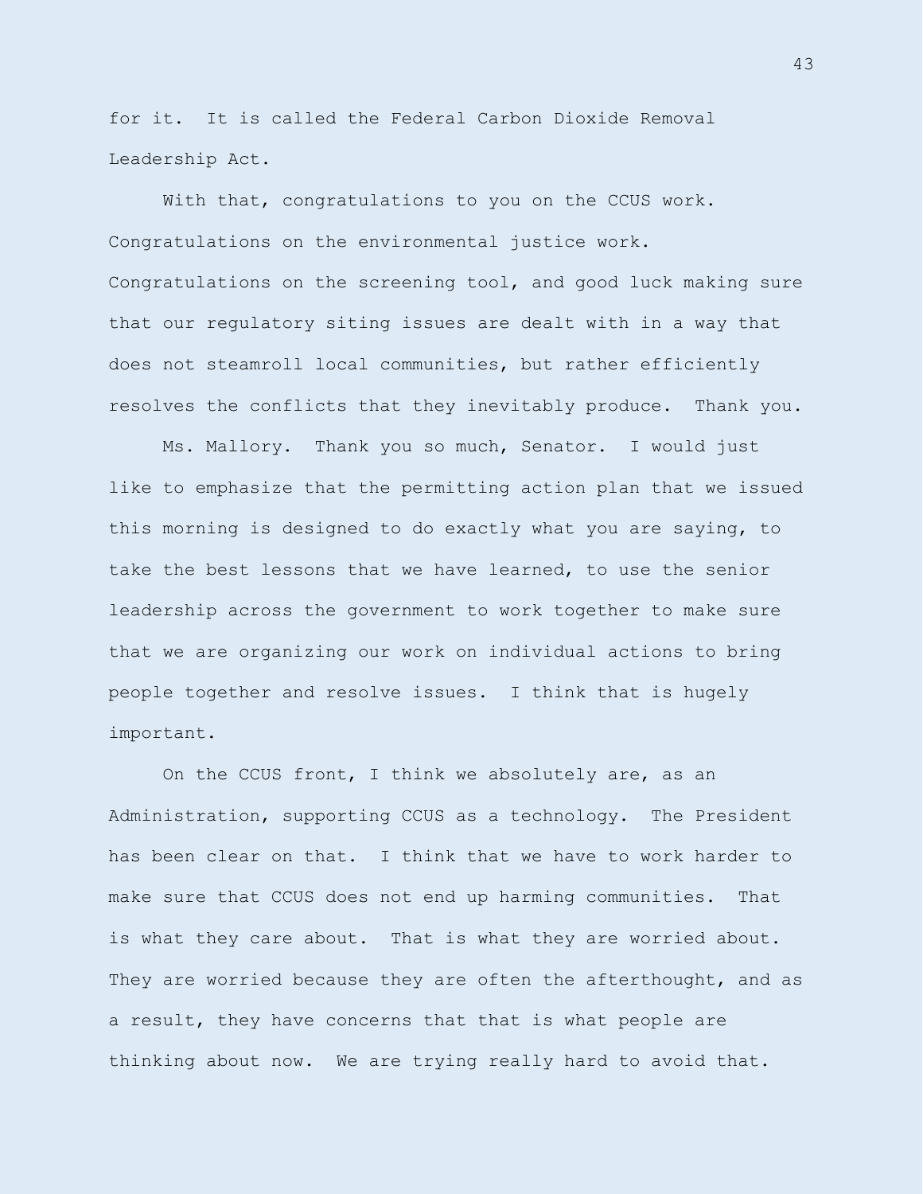for it. It is called the Federal Carbon Dioxide Removal Leadership Act.

With that, congratulations to you on the CCUS work. Congratulations on the environmental justice work. Congratulations on the screening tool, and good luck making sure that our regulatory siting issues are dealt with in a way that does not steamroll local communities, but rather efficiently resolves the conflicts that they inevitably produce. Thank you.

Ms. Mallory. Thank you so much, Senator. I would just like to emphasize that the permitting action plan that we issued this morning is designed to do exactly what you are saying, to take the best lessons that we have learned, to use the senior leadership across the government to work together to make sure that we are organizing our work on individual actions to bring people together and resolve issues. I think that is hugely important.

On the CCUS front, I think we absolutely are, as an Administration, supporting CCUS as a technology. The President has been clear on that. I think that we have to work harder to make sure that CCUS does not end up harming communities. That is what they care about. That is what they are worried about. They are worried because they are often the afterthought, and as a result, they have concerns that that is what people are thinking about now. We are trying really hard to avoid that.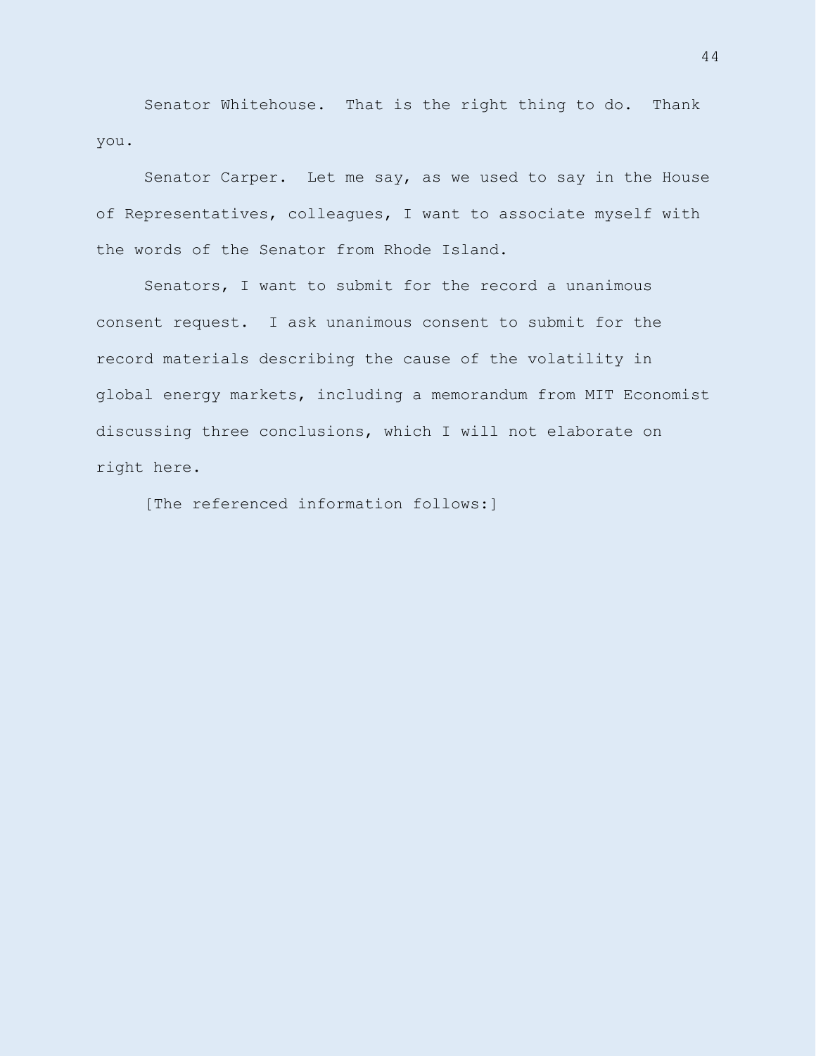Senator Whitehouse. That is the right thing to do. Thank you.

Senator Carper. Let me say, as we used to say in the House of Representatives, colleagues, I want to associate myself with the words of the Senator from Rhode Island.

Senators, I want to submit for the record a unanimous consent request. I ask unanimous consent to submit for the record materials describing the cause of the volatility in global energy markets, including a memorandum from MIT Economist discussing three conclusions, which I will not elaborate on right here.

[The referenced information follows:]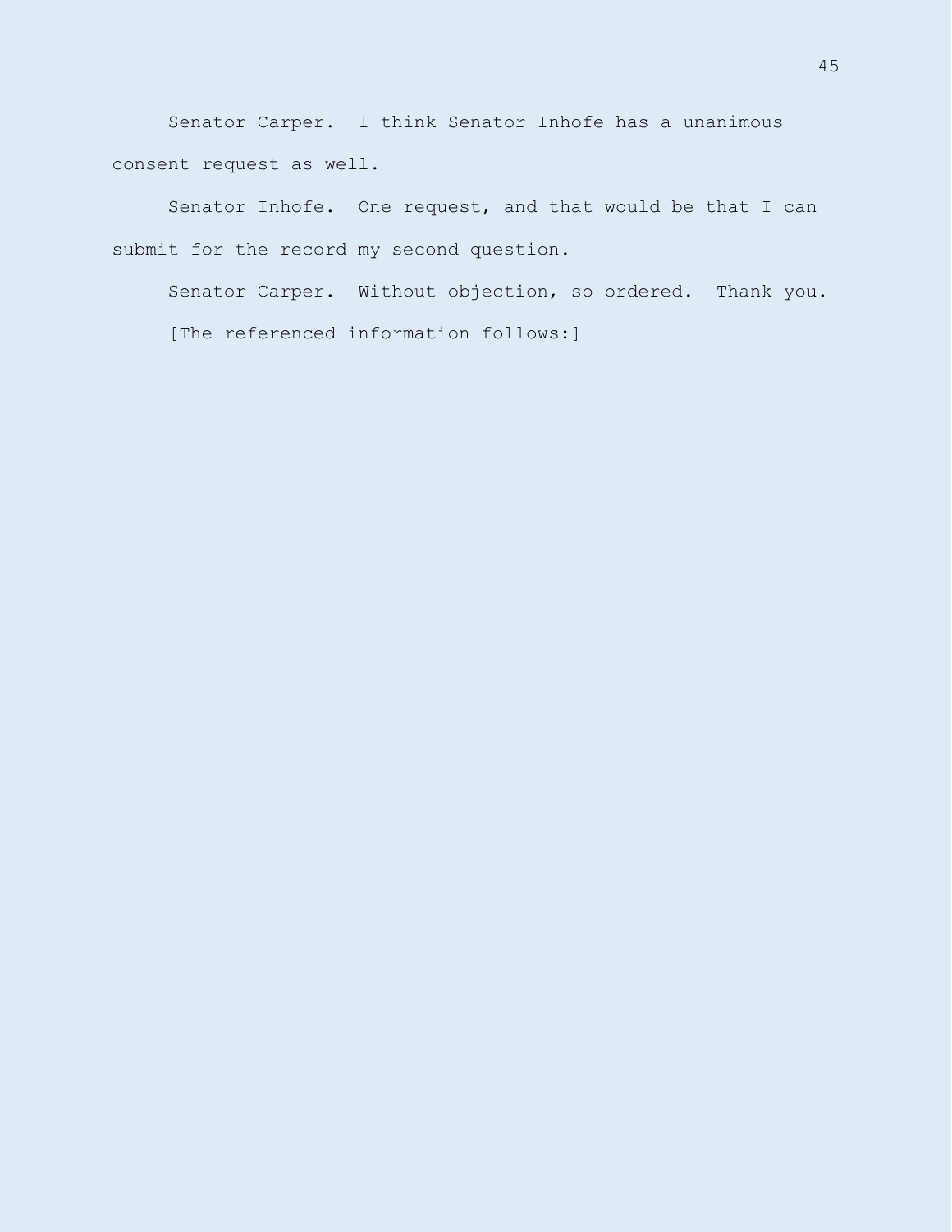Senator Carper. I think Senator Inhofe has a unanimous consent request as well.

Senator Inhofe. One request, and that would be that I can submit for the record my second question.

Senator Carper. Without objection, so ordered. Thank you.

[The referenced information follows:]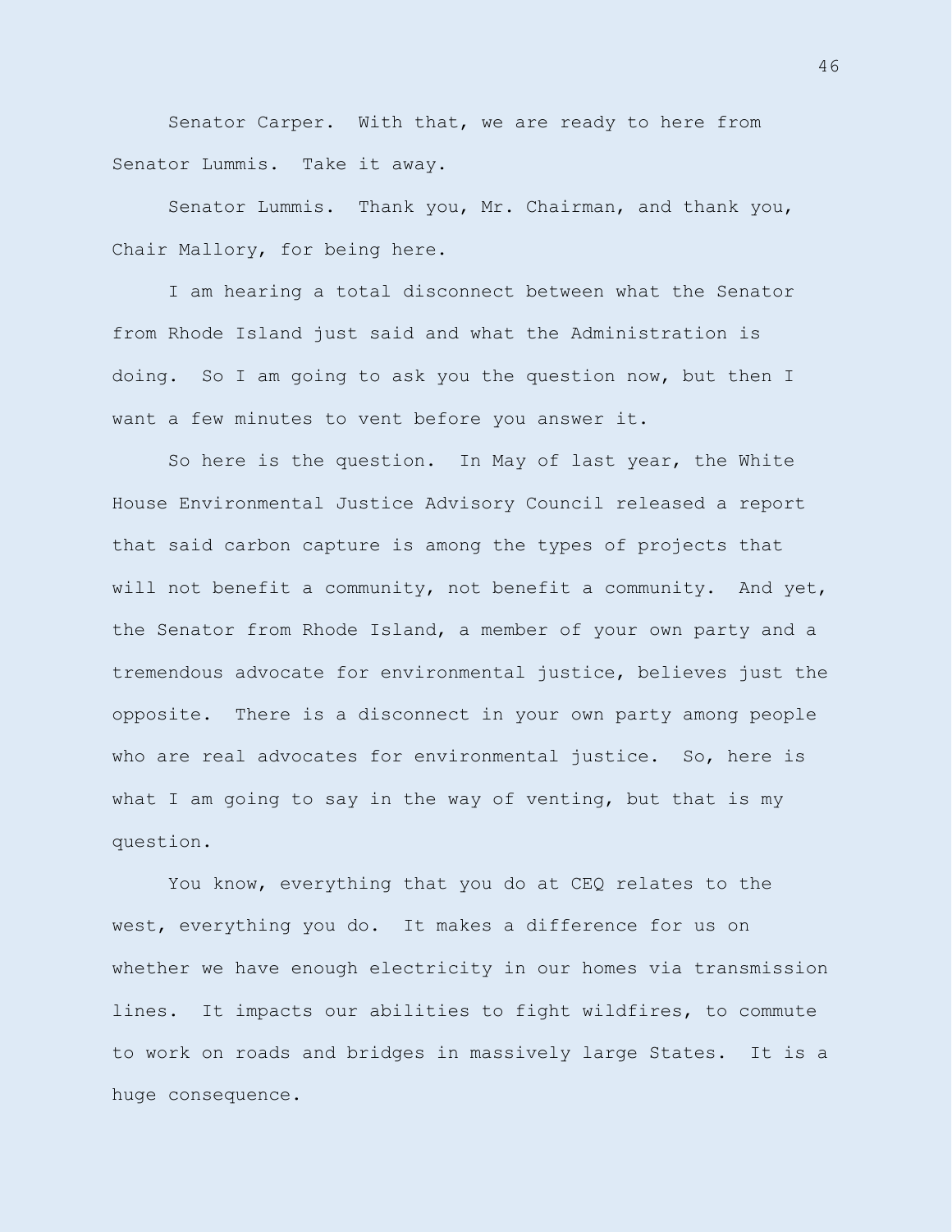Senator Carper. With that, we are ready to here from Senator Lummis. Take it away.

Senator Lummis. Thank you, Mr. Chairman, and thank you, Chair Mallory, for being here.

I am hearing a total disconnect between what the Senator from Rhode Island just said and what the Administration is doing. So I am going to ask you the question now, but then I want a few minutes to vent before you answer it.

So here is the question. In May of last year, the White House Environmental Justice Advisory Council released a report that said carbon capture is among the types of projects that will not benefit a community, not benefit a community. And yet, the Senator from Rhode Island, a member of your own party and a tremendous advocate for environmental justice, believes just the opposite. There is a disconnect in your own party among people who are real advocates for environmental justice. So, here is what I am going to say in the way of venting, but that is my question.

You know, everything that you do at CEQ relates to the west, everything you do. It makes a difference for us on whether we have enough electricity in our homes via transmission lines. It impacts our abilities to fight wildfires, to commute to work on roads and bridges in massively large States. It is a huge consequence.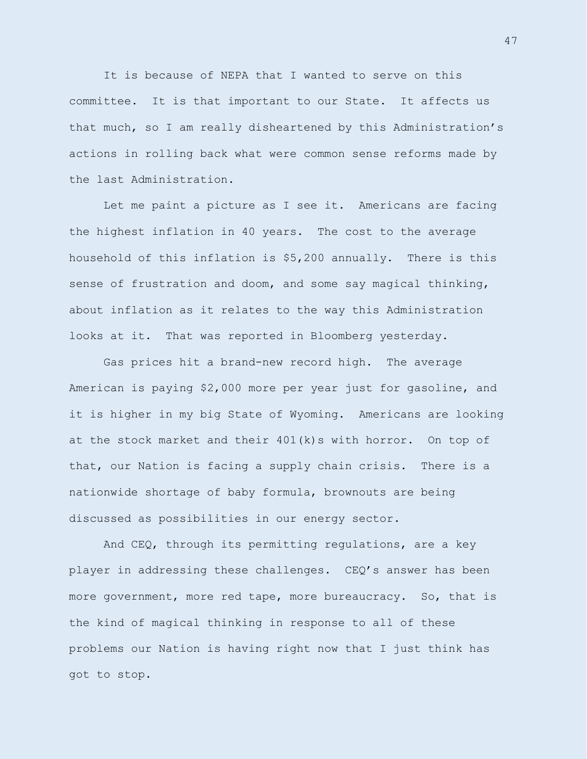It is because of NEPA that I wanted to serve on this committee. It is that important to our State. It affects us that much, so I am really disheartened by this Administration's actions in rolling back what were common sense reforms made by the last Administration.

Let me paint a picture as I see it. Americans are facing the highest inflation in 40 years. The cost to the average household of this inflation is $5,200 annually. There is this sense of frustration and doom, and some say magical thinking, about inflation as it relates to the way this Administration looks at it. That was reported in Bloomberg yesterday.

Gas prices hit a brand-new record high. The average American is paying $2,000 more per year just for gasoline, and it is higher in my big State of Wyoming. Americans are looking at the stock market and their 401(k)s with horror. On top of that, our Nation is facing a supply chain crisis. There is a nationwide shortage of baby formula, brownouts are being discussed as possibilities in our energy sector.

And CEQ, through its permitting regulations, are a key player in addressing these challenges. CEQ's answer has been more government, more red tape, more bureaucracy. So, that is the kind of magical thinking in response to all of these problems our Nation is having right now that I just think has got to stop.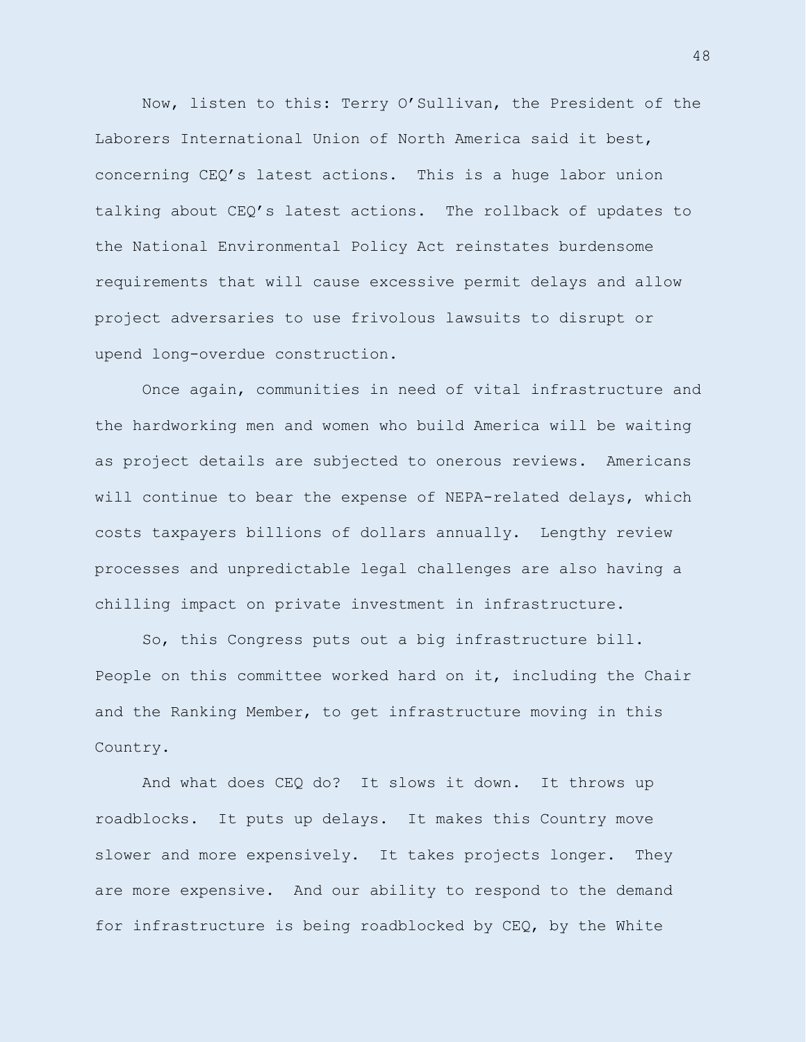Now, listen to this: Terry O'Sullivan, the President of the Laborers International Union of North America said it best, concerning CEQ's latest actions. This is a huge labor union talking about CEQ's latest actions. The rollback of updates to the National Environmental Policy Act reinstates burdensome requirements that will cause excessive permit delays and allow project adversaries to use frivolous lawsuits to disrupt or upend long-overdue construction.

Once again, communities in need of vital infrastructure and the hardworking men and women who build America will be waiting as project details are subjected to onerous reviews. Americans will continue to bear the expense of NEPA-related delays, which costs taxpayers billions of dollars annually. Lengthy review processes and unpredictable legal challenges are also having a chilling impact on private investment in infrastructure.

So, this Congress puts out a big infrastructure bill. People on this committee worked hard on it, including the Chair and the Ranking Member, to get infrastructure moving in this Country.

And what does CEQ do? It slows it down. It throws up roadblocks. It puts up delays. It makes this Country move slower and more expensively. It takes projects longer. They are more expensive. And our ability to respond to the demand for infrastructure is being roadblocked by CEQ, by the White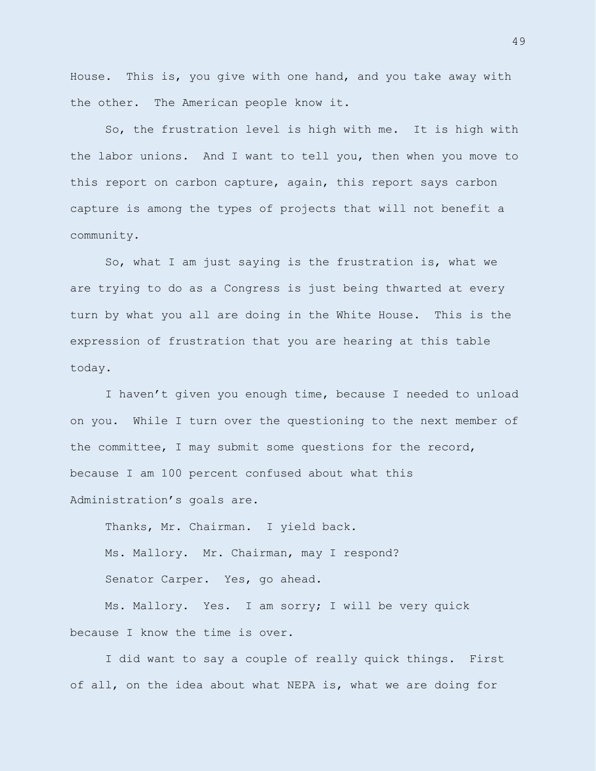House. This is, you give with one hand, and you take away with the other. The American people know it.

So, the frustration level is high with me. It is high with the labor unions. And I want to tell you, then when you move to this report on carbon capture, again, this report says carbon capture is among the types of projects that will not benefit a community.

So, what I am just saying is the frustration is, what we are trying to do as a Congress is just being thwarted at every turn by what you all are doing in the White House. This is the expression of frustration that you are hearing at this table today.

I haven't given you enough time, because I needed to unload on you. While I turn over the questioning to the next member of the committee, I may submit some questions for the record, because I am 100 percent confused about what this Administration's goals are.

Thanks, Mr. Chairman. I yield back.

Ms. Mallory. Mr. Chairman, may I respond?

Senator Carper. Yes, go ahead.

Ms. Mallory. Yes. I am sorry; I will be very quick because I know the time is over.

I did want to say a couple of really quick things. First of all, on the idea about what NEPA is, what we are doing for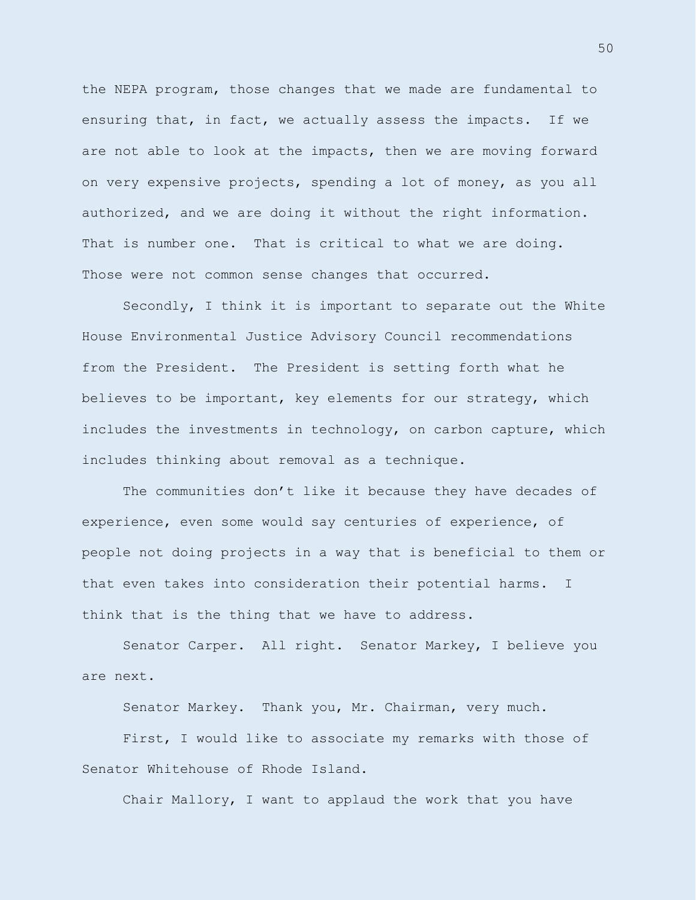the NEPA program, those changes that we made are fundamental to ensuring that, in fact, we actually assess the impacts. If we are not able to look at the impacts, then we are moving forward on very expensive projects, spending a lot of money, as you all authorized, and we are doing it without the right information. That is number one. That is critical to what we are doing. Those were not common sense changes that occurred.

Secondly, I think it is important to separate out the White House Environmental Justice Advisory Council recommendations from the President. The President is setting forth what he believes to be important, key elements for our strategy, which includes the investments in technology, on carbon capture, which includes thinking about removal as a technique.

The communities don't like it because they have decades of experience, even some would say centuries of experience, of people not doing projects in a way that is beneficial to them or that even takes into consideration their potential harms. I think that is the thing that we have to address.

Senator Carper. All right. Senator Markey, I believe you are next.

Senator Markey. Thank you, Mr. Chairman, very much.

First, I would like to associate my remarks with those of Senator Whitehouse of Rhode Island.

Chair Mallory, I want to applaud the work that you have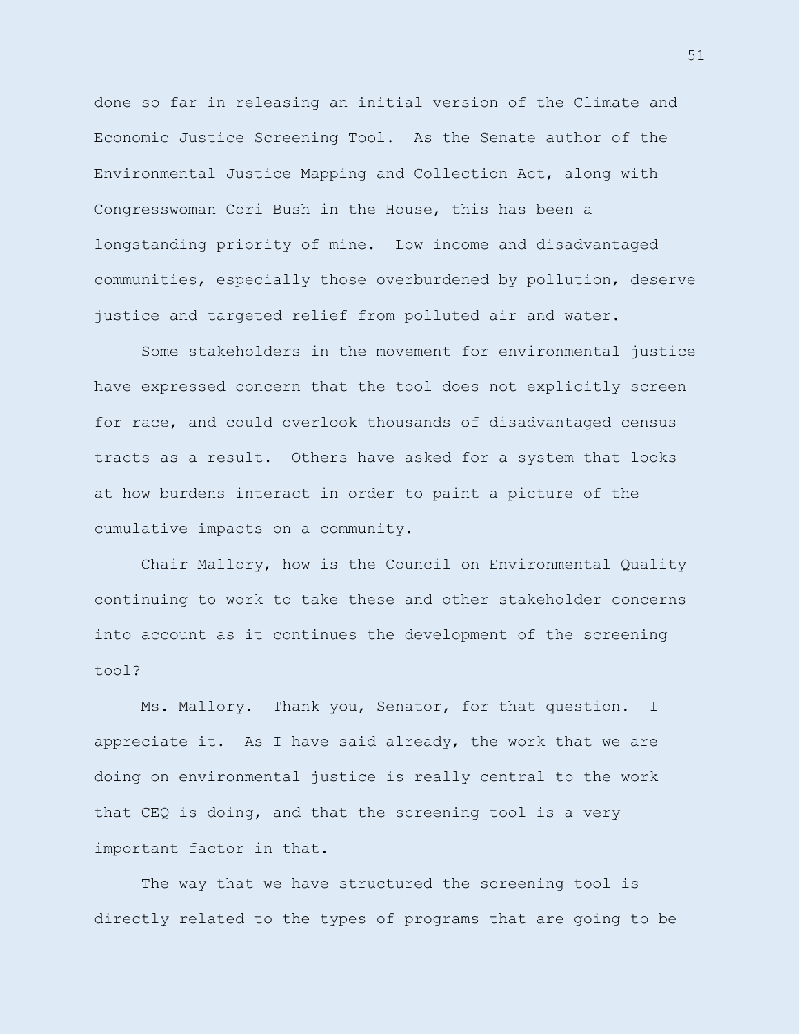done so far in releasing an initial version of the Climate and Economic Justice Screening Tool. As the Senate author of the Environmental Justice Mapping and Collection Act, along with Congresswoman Cori Bush in the House, this has been a longstanding priority of mine. Low income and disadvantaged communities, especially those overburdened by pollution, deserve justice and targeted relief from polluted air and water.

Some stakeholders in the movement for environmental justice have expressed concern that the tool does not explicitly screen for race, and could overlook thousands of disadvantaged census tracts as a result. Others have asked for a system that looks at how burdens interact in order to paint a picture of the cumulative impacts on a community.

Chair Mallory, how is the Council on Environmental Quality continuing to work to take these and other stakeholder concerns into account as it continues the development of the screening tool?

Ms. Mallory. Thank you, Senator, for that question. I appreciate it. As I have said already, the work that we are doing on environmental justice is really central to the work that CEQ is doing, and that the screening tool is a very important factor in that.

The way that we have structured the screening tool is directly related to the types of programs that are going to be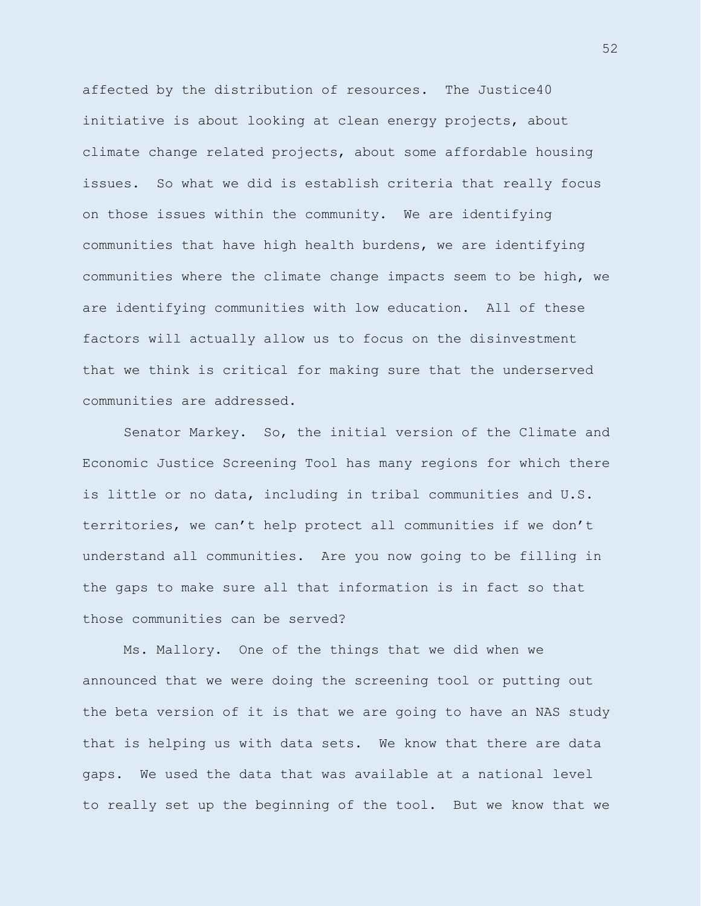affected by the distribution of resources. The Justice40 initiative is about looking at clean energy projects, about climate change related projects, about some affordable housing issues. So what we did is establish criteria that really focus on those issues within the community. We are identifying communities that have high health burdens, we are identifying communities where the climate change impacts seem to be high, we are identifying communities with low education. All of these factors will actually allow us to focus on the disinvestment that we think is critical for making sure that the underserved communities are addressed.

Senator Markey. So, the initial version of the Climate and Economic Justice Screening Tool has many regions for which there is little or no data, including in tribal communities and U.S. territories, we can't help protect all communities if we don't understand all communities. Are you now going to be filling in the gaps to make sure all that information is in fact so that those communities can be served?

Ms. Mallory. One of the things that we did when we announced that we were doing the screening tool or putting out the beta version of it is that we are going to have an NAS study that is helping us with data sets. We know that there are data gaps. We used the data that was available at a national level to really set up the beginning of the tool. But we know that we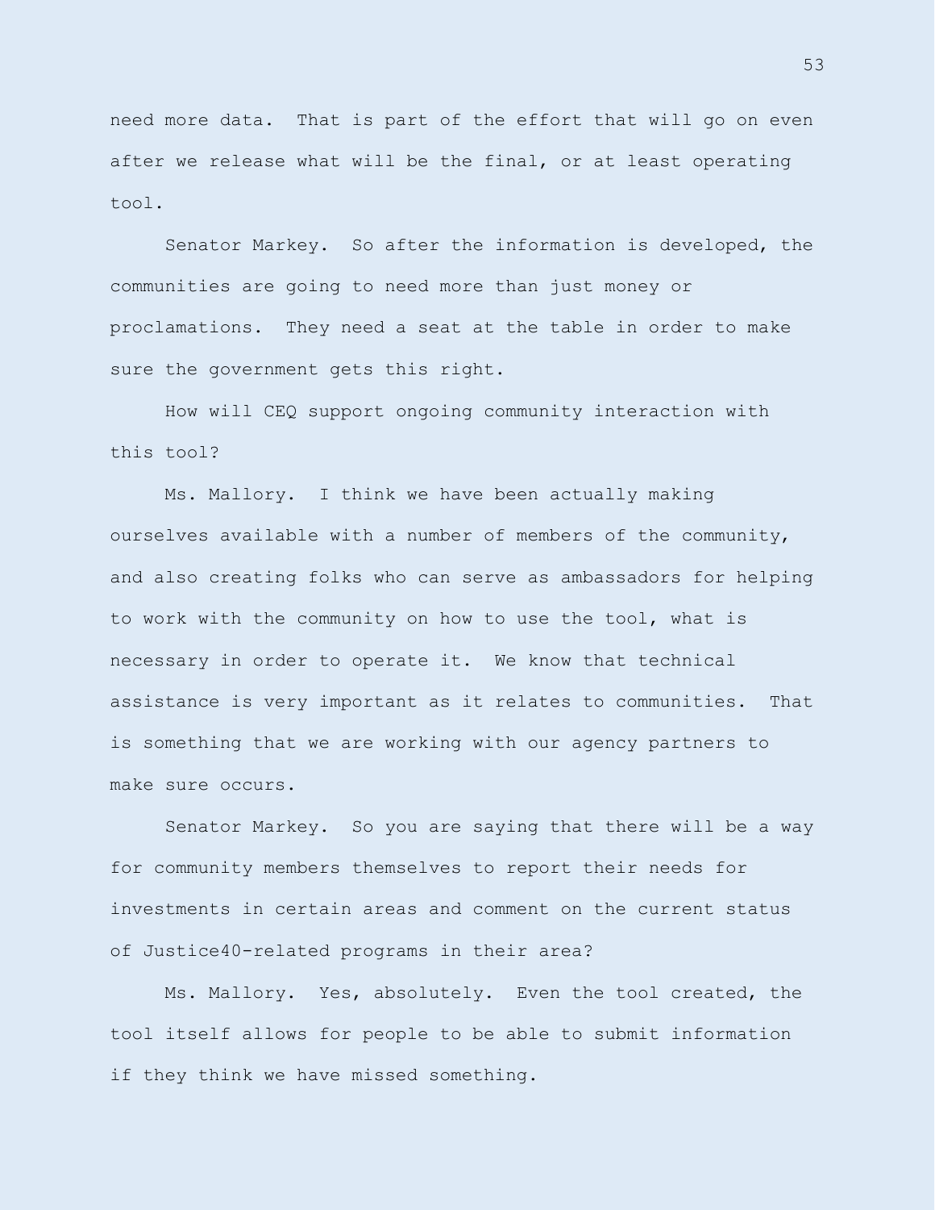need more data. That is part of the effort that will go on even after we release what will be the final, or at least operating tool.

Senator Markey. So after the information is developed, the communities are going to need more than just money or proclamations. They need a seat at the table in order to make sure the government gets this right.

How will CEQ support ongoing community interaction with this tool?

Ms. Mallory. I think we have been actually making ourselves available with a number of members of the community, and also creating folks who can serve as ambassadors for helping to work with the community on how to use the tool, what is necessary in order to operate it. We know that technical assistance is very important as it relates to communities. That is something that we are working with our agency partners to make sure occurs.

Senator Markey. So you are saying that there will be a way for community members themselves to report their needs for investments in certain areas and comment on the current status of Justice40-related programs in their area?

Ms. Mallory. Yes, absolutely. Even the tool created, the tool itself allows for people to be able to submit information if they think we have missed something.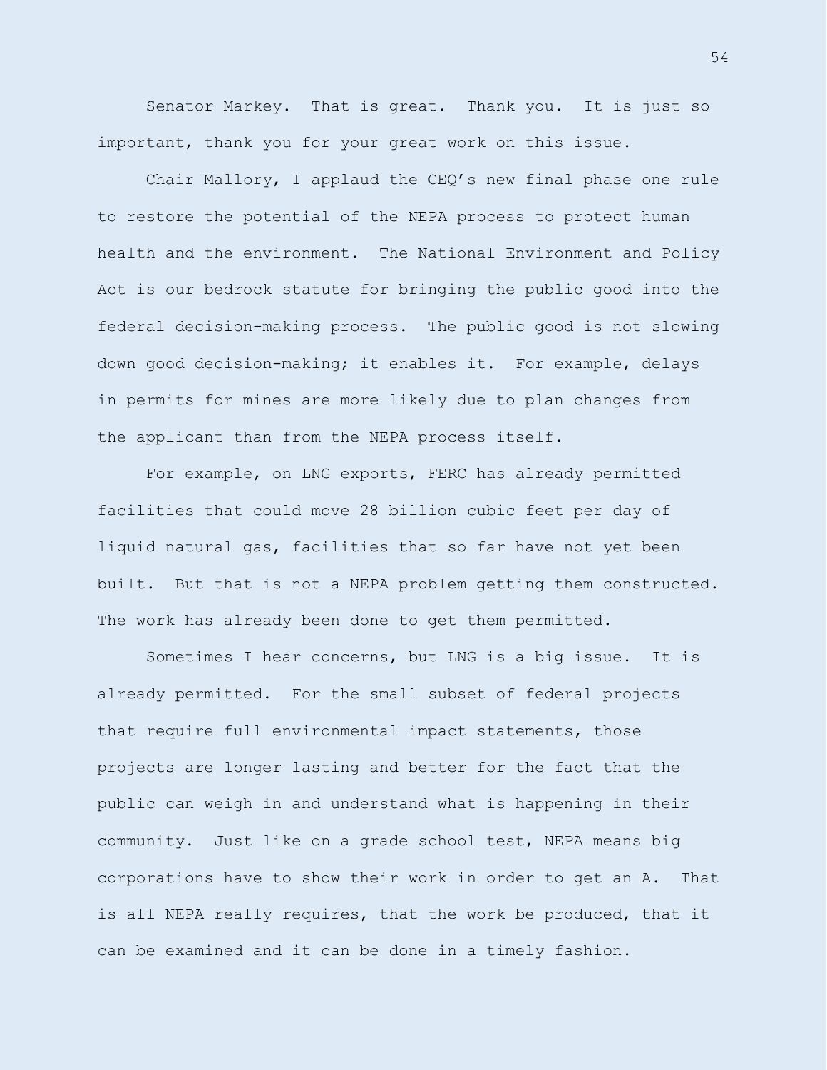Senator Markey. That is great. Thank you. It is just so important, thank you for your great work on this issue.

Chair Mallory, I applaud the CEQ's new final phase one rule to restore the potential of the NEPA process to protect human health and the environment. The National Environment and Policy Act is our bedrock statute for bringing the public good into the federal decision-making process. The public good is not slowing down good decision-making; it enables it. For example, delays in permits for mines are more likely due to plan changes from the applicant than from the NEPA process itself.

For example, on LNG exports, FERC has already permitted facilities that could move 28 billion cubic feet per day of liquid natural gas, facilities that so far have not yet been built. But that is not a NEPA problem getting them constructed. The work has already been done to get them permitted.

Sometimes I hear concerns, but LNG is a big issue. It is already permitted. For the small subset of federal projects that require full environmental impact statements, those projects are longer lasting and better for the fact that the public can weigh in and understand what is happening in their community. Just like on a grade school test, NEPA means big corporations have to show their work in order to get an A. That is all NEPA really requires, that the work be produced, that it can be examined and it can be done in a timely fashion.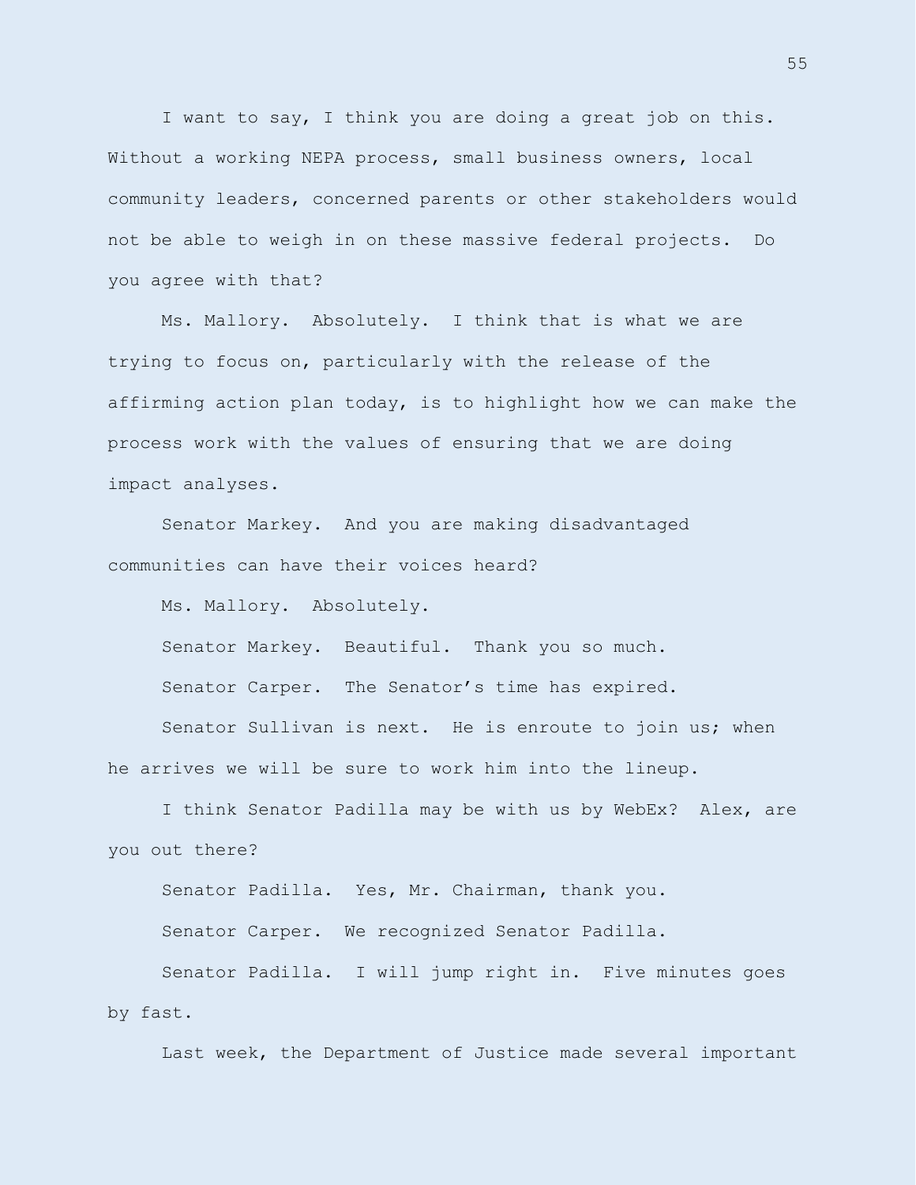I want to say, I think you are doing a great job on this. Without a working NEPA process, small business owners, local community leaders, concerned parents or other stakeholders would not be able to weigh in on these massive federal projects. Do you agree with that?

Ms. Mallory. Absolutely. I think that is what we are trying to focus on, particularly with the release of the affirming action plan today, is to highlight how we can make the process work with the values of ensuring that we are doing impact analyses.

Senator Markey. And you are making disadvantaged communities can have their voices heard?

Ms. Mallory. Absolutely.

Senator Markey. Beautiful. Thank you so much.

Senator Carper. The Senator's time has expired.

Senator Sullivan is next. He is enroute to join us; when he arrives we will be sure to work him into the lineup.

I think Senator Padilla may be with us by WebEx? Alex, are you out there?

Senator Padilla. Yes, Mr. Chairman, thank you.

Senator Carper. We recognized Senator Padilla.

Senator Padilla. I will jump right in. Five minutes goes by fast.

Last week, the Department of Justice made several important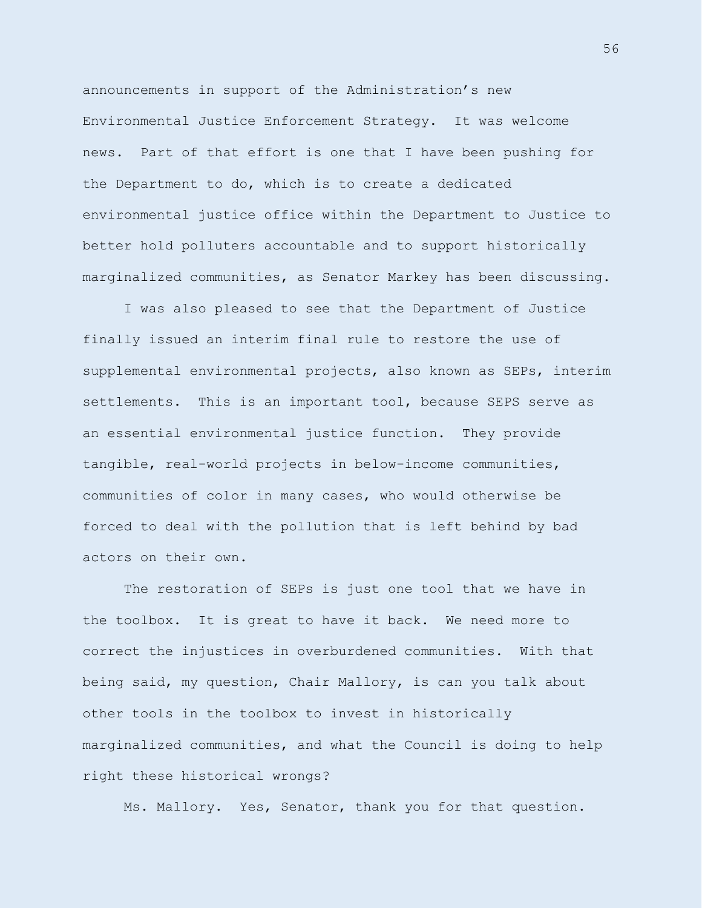announcements in support of the Administration's new Environmental Justice Enforcement Strategy. It was welcome news. Part of that effort is one that I have been pushing for the Department to do, which is to create a dedicated environmental justice office within the Department to Justice to better hold polluters accountable and to support historically marginalized communities, as Senator Markey has been discussing.

I was also pleased to see that the Department of Justice finally issued an interim final rule to restore the use of supplemental environmental projects, also known as SEPs, interim settlements. This is an important tool, because SEPS serve as an essential environmental justice function. They provide tangible, real-world projects in below-income communities, communities of color in many cases, who would otherwise be forced to deal with the pollution that is left behind by bad actors on their own.

The restoration of SEPs is just one tool that we have in the toolbox. It is great to have it back. We need more to correct the injustices in overburdened communities. With that being said, my question, Chair Mallory, is can you talk about other tools in the toolbox to invest in historically marginalized communities, and what the Council is doing to help right these historical wrongs?

Ms. Mallory. Yes, Senator, thank you for that question.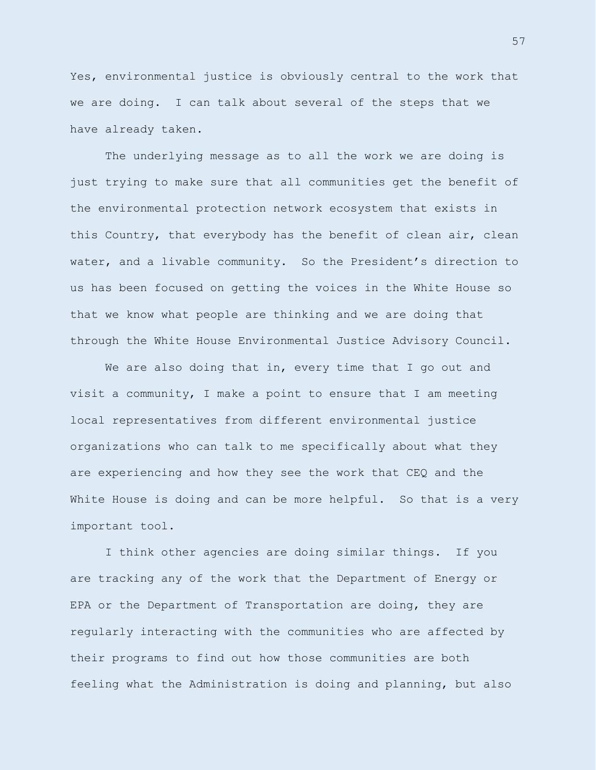Yes, environmental justice is obviously central to the work that we are doing. I can talk about several of the steps that we have already taken.

The underlying message as to all the work we are doing is just trying to make sure that all communities get the benefit of the environmental protection network ecosystem that exists in this Country, that everybody has the benefit of clean air, clean water, and a livable community. So the President's direction to us has been focused on getting the voices in the White House so that we know what people are thinking and we are doing that through the White House Environmental Justice Advisory Council.

We are also doing that in, every time that I go out and visit a community, I make a point to ensure that I am meeting local representatives from different environmental justice organizations who can talk to me specifically about what they are experiencing and how they see the work that CEQ and the White House is doing and can be more helpful. So that is a very important tool.

I think other agencies are doing similar things. If you are tracking any of the work that the Department of Energy or EPA or the Department of Transportation are doing, they are regularly interacting with the communities who are affected by their programs to find out how those communities are both feeling what the Administration is doing and planning, but also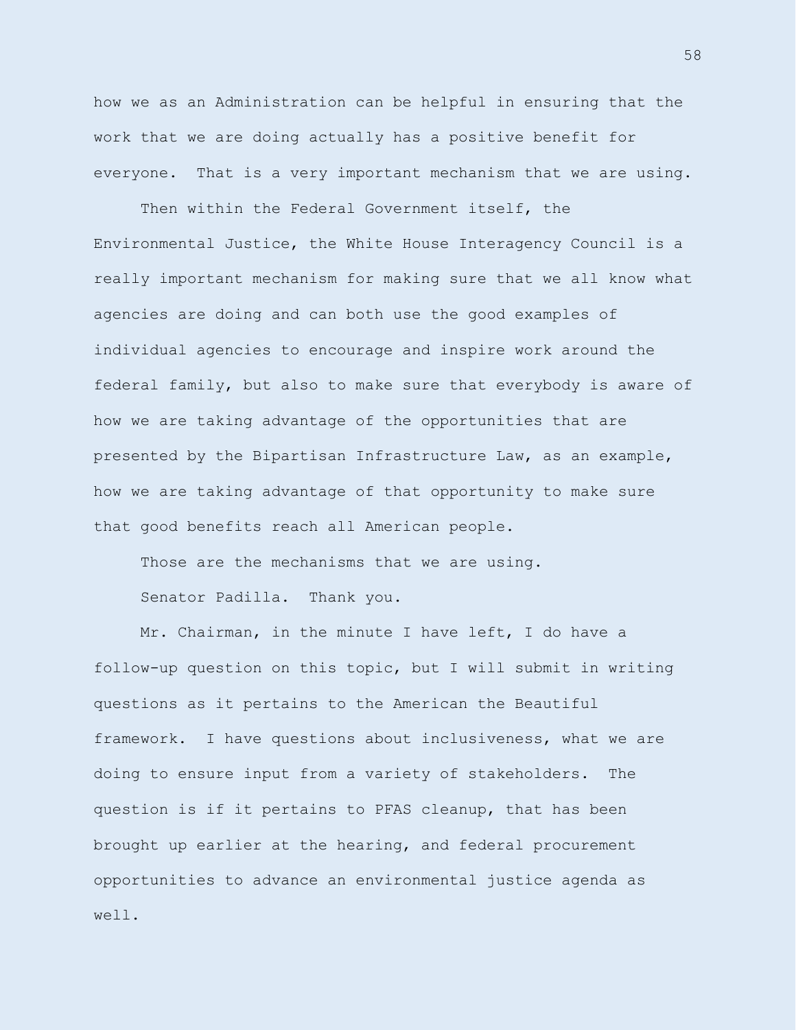how we as an Administration can be helpful in ensuring that the work that we are doing actually has a positive benefit for everyone. That is a very important mechanism that we are using.

Then within the Federal Government itself, the Environmental Justice, the White House Interagency Council is a really important mechanism for making sure that we all know what agencies are doing and can both use the good examples of individual agencies to encourage and inspire work around the federal family, but also to make sure that everybody is aware of how we are taking advantage of the opportunities that are presented by the Bipartisan Infrastructure Law, as an example, how we are taking advantage of that opportunity to make sure that good benefits reach all American people.

Those are the mechanisms that we are using.

Senator Padilla. Thank you.

Mr. Chairman, in the minute I have left, I do have a follow-up question on this topic, but I will submit in writing questions as it pertains to the American the Beautiful framework. I have questions about inclusiveness, what we are doing to ensure input from a variety of stakeholders. The question is if it pertains to PFAS cleanup, that has been brought up earlier at the hearing, and federal procurement opportunities to advance an environmental justice agenda as well.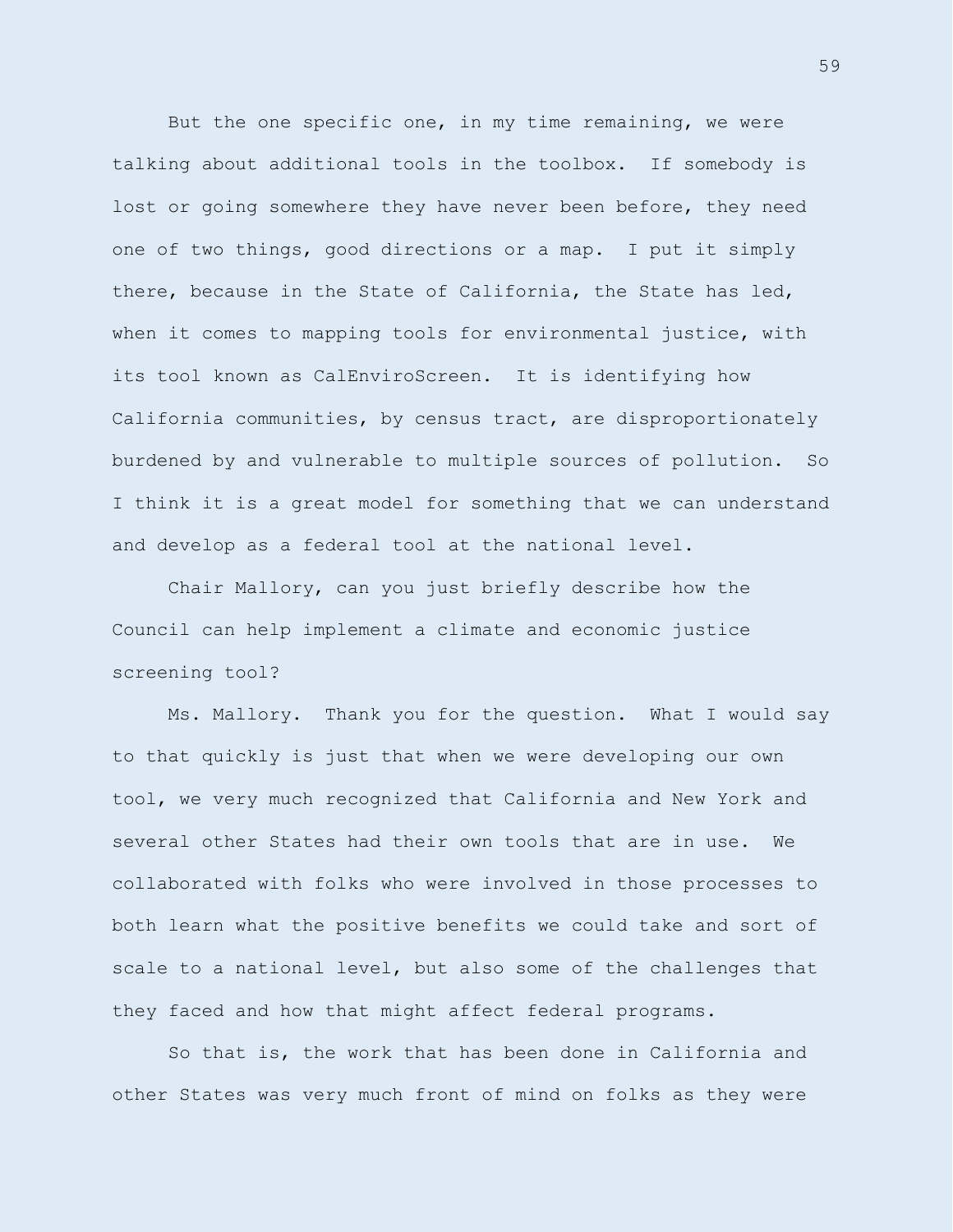But the one specific one, in my time remaining, we were talking about additional tools in the toolbox. If somebody is lost or going somewhere they have never been before, they need one of two things, good directions or a map. I put it simply there, because in the State of California, the State has led, when it comes to mapping tools for environmental justice, with its tool known as CalEnviroScreen. It is identifying how California communities, by census tract, are disproportionately burdened by and vulnerable to multiple sources of pollution. So I think it is a great model for something that we can understand and develop as a federal tool at the national level.

Chair Mallory, can you just briefly describe how the Council can help implement a climate and economic justice screening tool?

Ms. Mallory. Thank you for the question. What I would say to that quickly is just that when we were developing our own tool, we very much recognized that California and New York and several other States had their own tools that are in use. We collaborated with folks who were involved in those processes to both learn what the positive benefits we could take and sort of scale to a national level, but also some of the challenges that they faced and how that might affect federal programs.

So that is, the work that has been done in California and other States was very much front of mind on folks as they were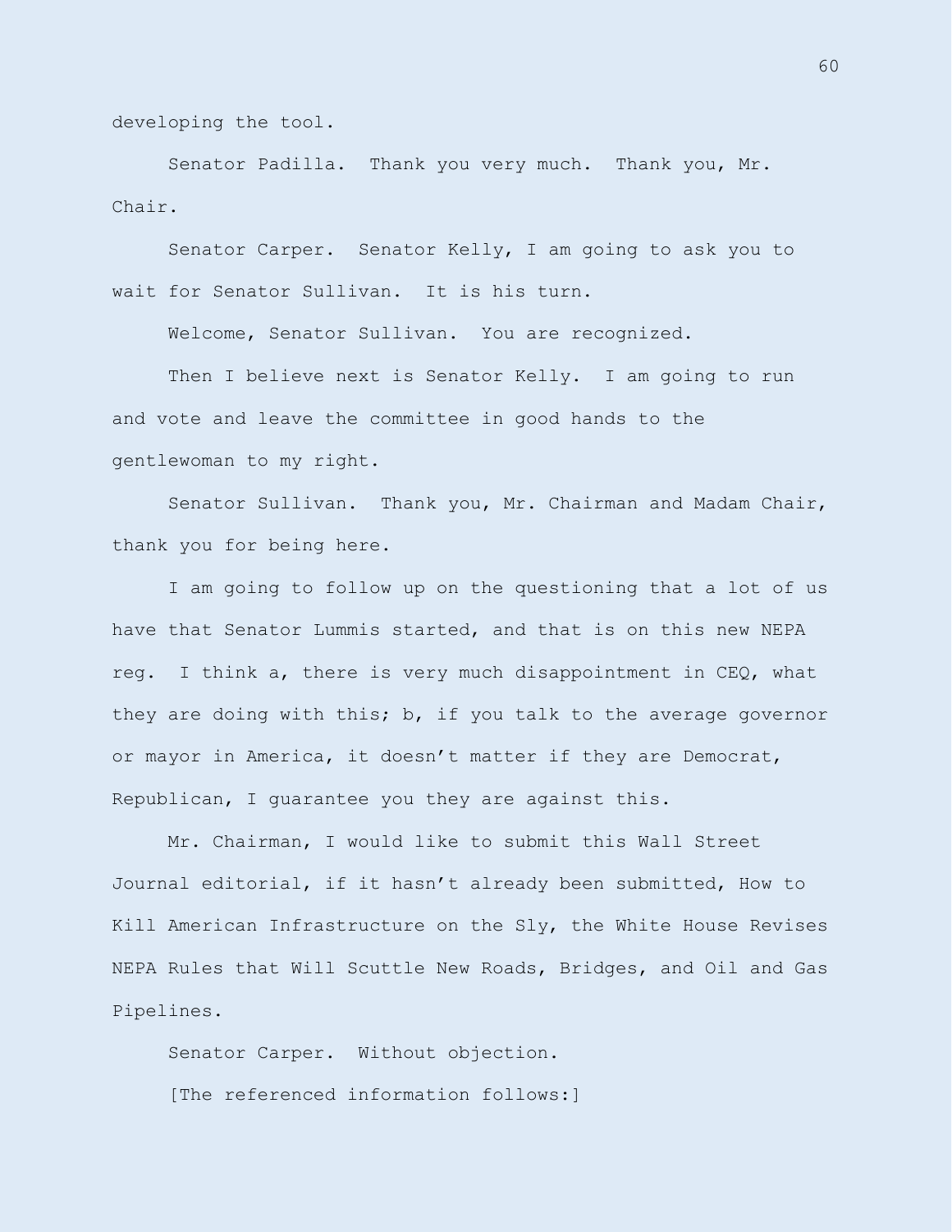developing the tool.

Senator Padilla. Thank you very much. Thank you, Mr. Chair.

Senator Carper. Senator Kelly, I am going to ask you to wait for Senator Sullivan. It is his turn.

Welcome, Senator Sullivan. You are recognized.

Then I believe next is Senator Kelly. I am going to run and vote and leave the committee in good hands to the gentlewoman to my right.

Senator Sullivan. Thank you, Mr. Chairman and Madam Chair, thank you for being here.

I am going to follow up on the questioning that a lot of us have that Senator Lummis started, and that is on this new NEPA reg. I think a, there is very much disappointment in CEQ, what they are doing with this; b, if you talk to the average governor or mayor in America, it doesn't matter if they are Democrat, Republican, I guarantee you they are against this.

Mr. Chairman, I would like to submit this Wall Street Journal editorial, if it hasn't already been submitted, How to Kill American Infrastructure on the Sly, the White House Revises NEPA Rules that Will Scuttle New Roads, Bridges, and Oil and Gas Pipelines.

Senator Carper. Without objection.

[The referenced information follows:]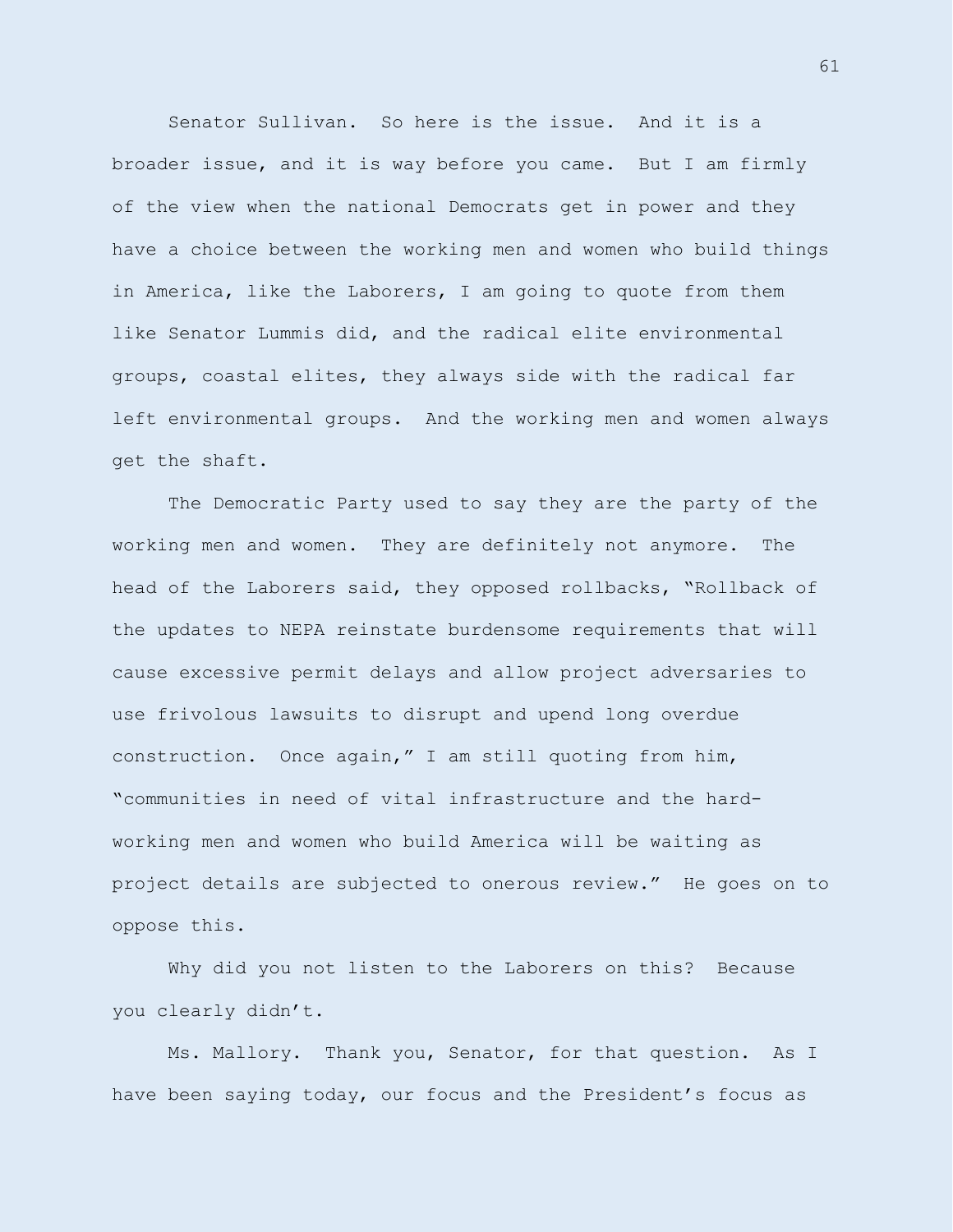Senator Sullivan. So here is the issue. And it is a broader issue, and it is way before you came. But I am firmly of the view when the national Democrats get in power and they have a choice between the working men and women who build things in America, like the Laborers, I am going to quote from them like Senator Lummis did, and the radical elite environmental groups, coastal elites, they always side with the radical far left environmental groups. And the working men and women always get the shaft.

The Democratic Party used to say they are the party of the working men and women. They are definitely not anymore. The head of the Laborers said, they opposed rollbacks, "Rollback of the updates to NEPA reinstate burdensome requirements that will cause excessive permit delays and allow project adversaries to use frivolous lawsuits to disrupt and upend long overdue construction. Once again," I am still quoting from him, "communities in need of vital infrastructure and the hard-working men and women who build America will be waiting as project details are subjected to onerous review." He goes on to oppose this.

Why did you not listen to the Laborers on this? Because you clearly didn't.

Ms. Mallory. Thank you, Senator, for that question. As I have been saying today, our focus and the President's focus as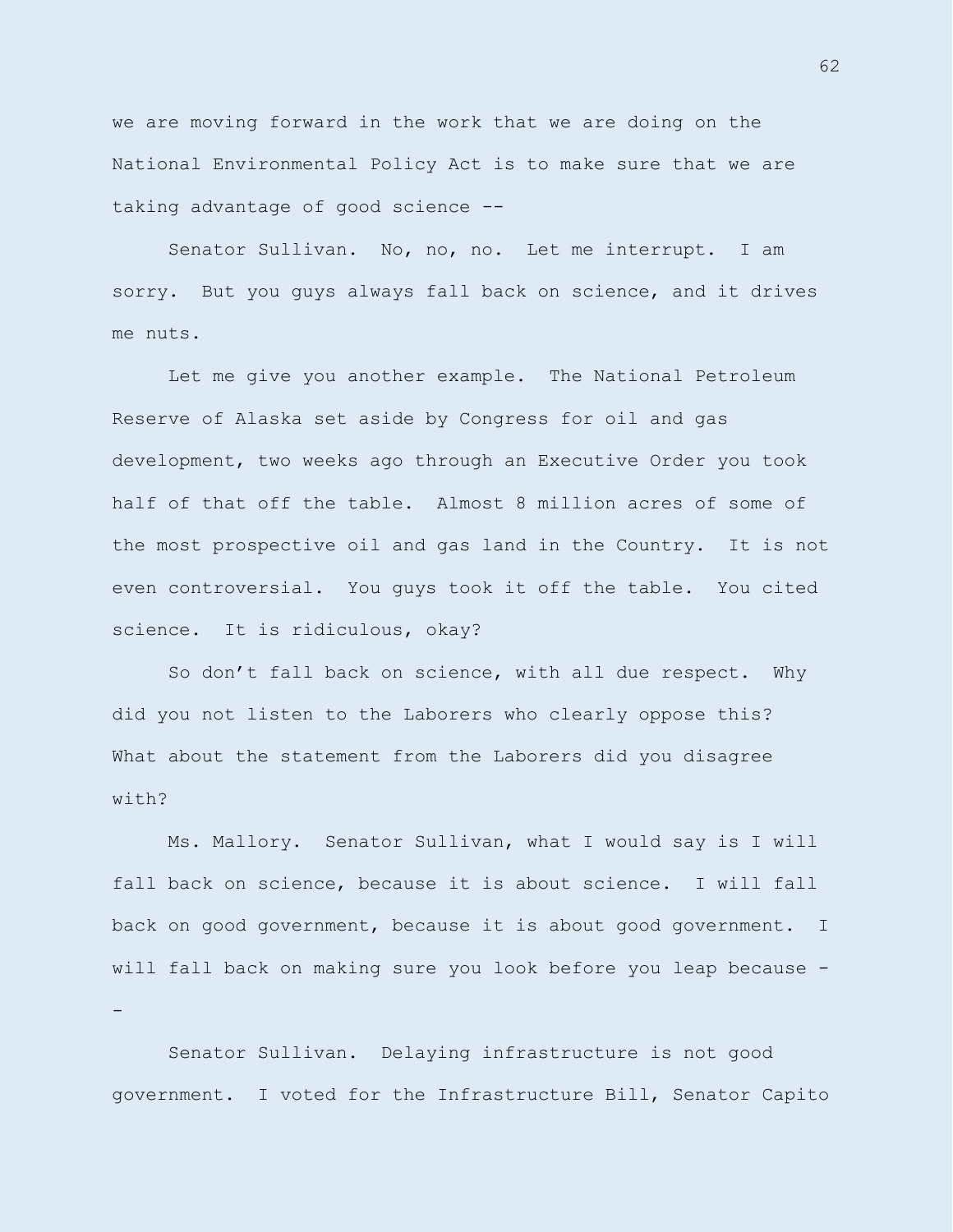we are moving forward in the work that we are doing on the National Environmental Policy Act is to make sure that we are taking advantage of good science --

Senator Sullivan. No, no, no. Let me interrupt. I am sorry. But you guys always fall back on science, and it drives me nuts.

Let me give you another example. The National Petroleum Reserve of Alaska set aside by Congress for oil and gas development, two weeks ago through an Executive Order you took half of that off the table. Almost 8 million acres of some of the most prospective oil and gas land in the Country. It is not even controversial. You guys took it off the table. You cited science. It is ridiculous, okay?

So don't fall back on science, with all due respect. Why did you not listen to the Laborers who clearly oppose this? What about the statement from the Laborers did you disagree with?

Ms. Mallory. Senator Sullivan, what I would say is I will fall back on science, because it is about science. I will fall back on good government, because it is about good government. I will fall back on making sure you look before you leap because --

Senator Sullivan. Delaying infrastructure is not good government. I voted for the Infrastructure Bill, Senator Capito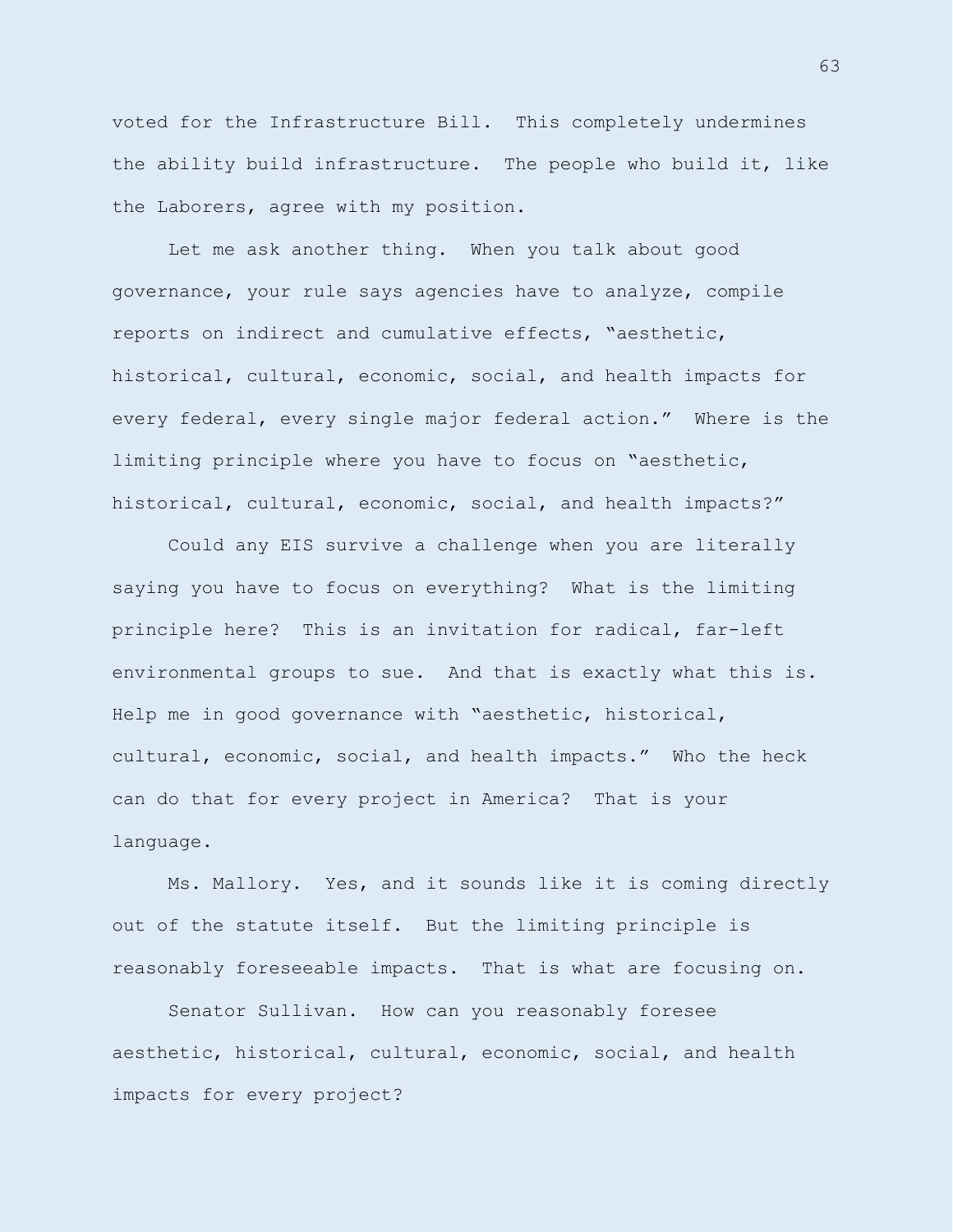voted for the Infrastructure Bill. This completely undermines the ability build infrastructure. The people who build it, like the Laborers, agree with my position.

Let me ask another thing. When you talk about good governance, your rule says agencies have to analyze, compile reports on indirect and cumulative effects, "aesthetic, historical, cultural, economic, social, and health impacts for every federal, every single major federal action." Where is the limiting principle where you have to focus on "aesthetic, historical, cultural, economic, social, and health impacts?"

Could any EIS survive a challenge when you are literally saying you have to focus on everything? What is the limiting principle here? This is an invitation for radical, far-left environmental groups to sue. And that is exactly what this is. Help me in good governance with "aesthetic, historical, cultural, economic, social, and health impacts." Who the heck can do that for every project in America? That is your language.

Ms. Mallory. Yes, and it sounds like it is coming directly out of the statute itself. But the limiting principle is reasonably foreseeable impacts. That is what are focusing on.

Senator Sullivan. How can you reasonably foresee aesthetic, historical, cultural, economic, social, and health impacts for every project?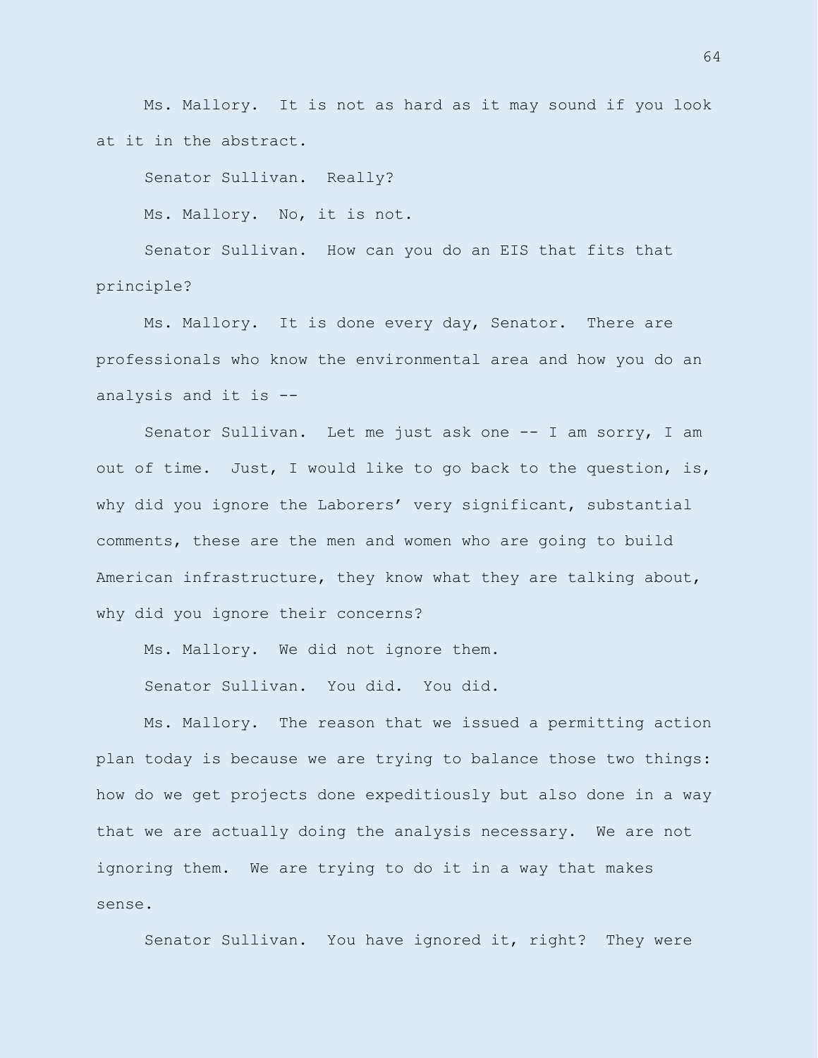Ms. Mallory. It is not as hard as it may sound if you look at it in the abstract.

Senator Sullivan. Really?

Ms. Mallory. No, it is not.

Senator Sullivan. How can you do an EIS that fits that principle?

Ms. Mallory. It is done every day, Senator. There are professionals who know the environmental area and how you do an analysis and it is --

Senator Sullivan. Let me just ask one -- I am sorry, I am out of time. Just, I would like to go back to the question, is, why did you ignore the Laborers' very significant, substantial comments, these are the men and women who are going to build American infrastructure, they know what they are talking about, why did you ignore their concerns?

Ms. Mallory. We did not ignore them.

Senator Sullivan. You did. You did.

Ms. Mallory. The reason that we issued a permitting action plan today is because we are trying to balance those two things: how do we get projects done expeditiously but also done in a way that we are actually doing the analysis necessary. We are not ignoring them. We are trying to do it in a way that makes sense.

Senator Sullivan. You have ignored it, right? They were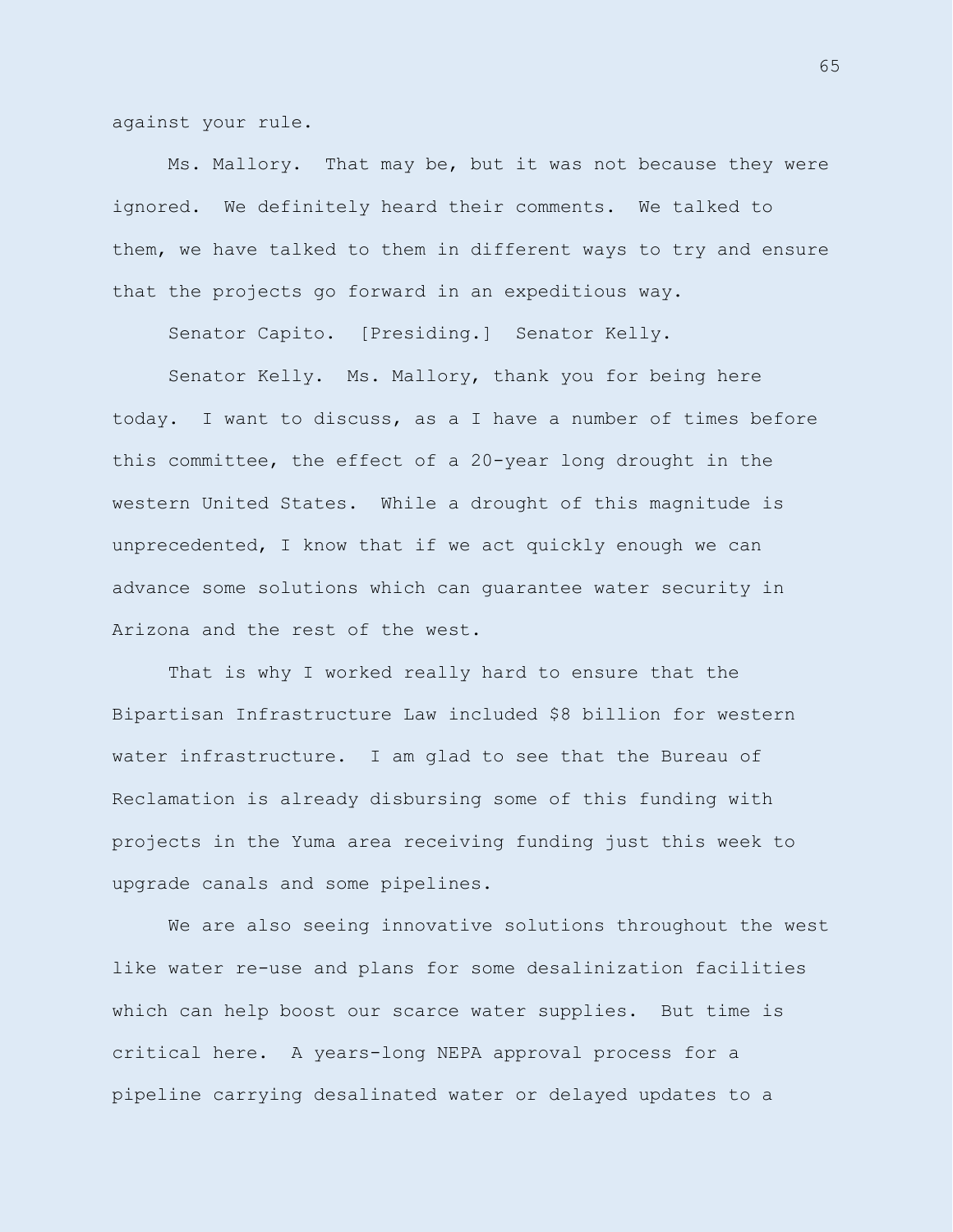against your rule.

Ms. Mallory. That may be, but it was not because they were ignored. We definitely heard their comments. We talked to them, we have talked to them in different ways to try and ensure that the projects go forward in an expeditious way.

Senator Capito. [Presiding.] Senator Kelly.

Senator Kelly. Ms. Mallory, thank you for being here today. I want to discuss, as a I have a number of times before this committee, the effect of a 20-year long drought in the western United States. While a drought of this magnitude is unprecedented, I know that if we act quickly enough we can advance some solutions which can guarantee water security in Arizona and the rest of the west.

That is why I worked really hard to ensure that the Bipartisan Infrastructure Law included $8 billion for western water infrastructure. I am glad to see that the Bureau of Reclamation is already disbursing some of this funding with projects in the Yuma area receiving funding just this week to upgrade canals and some pipelines.

We are also seeing innovative solutions throughout the west like water re-use and plans for some desalinization facilities which can help boost our scarce water supplies. But time is critical here. A years-long NEPA approval process for a pipeline carrying desalinated water or delayed updates to a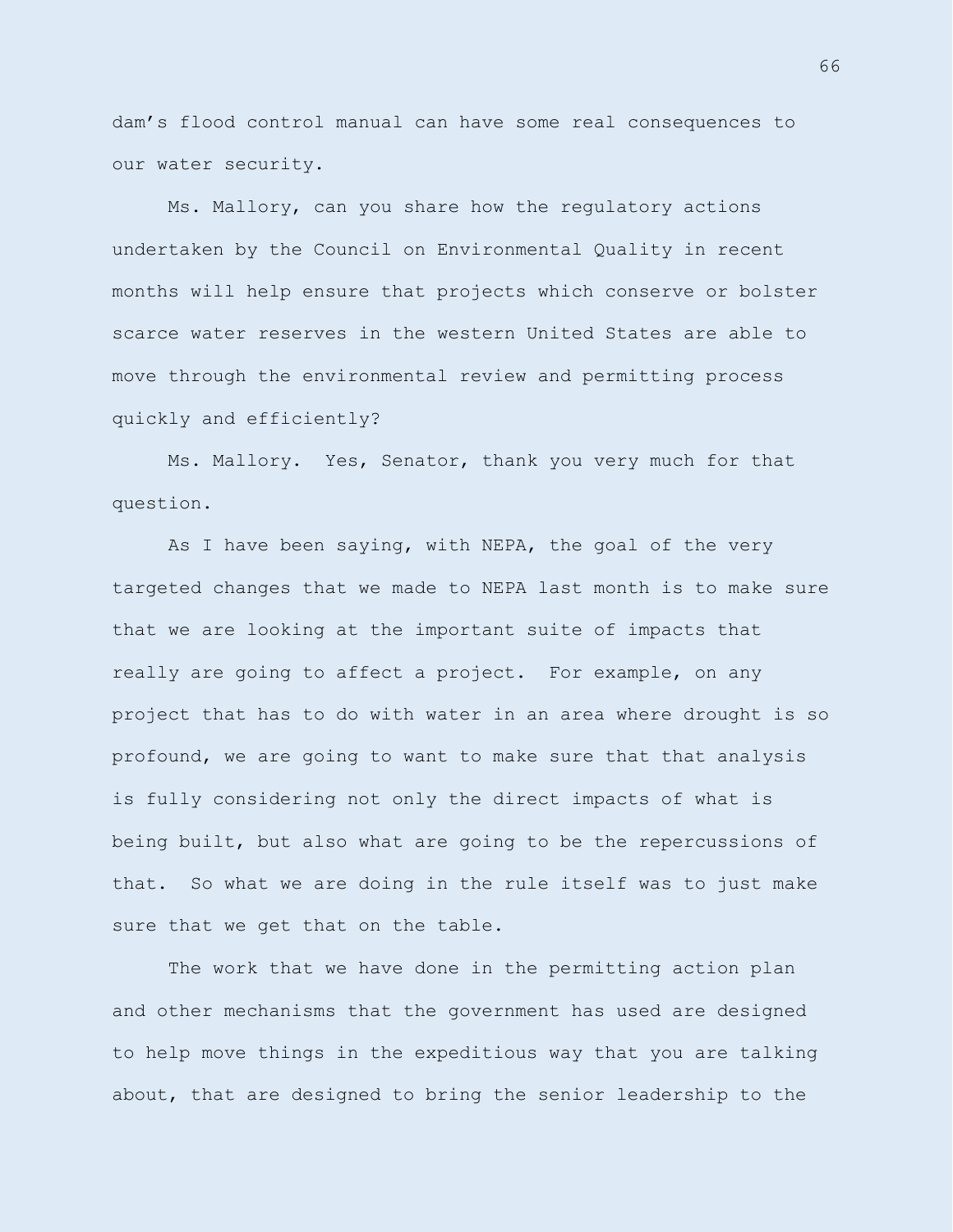dam’s flood control manual can have some real consequences to our water security.

Ms. Mallory, can you share how the regulatory actions undertaken by the Council on Environmental Quality in recent months will help ensure that projects which conserve or bolster scarce water reserves in the western United States are able to move through the environmental review and permitting process quickly and efficiently?

Ms. Mallory. Yes, Senator, thank you very much for that question.

As I have been saying, with NEPA, the goal of the very targeted changes that we made to NEPA last month is to make sure that we are looking at the important suite of impacts that really are going to affect a project. For example, on any project that has to do with water in an area where drought is so profound, we are going to want to make sure that that analysis is fully considering not only the direct impacts of what is being built, but also what are going to be the repercussions of that. So what we are doing in the rule itself was to just make sure that we get that on the table.

The work that we have done in the permitting action plan and other mechanisms that the government has used are designed to help move things in the expeditious way that you are talking about, that are designed to bring the senior leadership to the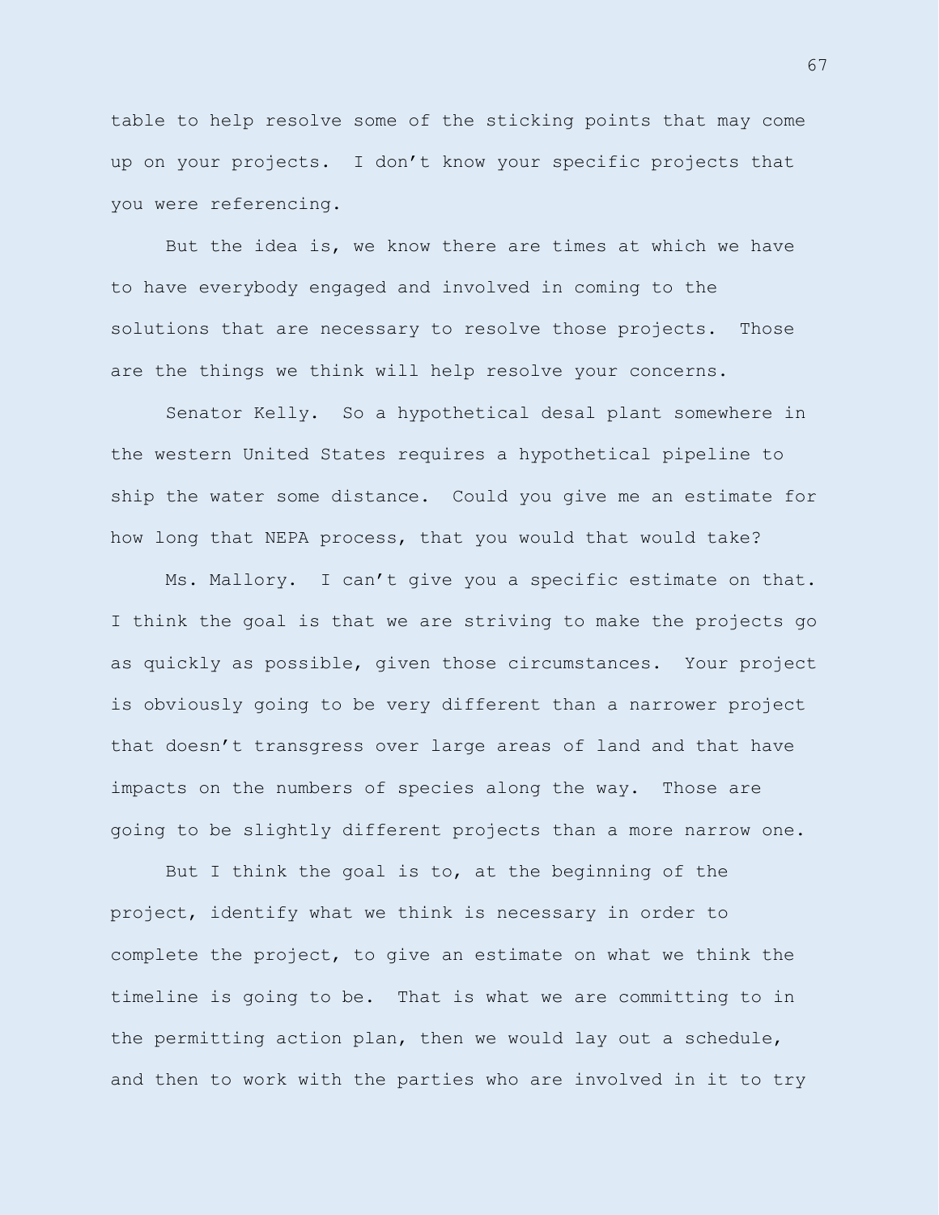table to help resolve some of the sticking points that may come up on your projects. I don't know your specific projects that you were referencing.

But the idea is, we know there are times at which we have to have everybody engaged and involved in coming to the solutions that are necessary to resolve those projects. Those are the things we think will help resolve your concerns.

Senator Kelly. So a hypothetical desal plant somewhere in the western United States requires a hypothetical pipeline to ship the water some distance. Could you give me an estimate for how long that NEPA process, that you would that would take?

Ms. Mallory. I can't give you a specific estimate on that. I think the goal is that we are striving to make the projects go as quickly as possible, given those circumstances. Your project is obviously going to be very different than a narrower project that doesn't transgress over large areas of land and that have impacts on the numbers of species along the way. Those are going to be slightly different projects than a more narrow one.

But I think the goal is to, at the beginning of the project, identify what we think is necessary in order to complete the project, to give an estimate on what we think the timeline is going to be. That is what we are committing to in the permitting action plan, then we would lay out a schedule, and then to work with the parties who are involved in it to try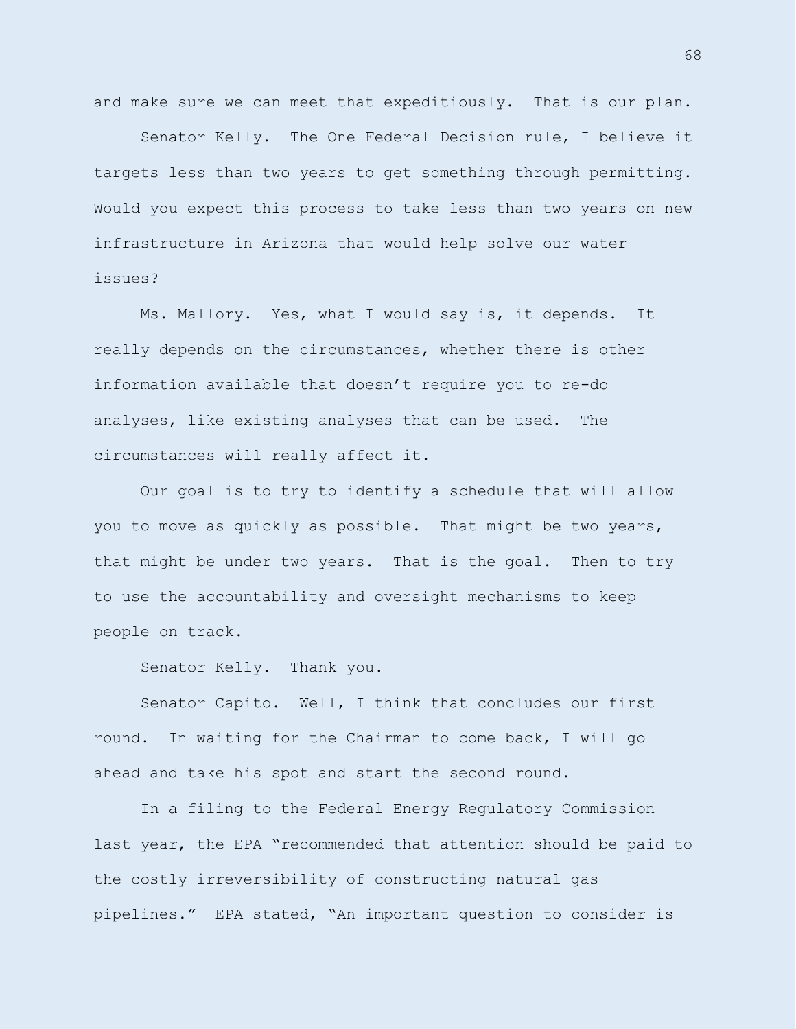and make sure we can meet that expeditiously. That is our plan.

Senator Kelly. The One Federal Decision rule, I believe it targets less than two years to get something through permitting. Would you expect this process to take less than two years on new infrastructure in Arizona that would help solve our water issues?

Ms. Mallory. Yes, what I would say is, it depends. It really depends on the circumstances, whether there is other information available that doesn't require you to re-do analyses, like existing analyses that can be used. The circumstances will really affect it.

Our goal is to try to identify a schedule that will allow you to move as quickly as possible. That might be two years, that might be under two years. That is the goal. Then to try to use the accountability and oversight mechanisms to keep people on track.

Senator Kelly. Thank you.

Senator Capito. Well, I think that concludes our first round. In waiting for the Chairman to come back, I will go ahead and take his spot and start the second round.

In a filing to the Federal Energy Regulatory Commission last year, the EPA "recommended that attention should be paid to the costly irreversibility of constructing natural gas pipelines." EPA stated, "An important question to consider is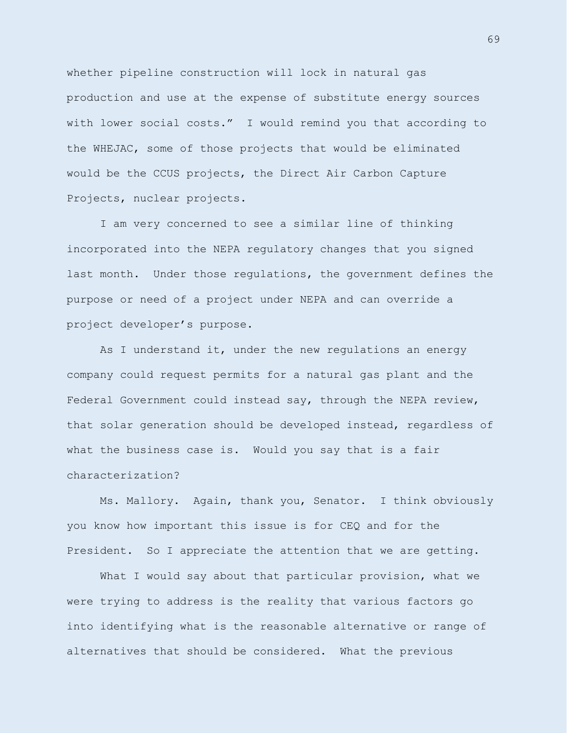whether pipeline construction will lock in natural gas production and use at the expense of substitute energy sources with lower social costs." I would remind you that according to the WHEJAC, some of those projects that would be eliminated would be the CCUS projects, the Direct Air Carbon Capture Projects, nuclear projects.

I am very concerned to see a similar line of thinking incorporated into the NEPA regulatory changes that you signed last month. Under those regulations, the government defines the purpose or need of a project under NEPA and can override a project developer's purpose.

As I understand it, under the new regulations an energy company could request permits for a natural gas plant and the Federal Government could instead say, through the NEPA review, that solar generation should be developed instead, regardless of what the business case is. Would you say that is a fair characterization?

Ms. Mallory. Again, thank you, Senator. I think obviously you know how important this issue is for CEQ and for the President. So I appreciate the attention that we are getting.

What I would say about that particular provision, what we were trying to address is the reality that various factors go into identifying what is the reasonable alternative or range of alternatives that should be considered. What the previous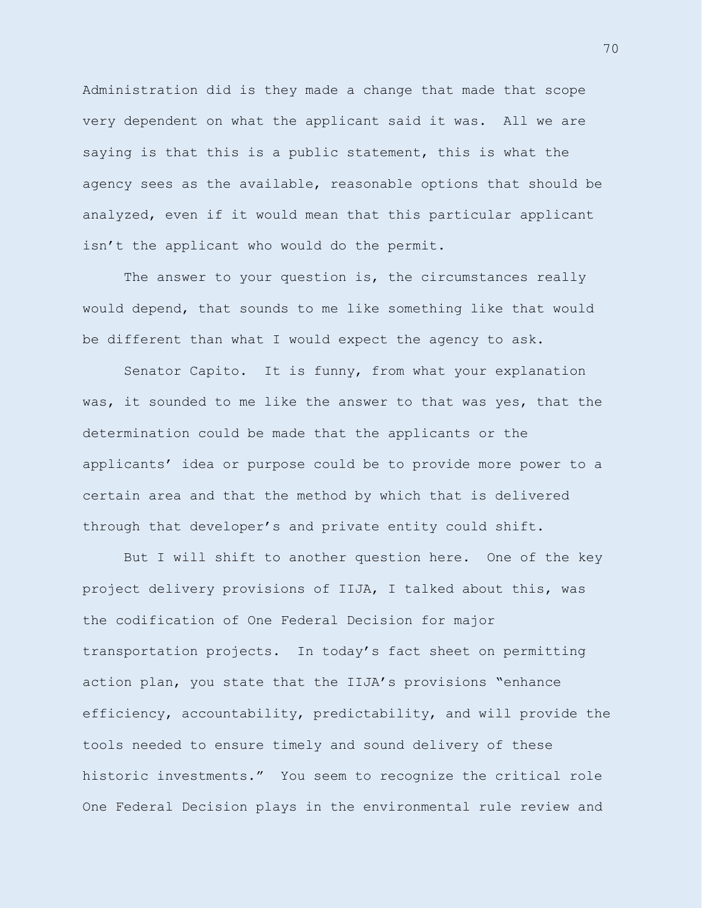Administration did is they made a change that made that scope very dependent on what the applicant said it was. All we are saying is that this is a public statement, this is what the agency sees as the available, reasonable options that should be analyzed, even if it would mean that this particular applicant isn't the applicant who would do the permit.

The answer to your question is, the circumstances really would depend, that sounds to me like something like that would be different than what I would expect the agency to ask.

Senator Capito. It is funny, from what your explanation was, it sounded to me like the answer to that was yes, that the determination could be made that the applicants or the applicants' idea or purpose could be to provide more power to a certain area and that the method by which that is delivered through that developer's and private entity could shift.

But I will shift to another question here. One of the key project delivery provisions of IIJA, I talked about this, was the codification of One Federal Decision for major transportation projects. In today's fact sheet on permitting action plan, you state that the IIJA's provisions "enhance efficiency, accountability, predictability, and will provide the tools needed to ensure timely and sound delivery of these historic investments." You seem to recognize the critical role One Federal Decision plays in the environmental rule review and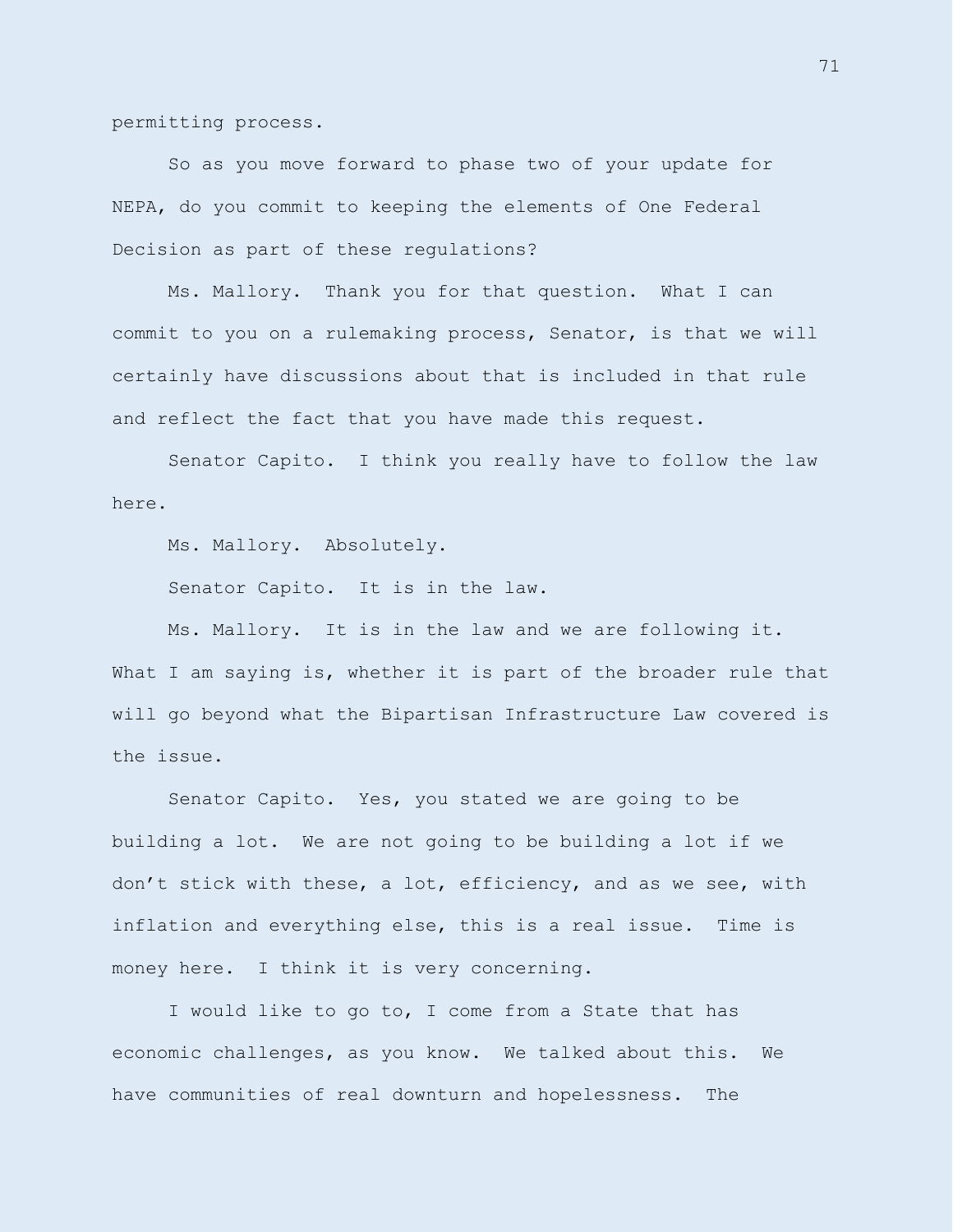permitting process.

So as you move forward to phase two of your update for NEPA, do you commit to keeping the elements of One Federal Decision as part of these regulations?

Ms. Mallory. Thank you for that question. What I can commit to you on a rulemaking process, Senator, is that we will certainly have discussions about that is included in that rule and reflect the fact that you have made this request.

Senator Capito. I think you really have to follow the law here.

Ms. Mallory. Absolutely.

Senator Capito. It is in the law.

Ms. Mallory. It is in the law and we are following it. What I am saying is, whether it is part of the broader rule that will go beyond what the Bipartisan Infrastructure Law covered is the issue.

Senator Capito. Yes, you stated we are going to be building a lot. We are not going to be building a lot if we don't stick with these, a lot, efficiency, and as we see, with inflation and everything else, this is a real issue. Time is money here. I think it is very concerning.

I would like to go to, I come from a State that has economic challenges, as you know. We talked about this. We have communities of real downturn and hopelessness. The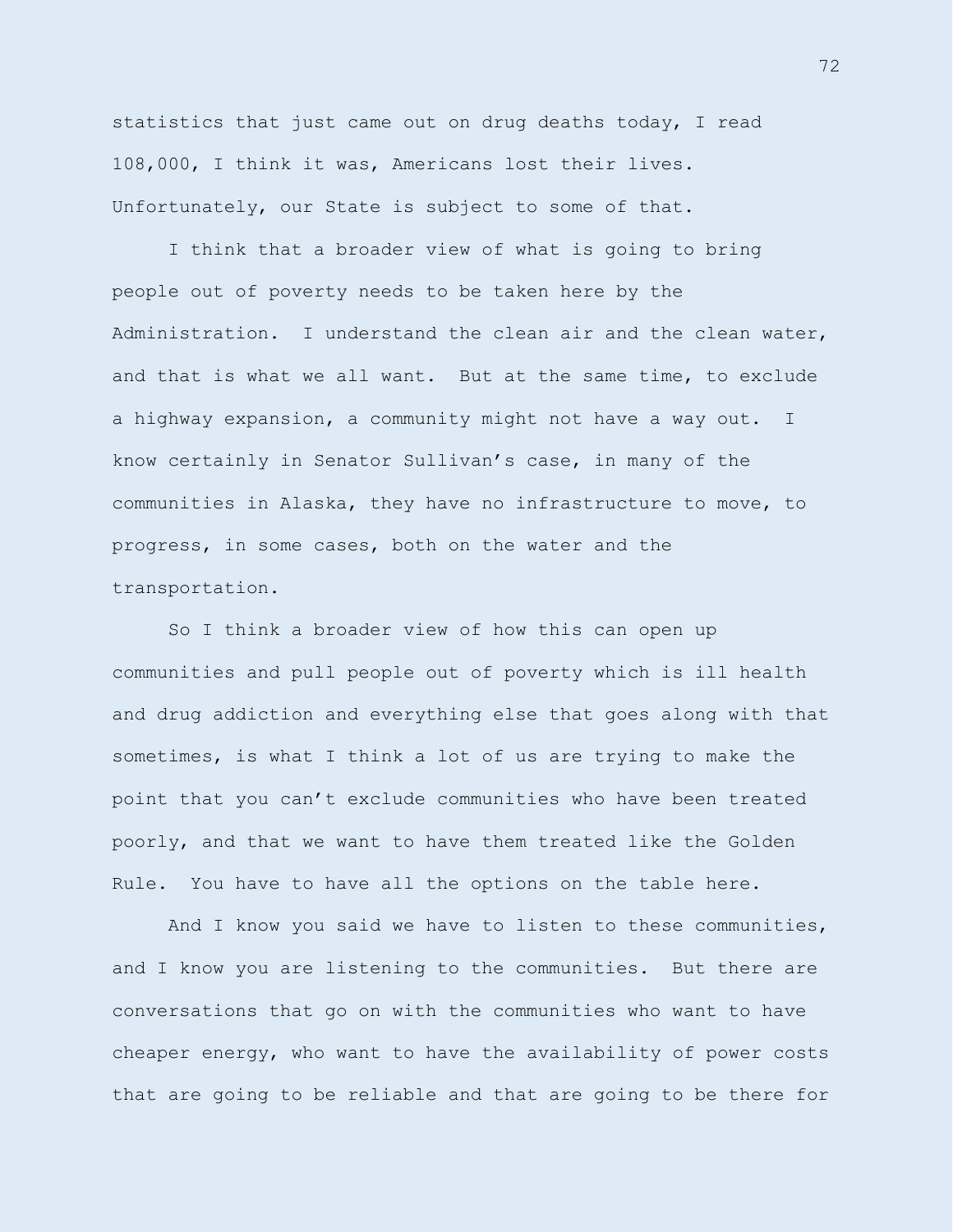statistics that just came out on drug deaths today, I read 108,000, I think it was, Americans lost their lives. Unfortunately, our State is subject to some of that.

I think that a broader view of what is going to bring people out of poverty needs to be taken here by the Administration. I understand the clean air and the clean water, and that is what we all want. But at the same time, to exclude a highway expansion, a community might not have a way out. I know certainly in Senator Sullivan's case, in many of the communities in Alaska, they have no infrastructure to move, to progress, in some cases, both on the water and the transportation.

So I think a broader view of how this can open up communities and pull people out of poverty which is ill health and drug addiction and everything else that goes along with that sometimes, is what I think a lot of us are trying to make the point that you can't exclude communities who have been treated poorly, and that we want to have them treated like the Golden Rule. You have to have all the options on the table here.

And I know you said we have to listen to these communities, and I know you are listening to the communities. But there are conversations that go on with the communities who want to have cheaper energy, who want to have the availability of power costs that are going to be reliable and that are going to be there for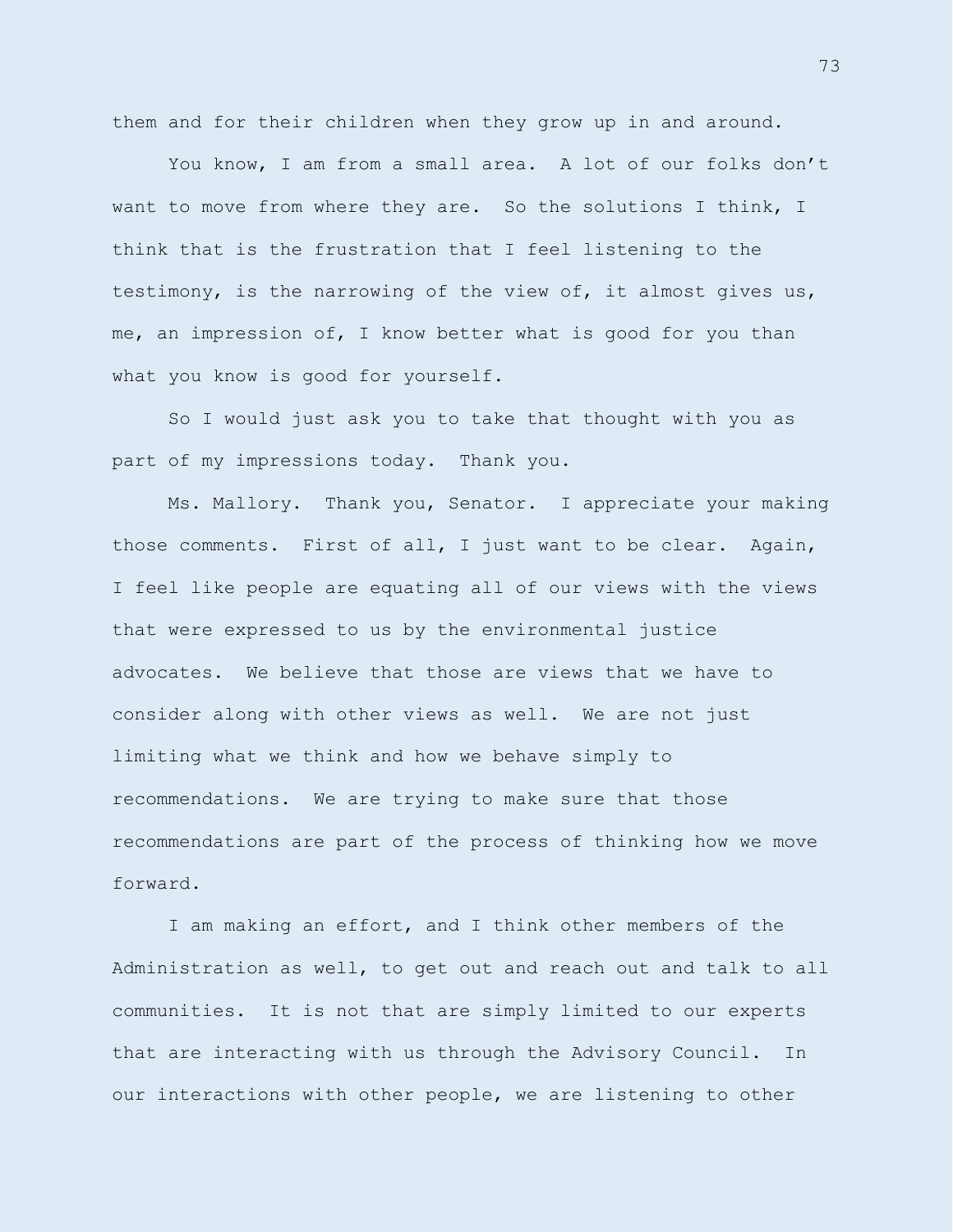them and for their children when they grow up in and around.

You know, I am from a small area. A lot of our folks don't want to move from where they are. So the solutions I think, I think that is the frustration that I feel listening to the testimony, is the narrowing of the view of, it almost gives us, me, an impression of, I know better what is good for you than what you know is good for yourself.

So I would just ask you to take that thought with you as part of my impressions today. Thank you.

Ms. Mallory. Thank you, Senator. I appreciate your making those comments. First of all, I just want to be clear. Again, I feel like people are equating all of our views with the views that were expressed to us by the environmental justice advocates. We believe that those are views that we have to consider along with other views as well. We are not just limiting what we think and how we behave simply to recommendations. We are trying to make sure that those recommendations are part of the process of thinking how we move forward.

I am making an effort, and I think other members of the Administration as well, to get out and reach out and talk to all communities. It is not that are simply limited to our experts that are interacting with us through the Advisory Council. In our interactions with other people, we are listening to other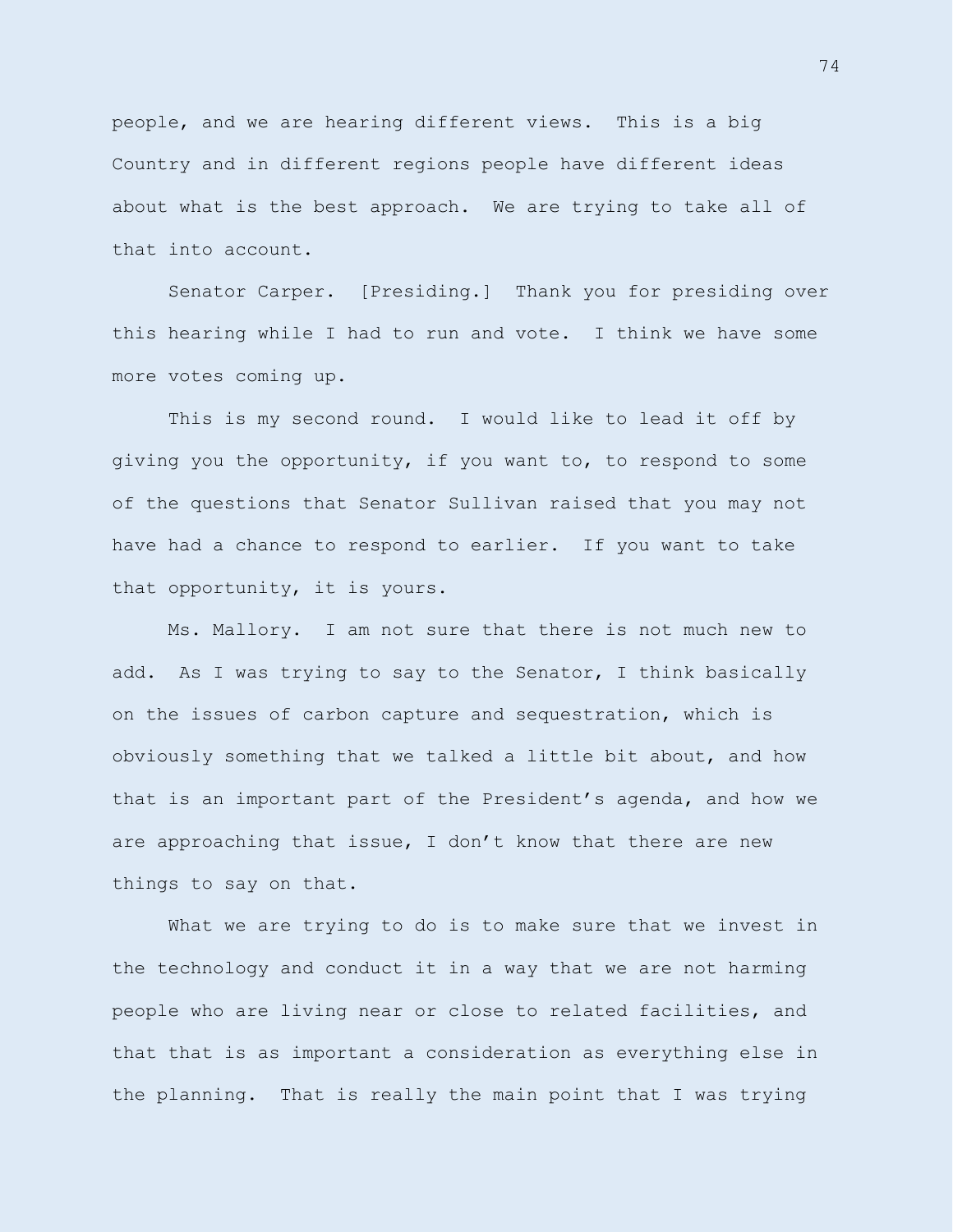people, and we are hearing different views. This is a big Country and in different regions people have different ideas about what is the best approach. We are trying to take all of that into account.

Senator Carper. [Presiding.] Thank you for presiding over this hearing while I had to run and vote. I think we have some more votes coming up.

This is my second round. I would like to lead it off by giving you the opportunity, if you want to, to respond to some of the questions that Senator Sullivan raised that you may not have had a chance to respond to earlier. If you want to take that opportunity, it is yours.

Ms. Mallory. I am not sure that there is not much new to add. As I was trying to say to the Senator, I think basically on the issues of carbon capture and sequestration, which is obviously something that we talked a little bit about, and how that is an important part of the President's agenda, and how we are approaching that issue, I don't know that there are new things to say on that.

What we are trying to do is to make sure that we invest in the technology and conduct it in a way that we are not harming people who are living near or close to related facilities, and that that is as important a consideration as everything else in the planning. That is really the main point that I was trying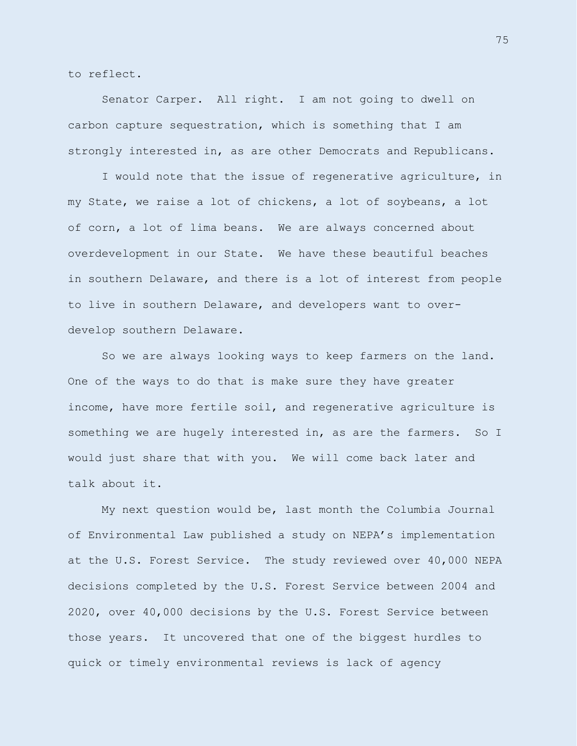to reflect.

Senator Carper. All right. I am not going to dwell on carbon capture sequestration, which is something that I am strongly interested in, as are other Democrats and Republicans.

I would note that the issue of regenerative agriculture, in my State, we raise a lot of chickens, a lot of soybeans, a lot of corn, a lot of lima beans. We are always concerned about overdevelopment in our State. We have these beautiful beaches in southern Delaware, and there is a lot of interest from people to live in southern Delaware, and developers want to over-develop southern Delaware.

So we are always looking ways to keep farmers on the land. One of the ways to do that is make sure they have greater income, have more fertile soil, and regenerative agriculture is something we are hugely interested in, as are the farmers. So I would just share that with you. We will come back later and talk about it.

My next question would be, last month the Columbia Journal of Environmental Law published a study on NEPA's implementation at the U.S. Forest Service. The study reviewed over 40,000 NEPA decisions completed by the U.S. Forest Service between 2004 and 2020, over 40,000 decisions by the U.S. Forest Service between those years. It uncovered that one of the biggest hurdles to quick or timely environmental reviews is lack of agency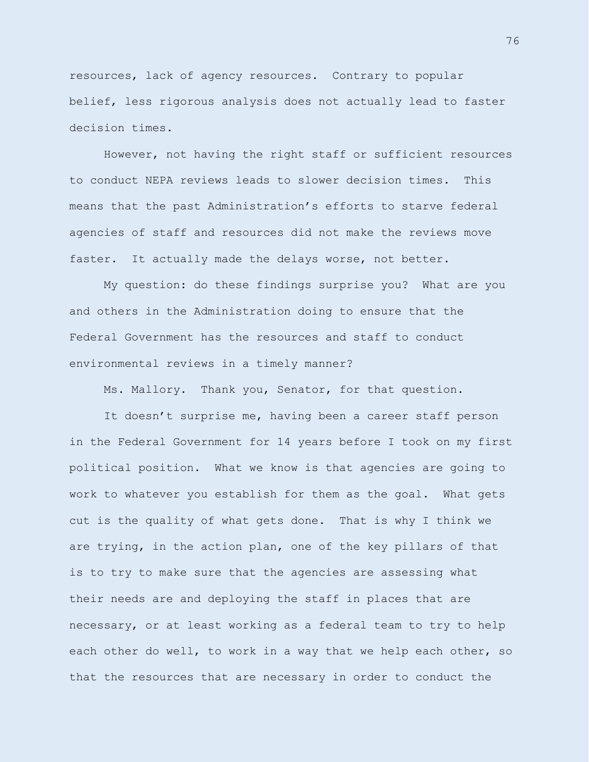resources, lack of agency resources. Contrary to popular belief, less rigorous analysis does not actually lead to faster decision times.

However, not having the right staff or sufficient resources to conduct NEPA reviews leads to slower decision times. This means that the past Administration's efforts to starve federal agencies of staff and resources did not make the reviews move faster. It actually made the delays worse, not better.

My question: do these findings surprise you? What are you and others in the Administration doing to ensure that the Federal Government has the resources and staff to conduct environmental reviews in a timely manner?

Ms. Mallory. Thank you, Senator, for that question.

It doesn't surprise me, having been a career staff person in the Federal Government for 14 years before I took on my first political position. What we know is that agencies are going to work to whatever you establish for them as the goal. What gets cut is the quality of what gets done. That is why I think we are trying, in the action plan, one of the key pillars of that is to try to make sure that the agencies are assessing what their needs are and deploying the staff in places that are necessary, or at least working as a federal team to try to help each other do well, to work in a way that we help each other, so that the resources that are necessary in order to conduct the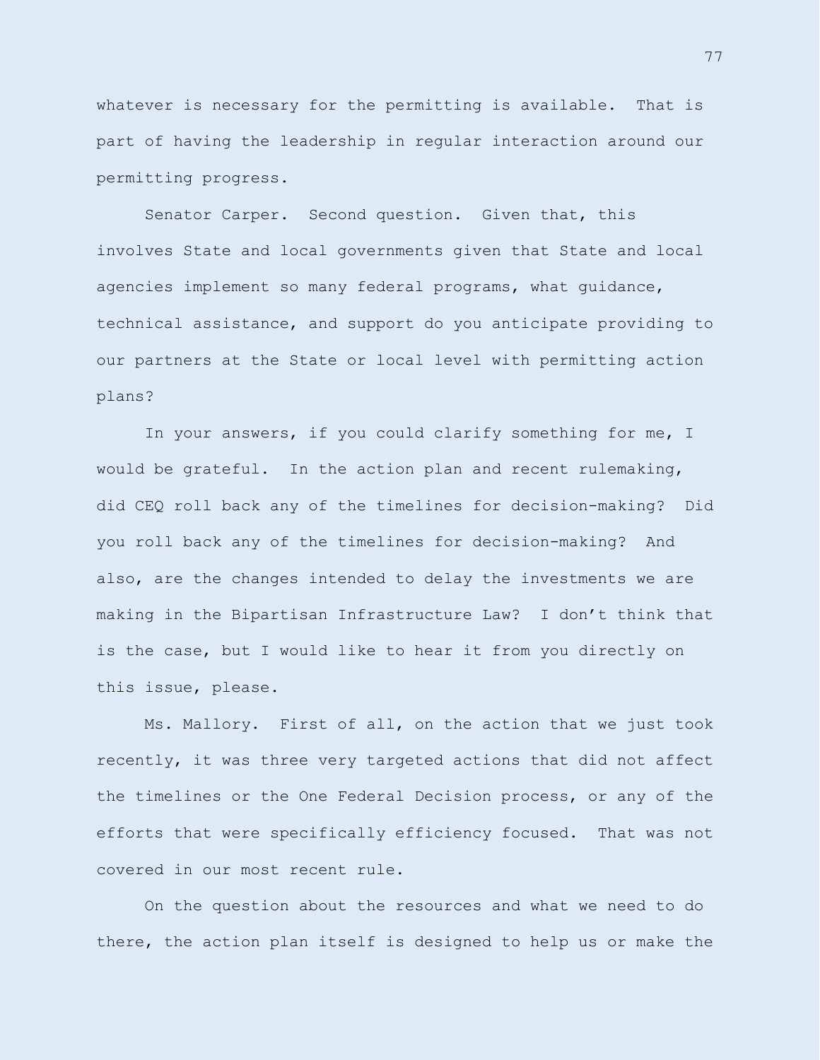whatever is necessary for the permitting is available. That is part of having the leadership in regular interaction around our permitting progress.

Senator Carper. Second question. Given that, this involves State and local governments given that State and local agencies implement so many federal programs, what guidance, technical assistance, and support do you anticipate providing to our partners at the State or local level with permitting action plans?

In your answers, if you could clarify something for me, I would be grateful. In the action plan and recent rulemaking, did CEQ roll back any of the timelines for decision-making? Did you roll back any of the timelines for decision-making? And also, are the changes intended to delay the investments we are making in the Bipartisan Infrastructure Law? I don't think that is the case, but I would like to hear it from you directly on this issue, please.

Ms. Mallory. First of all, on the action that we just took recently, it was three very targeted actions that did not affect the timelines or the One Federal Decision process, or any of the efforts that were specifically efficiency focused. That was not covered in our most recent rule.

On the question about the resources and what we need to do there, the action plan itself is designed to help us or make the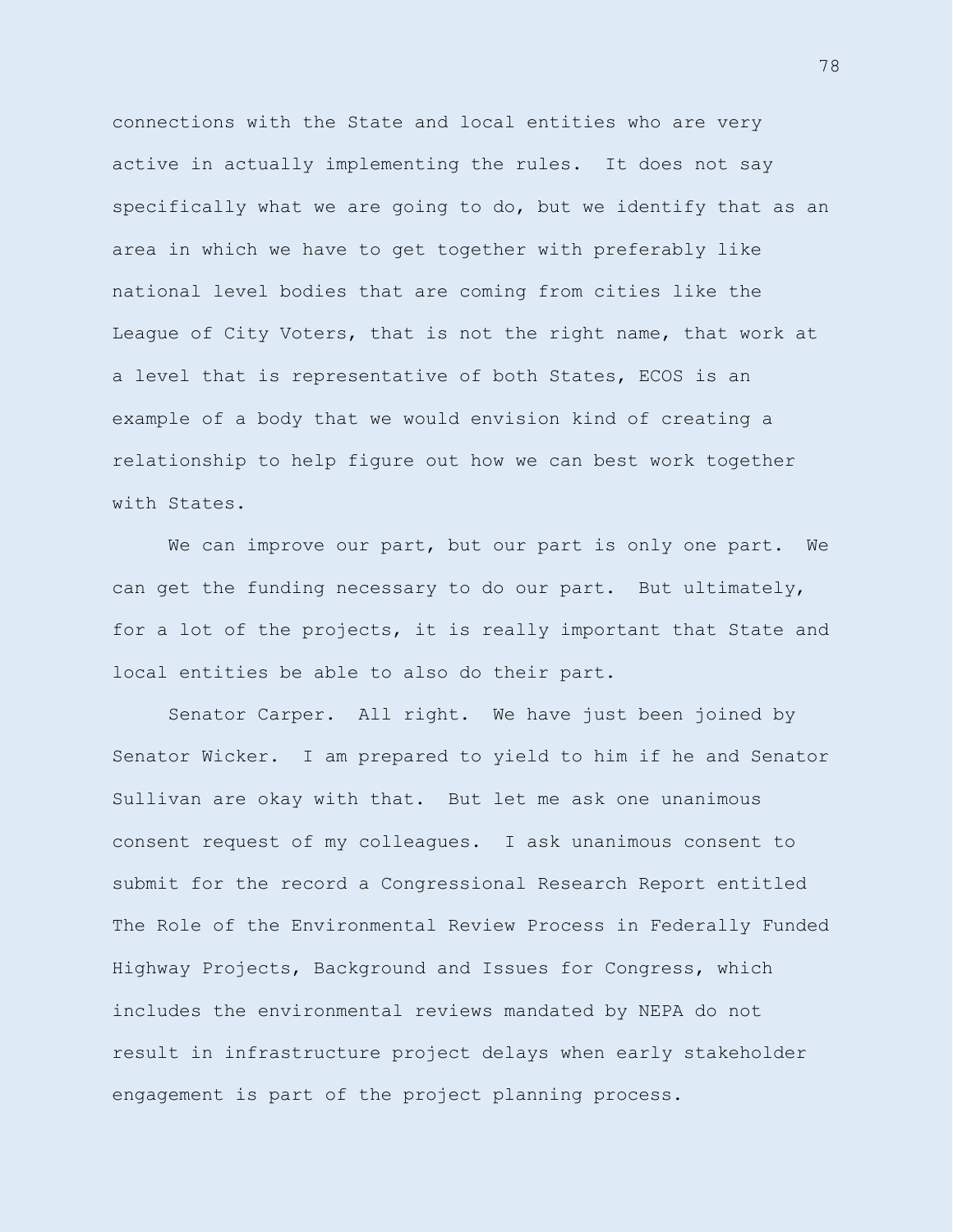connections with the State and local entities who are very active in actually implementing the rules. It does not say specifically what we are going to do, but we identify that as an area in which we have to get together with preferably like national level bodies that are coming from cities like the League of City Voters, that is not the right name, that work at a level that is representative of both States, ECOS is an example of a body that we would envision kind of creating a relationship to help figure out how we can best work together with States.

We can improve our part, but our part is only one part. We can get the funding necessary to do our part. But ultimately, for a lot of the projects, it is really important that State and local entities be able to also do their part.

Senator Carper. All right. We have just been joined by Senator Wicker. I am prepared to yield to him if he and Senator Sullivan are okay with that. But let me ask one unanimous consent request of my colleagues. I ask unanimous consent to submit for the record a Congressional Research Report entitled The Role of the Environmental Review Process in Federally Funded Highway Projects, Background and Issues for Congress, which includes the environmental reviews mandated by NEPA do not result in infrastructure project delays when early stakeholder engagement is part of the project planning process.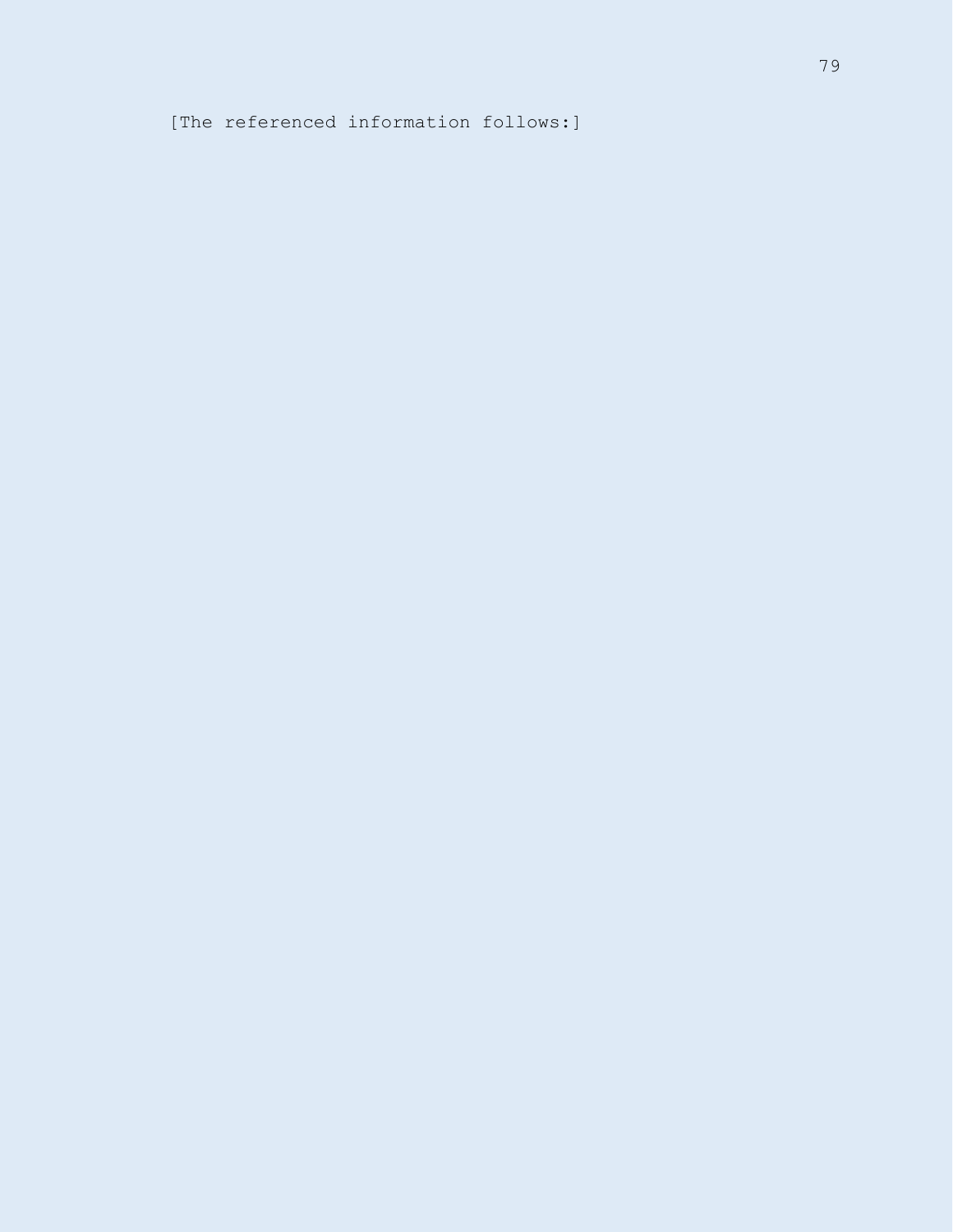[The referenced information follows:]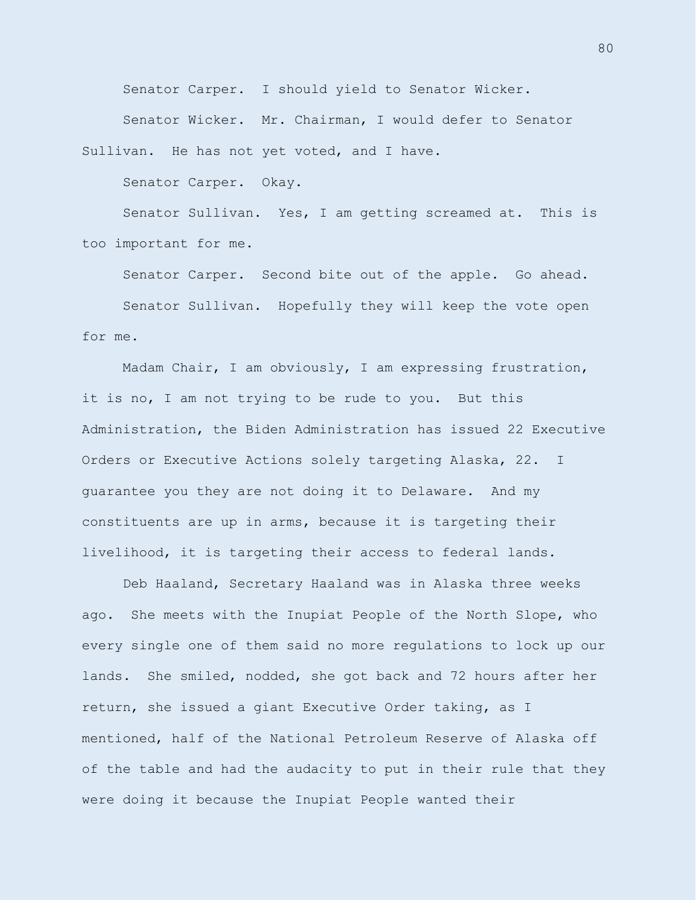Senator Carper. I should yield to Senator Wicker.

Senator Wicker. Mr. Chairman, I would defer to Senator Sullivan. He has not yet voted, and I have.

Senator Carper. Okay.

Senator Sullivan. Yes, I am getting screamed at. This is too important for me.

Senator Carper. Second bite out of the apple. Go ahead.

Senator Sullivan. Hopefully they will keep the vote open for me.

Madam Chair, I am obviously, I am expressing frustration, it is no, I am not trying to be rude to you. But this Administration, the Biden Administration has issued 22 Executive Orders or Executive Actions solely targeting Alaska, 22. I guarantee you they are not doing it to Delaware. And my constituents are up in arms, because it is targeting their livelihood, it is targeting their access to federal lands.

Deb Haaland, Secretary Haaland was in Alaska three weeks ago. She meets with the Inupiat People of the North Slope, who every single one of them said no more regulations to lock up our lands. She smiled, nodded, she got back and 72 hours after her return, she issued a giant Executive Order taking, as I mentioned, half of the National Petroleum Reserve of Alaska off of the table and had the audacity to put in their rule that they were doing it because the Inupiat People wanted their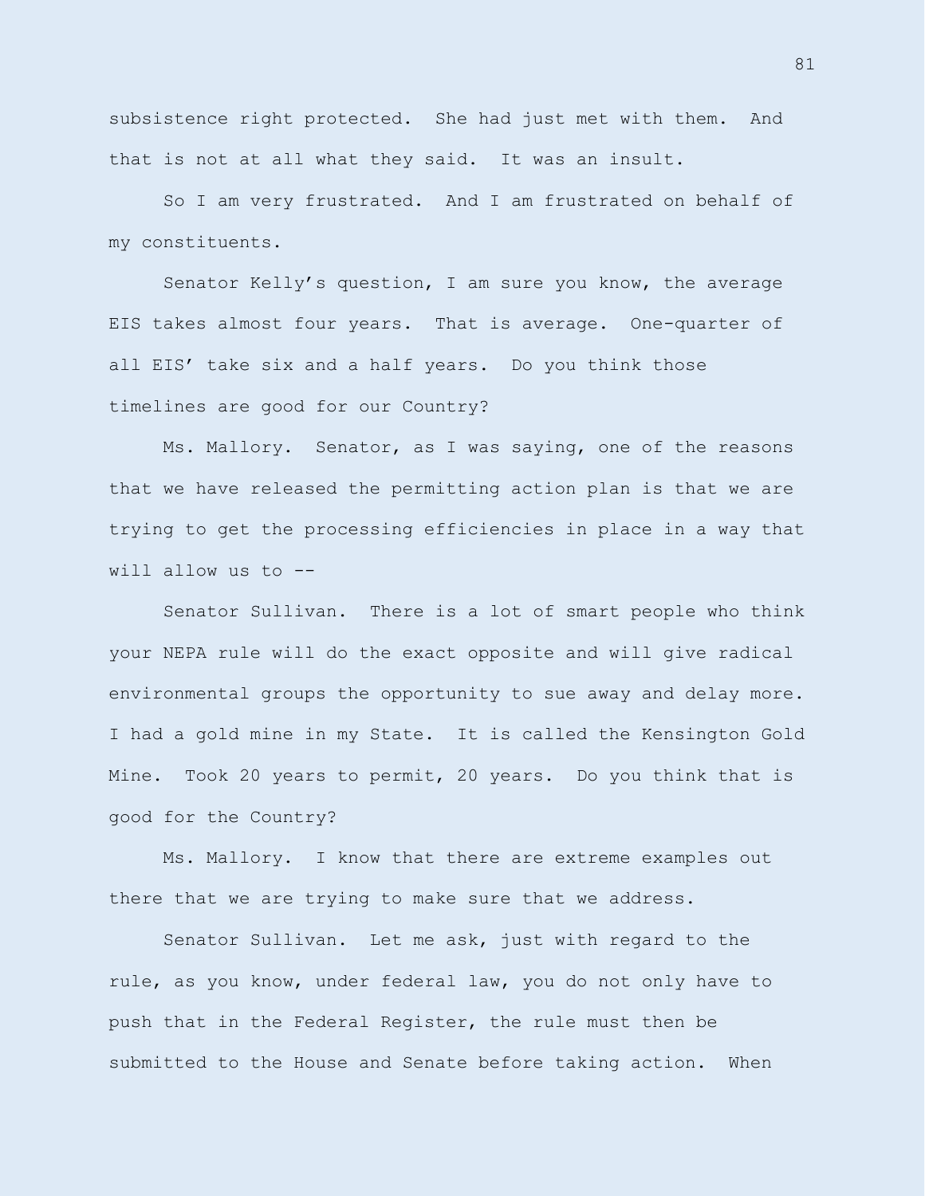subsistence right protected. She had just met with them. And that is not at all what they said. It was an insult.

So I am very frustrated. And I am frustrated on behalf of my constituents.

Senator Kelly's question, I am sure you know, the average EIS takes almost four years. That is average. One-quarter of all EIS' take six and a half years. Do you think those timelines are good for our Country?

Ms. Mallory. Senator, as I was saying, one of the reasons that we have released the permitting action plan is that we are trying to get the processing efficiencies in place in a way that will allow us to --

Senator Sullivan. There is a lot of smart people who think your NEPA rule will do the exact opposite and will give radical environmental groups the opportunity to sue away and delay more. I had a gold mine in my State. It is called the Kensington Gold Mine. Took 20 years to permit, 20 years. Do you think that is good for the Country?

Ms. Mallory. I know that there are extreme examples out there that we are trying to make sure that we address.

Senator Sullivan. Let me ask, just with regard to the rule, as you know, under federal law, you do not only have to push that in the Federal Register, the rule must then be submitted to the House and Senate before taking action. When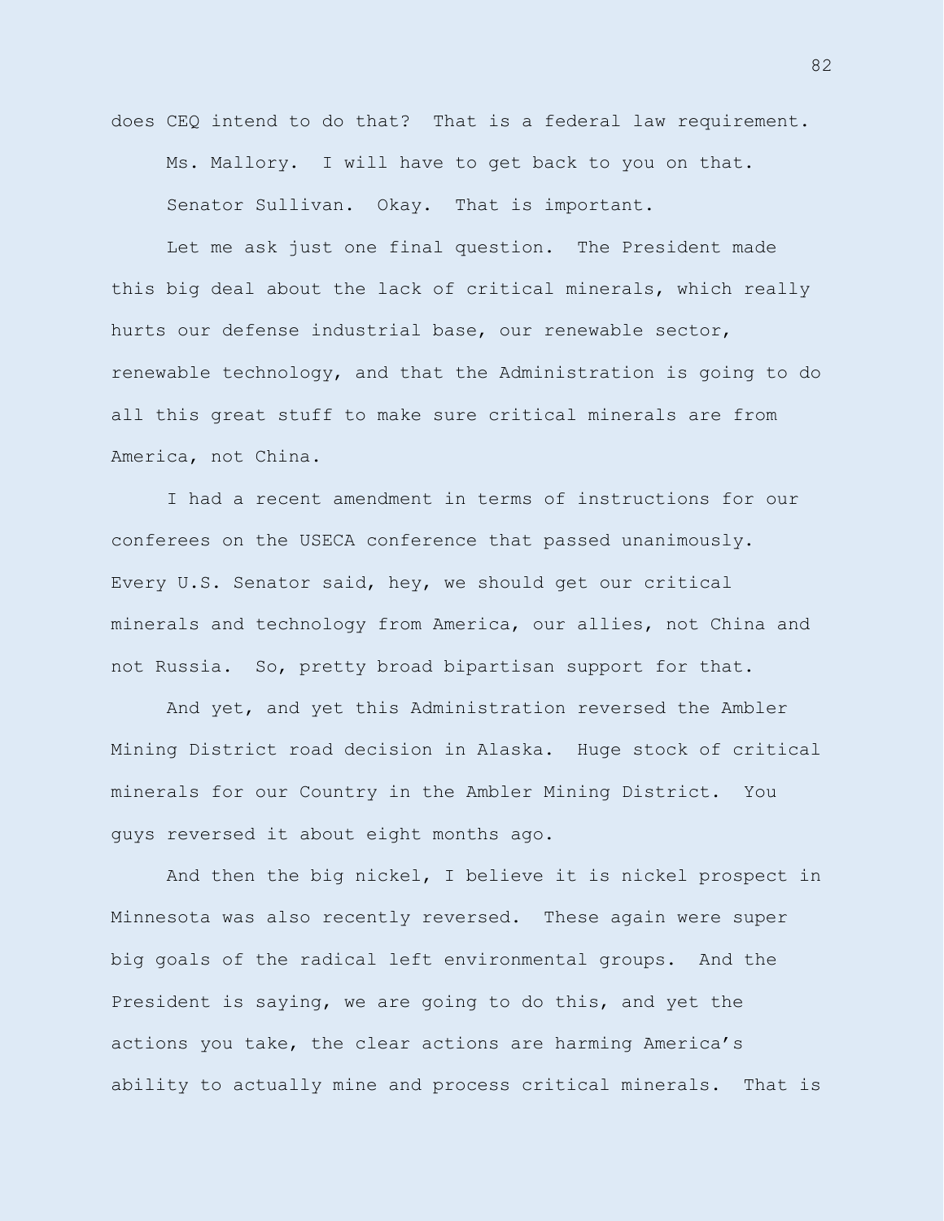does CEQ intend to do that? That is a federal law requirement.

Ms. Mallory. I will have to get back to you on that.

Senator Sullivan. Okay. That is important.

Let me ask just one final question. The President made this big deal about the lack of critical minerals, which really hurts our defense industrial base, our renewable sector, renewable technology, and that the Administration is going to do all this great stuff to make sure critical minerals are from America, not China.

I had a recent amendment in terms of instructions for our conferees on the USECA conference that passed unanimously. Every U.S. Senator said, hey, we should get our critical minerals and technology from America, our allies, not China and not Russia. So, pretty broad bipartisan support for that.

And yet, and yet this Administration reversed the Ambler Mining District road decision in Alaska. Huge stock of critical minerals for our Country in the Ambler Mining District. You guys reversed it about eight months ago.

And then the big nickel, I believe it is nickel prospect in Minnesota was also recently reversed. These again were super big goals of the radical left environmental groups. And the President is saying, we are going to do this, and yet the actions you take, the clear actions are harming America's ability to actually mine and process critical minerals. That is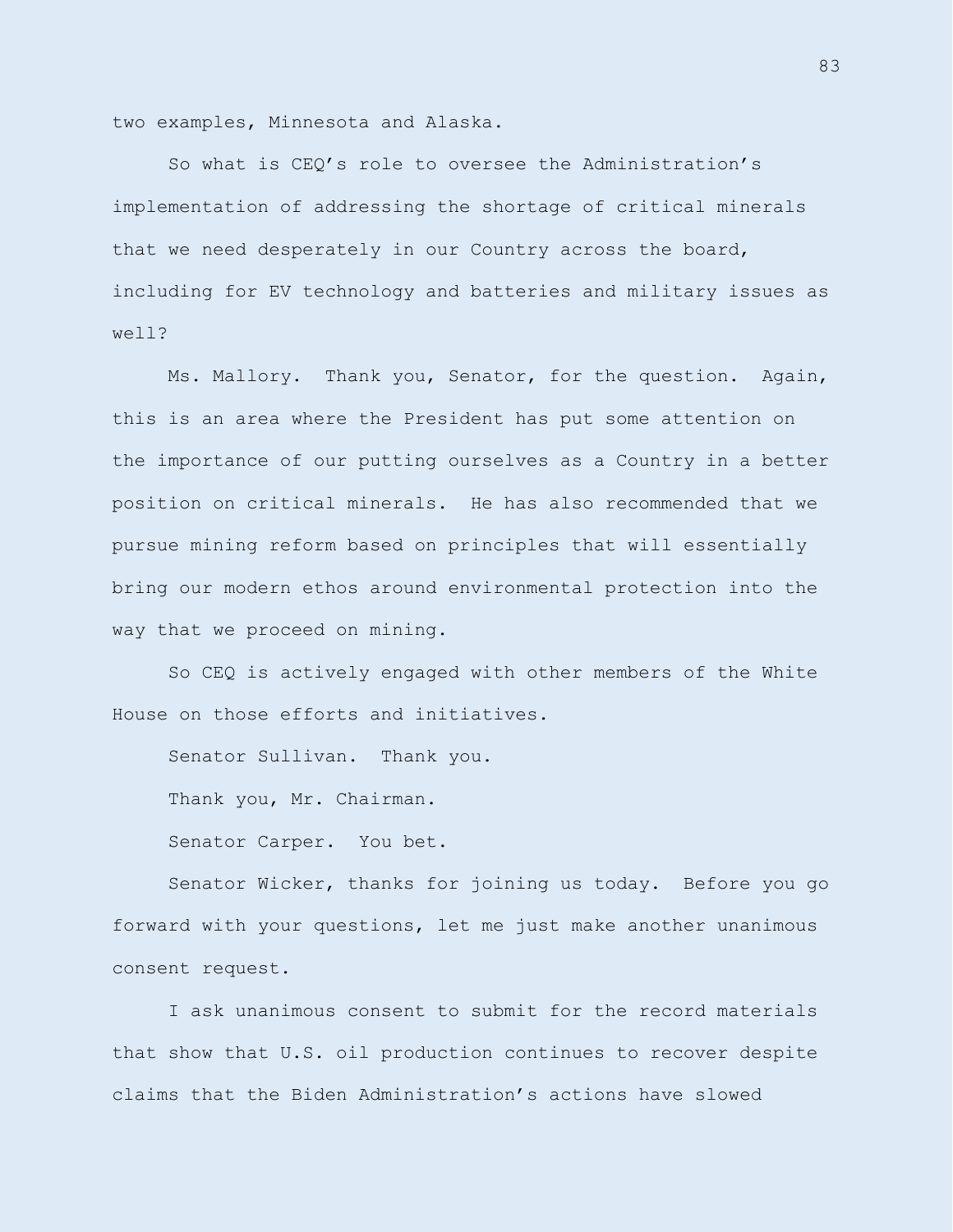two examples, Minnesota and Alaska.

So what is CEQ's role to oversee the Administration's implementation of addressing the shortage of critical minerals that we need desperately in our Country across the board, including for EV technology and batteries and military issues as well?

Ms. Mallory. Thank you, Senator, for the question. Again, this is an area where the President has put some attention on the importance of our putting ourselves as a Country in a better position on critical minerals. He has also recommended that we pursue mining reform based on principles that will essentially bring our modern ethos around environmental protection into the way that we proceed on mining.

So CEQ is actively engaged with other members of the White House on those efforts and initiatives.

Senator Sullivan. Thank you.

Thank you, Mr. Chairman.

Senator Carper. You bet.

Senator Wicker, thanks for joining us today. Before you go forward with your questions, let me just make another unanimous consent request.

I ask unanimous consent to submit for the record materials that show that U.S. oil production continues to recover despite claims that the Biden Administration's actions have slowed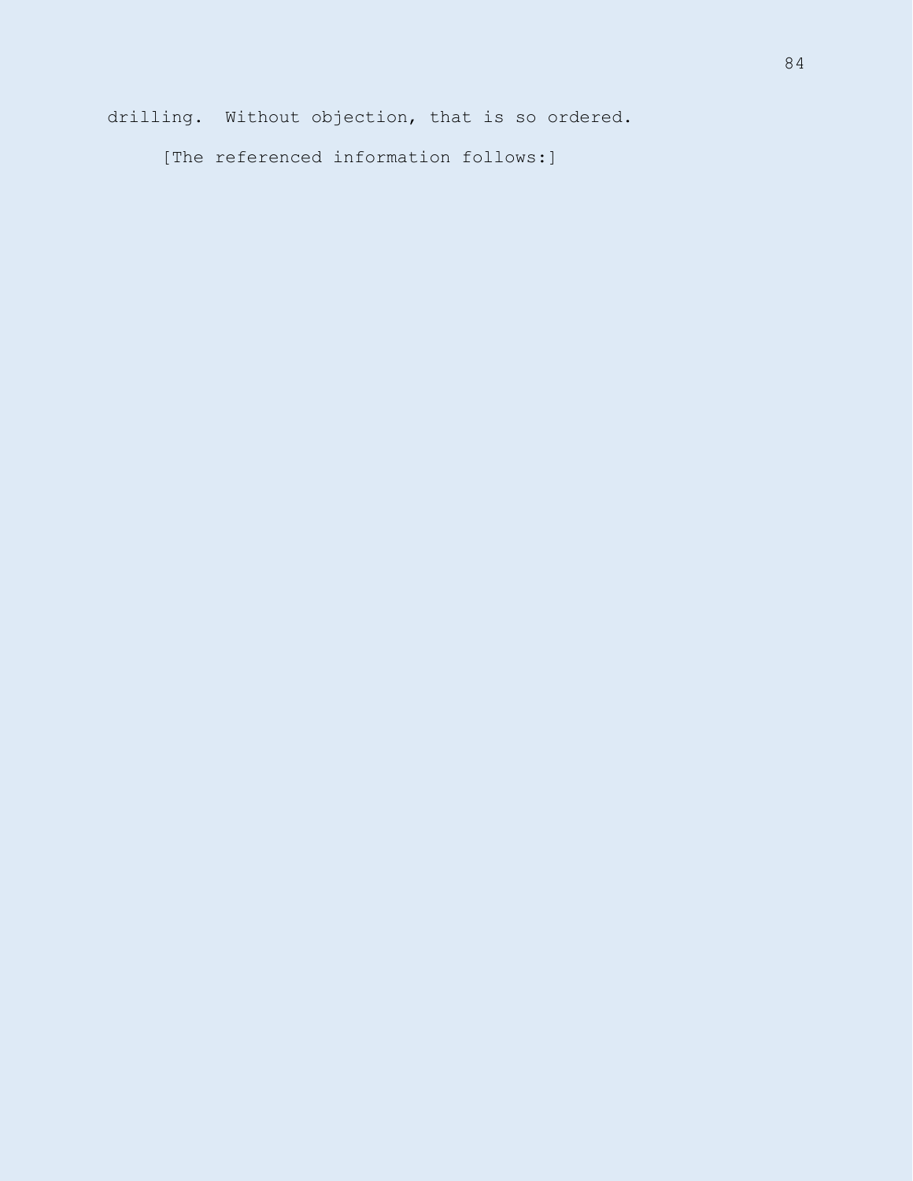drilling. Without objection, that is so ordered.

[The referenced information follows:]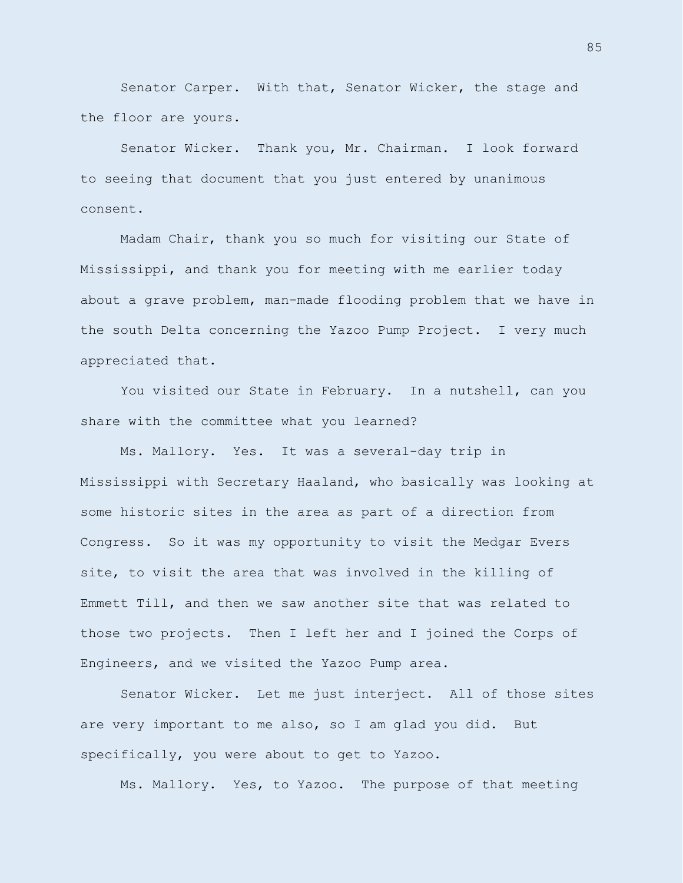Senator Carper. With that, Senator Wicker, the stage and the floor are yours.

Senator Wicker. Thank you, Mr. Chairman. I look forward to seeing that document that you just entered by unanimous consent.

Madam Chair, thank you so much for visiting our State of Mississippi, and thank you for meeting with me earlier today about a grave problem, man-made flooding problem that we have in the south Delta concerning the Yazoo Pump Project. I very much appreciated that.

You visited our State in February. In a nutshell, can you share with the committee what you learned?

Ms. Mallory. Yes. It was a several-day trip in Mississippi with Secretary Haaland, who basically was looking at some historic sites in the area as part of a direction from Congress. So it was my opportunity to visit the Medgar Evers site, to visit the area that was involved in the killing of Emmett Till, and then we saw another site that was related to those two projects. Then I left her and I joined the Corps of Engineers, and we visited the Yazoo Pump area.

Senator Wicker. Let me just interject. All of those sites are very important to me also, so I am glad you did. But specifically, you were about to get to Yazoo.

Ms. Mallory. Yes, to Yazoo. The purpose of that meeting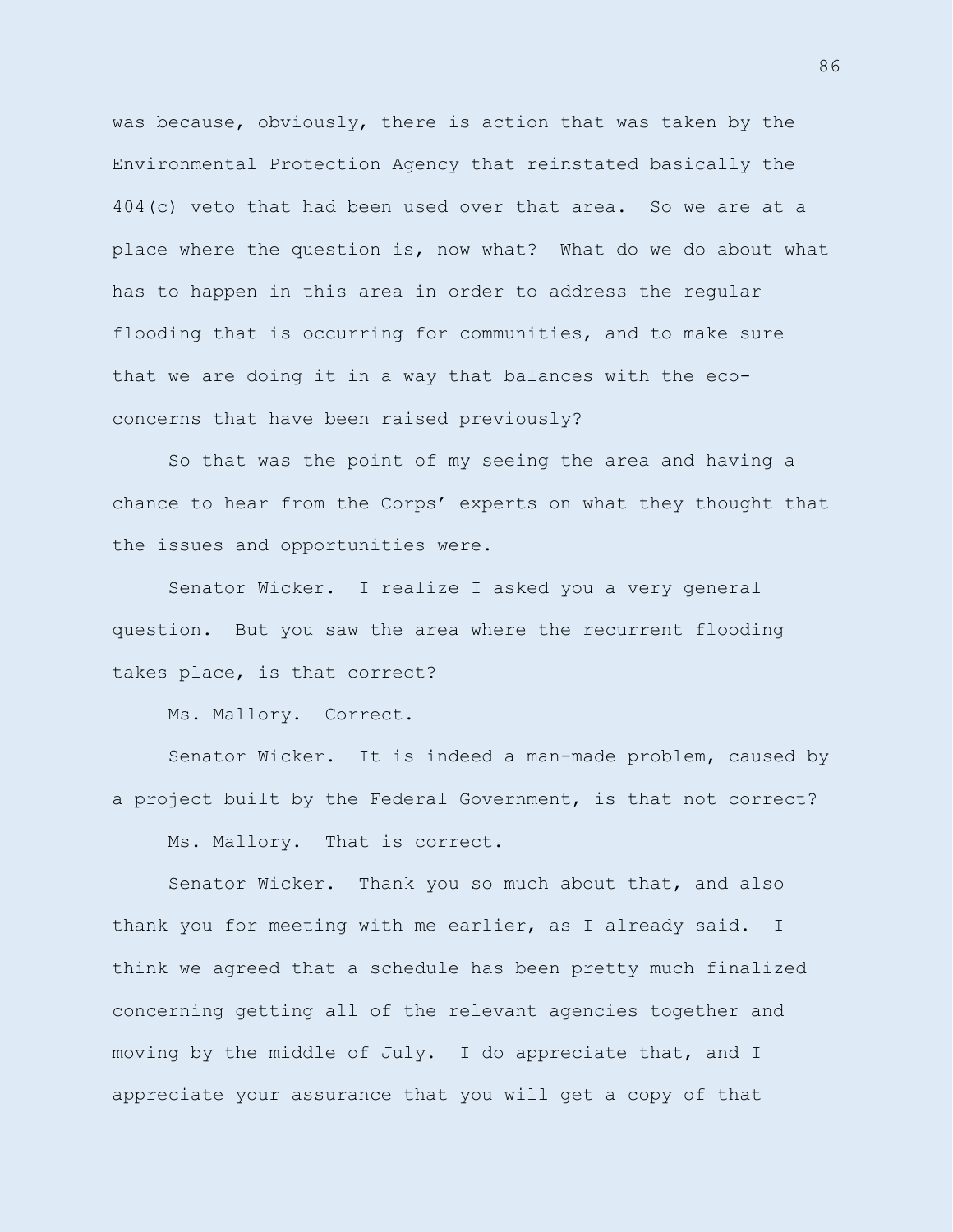was because, obviously, there is action that was taken by the Environmental Protection Agency that reinstated basically the 404(c) veto that had been used over that area. So we are at a place where the question is, now what? What do we do about what has to happen in this area in order to address the regular flooding that is occurring for communities, and to make sure that we are doing it in a way that balances with the eco-concerns that have been raised previously?

So that was the point of my seeing the area and having a chance to hear from the Corps' experts on what they thought that the issues and opportunities were.

Senator Wicker. I realize I asked you a very general question. But you saw the area where the recurrent flooding takes place, is that correct?

Ms. Mallory. Correct.

Senator Wicker. It is indeed a man-made problem, caused by a project built by the Federal Government, is that not correct?

Ms. Mallory. That is correct.

Senator Wicker. Thank you so much about that, and also thank you for meeting with me earlier, as I already said. I think we agreed that a schedule has been pretty much finalized concerning getting all of the relevant agencies together and moving by the middle of July. I do appreciate that, and I appreciate your assurance that you will get a copy of that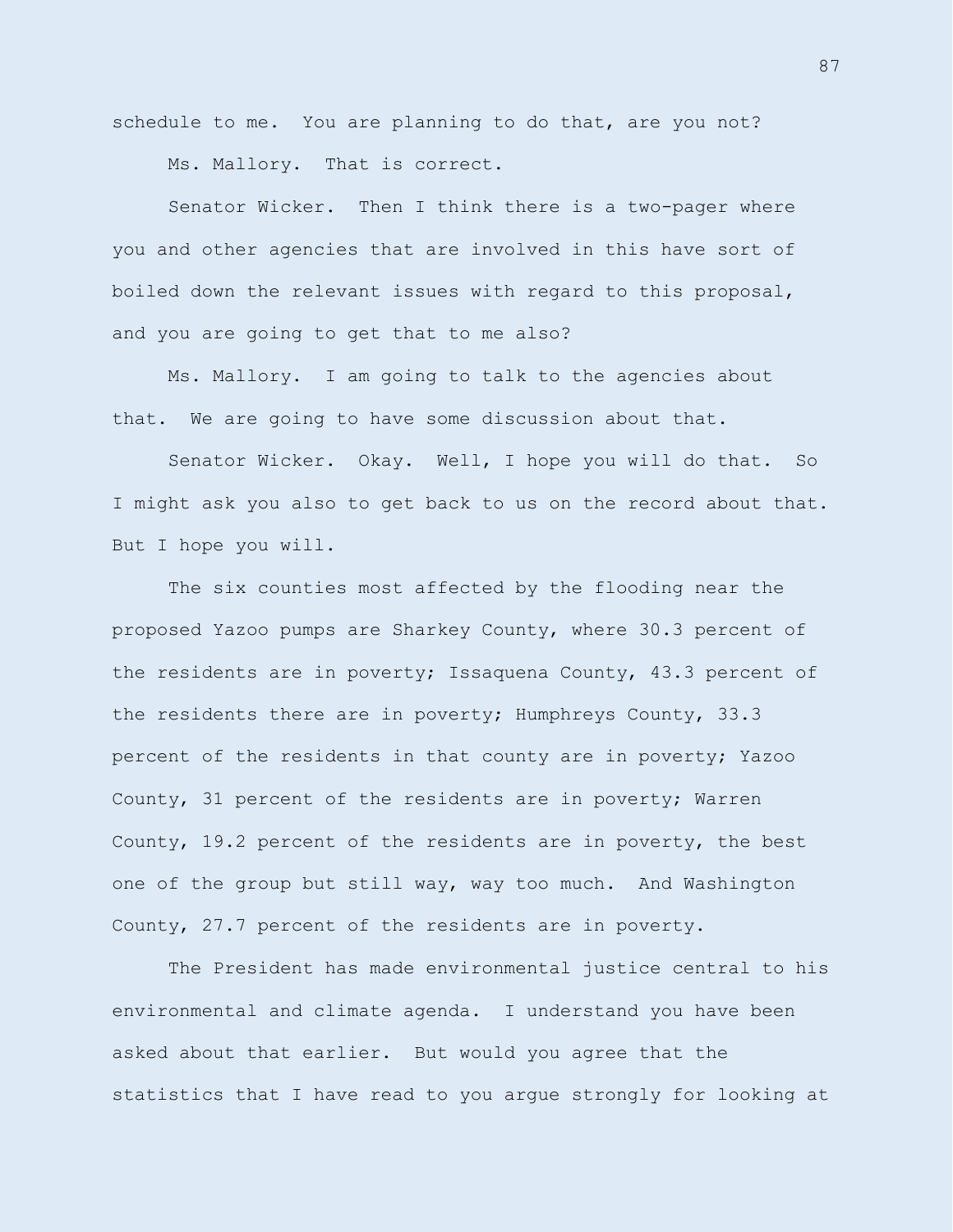schedule to me. You are planning to do that, are you not?

Ms. Mallory. That is correct.

Senator Wicker. Then I think there is a two-pager where you and other agencies that are involved in this have sort of boiled down the relevant issues with regard to this proposal, and you are going to get that to me also?

Ms. Mallory. I am going to talk to the agencies about that. We are going to have some discussion about that.

Senator Wicker. Okay. Well, I hope you will do that. So I might ask you also to get back to us on the record about that. But I hope you will.

The six counties most affected by the flooding near the proposed Yazoo pumps are Sharkey County, where 30.3 percent of the residents are in poverty; Issaquena County, 43.3 percent of the residents there are in poverty; Humphreys County, 33.3 percent of the residents in that county are in poverty; Yazoo County, 31 percent of the residents are in poverty; Warren County, 19.2 percent of the residents are in poverty, the best one of the group but still way, way too much. And Washington County, 27.7 percent of the residents are in poverty.

The President has made environmental justice central to his environmental and climate agenda. I understand you have been asked about that earlier. But would you agree that the statistics that I have read to you argue strongly for looking at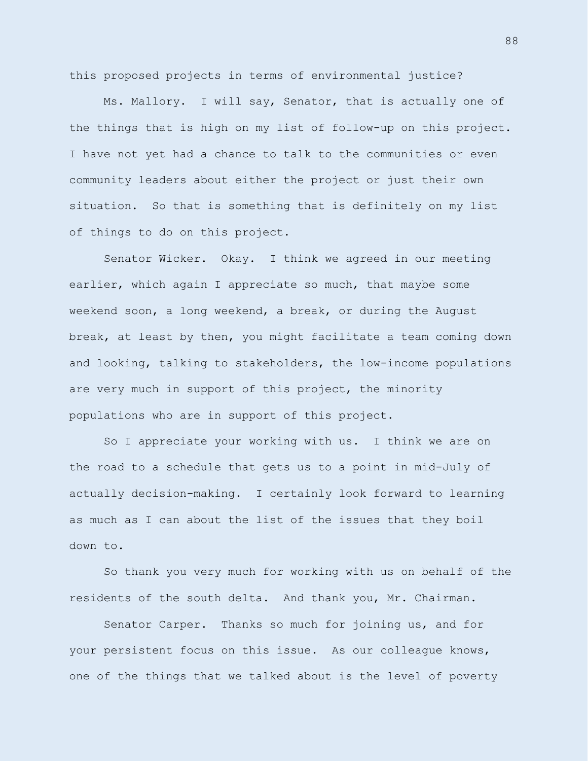this proposed projects in terms of environmental justice?

Ms. Mallory. I will say, Senator, that is actually one of the things that is high on my list of follow-up on this project. I have not yet had a chance to talk to the communities or even community leaders about either the project or just their own situation. So that is something that is definitely on my list of things to do on this project.

Senator Wicker. Okay. I think we agreed in our meeting earlier, which again I appreciate so much, that maybe some weekend soon, a long weekend, a break, or during the August break, at least by then, you might facilitate a team coming down and looking, talking to stakeholders, the low-income populations are very much in support of this project, the minority populations who are in support of this project.

So I appreciate your working with us. I think we are on the road to a schedule that gets us to a point in mid-July of actually decision-making. I certainly look forward to learning as much as I can about the list of the issues that they boil down to.

So thank you very much for working with us on behalf of the residents of the south delta. And thank you, Mr. Chairman.

Senator Carper. Thanks so much for joining us, and for your persistent focus on this issue. As our colleague knows, one of the things that we talked about is the level of poverty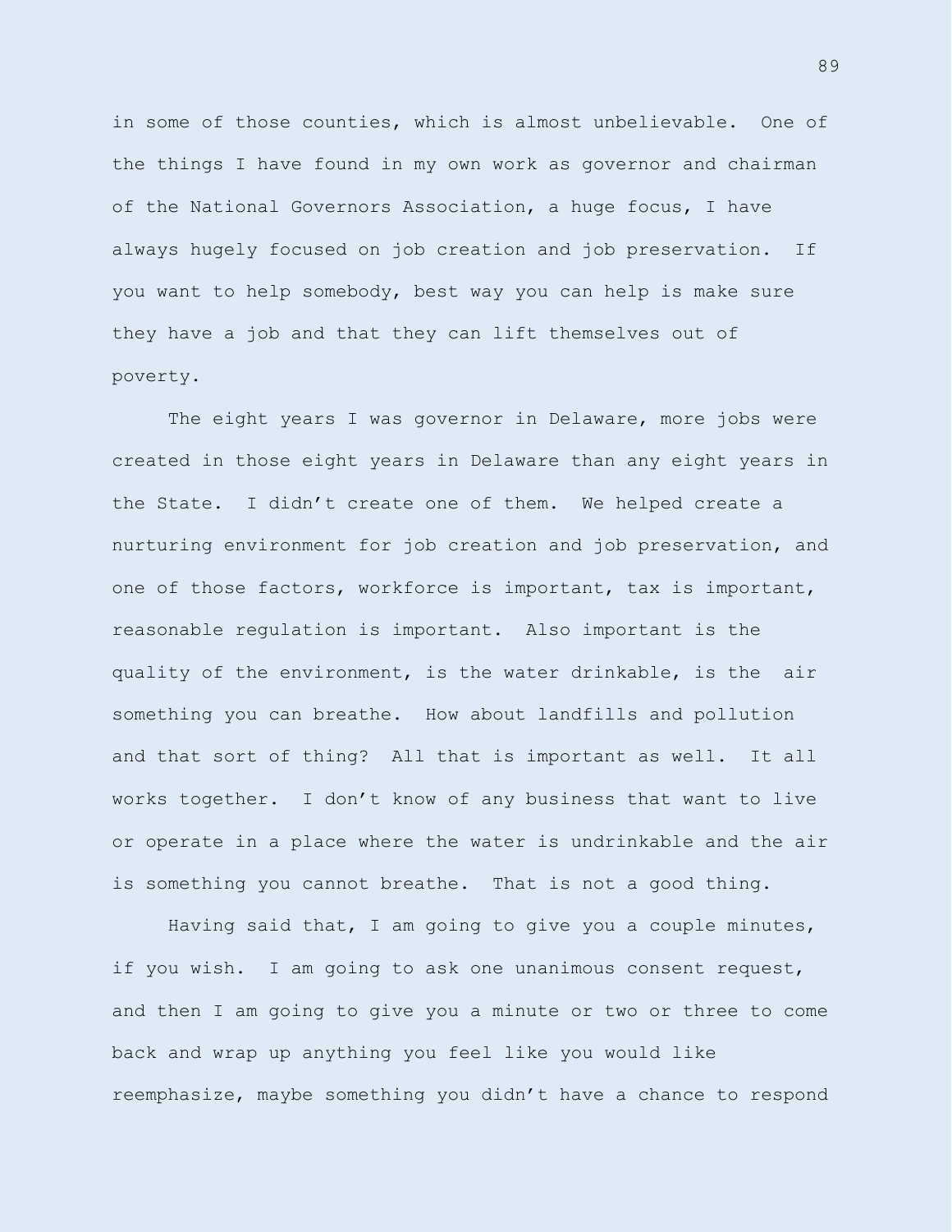in some of those counties, which is almost unbelievable. One of the things I have found in my own work as governor and chairman of the National Governors Association, a huge focus, I have always hugely focused on job creation and job preservation. If you want to help somebody, best way you can help is make sure they have a job and that they can lift themselves out of poverty.

The eight years I was governor in Delaware, more jobs were created in those eight years in Delaware than any eight years in the State. I didn't create one of them. We helped create a nurturing environment for job creation and job preservation, and one of those factors, workforce is important, tax is important, reasonable regulation is important. Also important is the quality of the environment, is the water drinkable, is the air something you can breathe. How about landfills and pollution and that sort of thing? All that is important as well. It all works together. I don't know of any business that want to live or operate in a place where the water is undrinkable and the air is something you cannot breathe. That is not a good thing.

Having said that, I am going to give you a couple minutes, if you wish. I am going to ask one unanimous consent request, and then I am going to give you a minute or two or three to come back and wrap up anything you feel like you would like reemphasize, maybe something you didn't have a chance to respond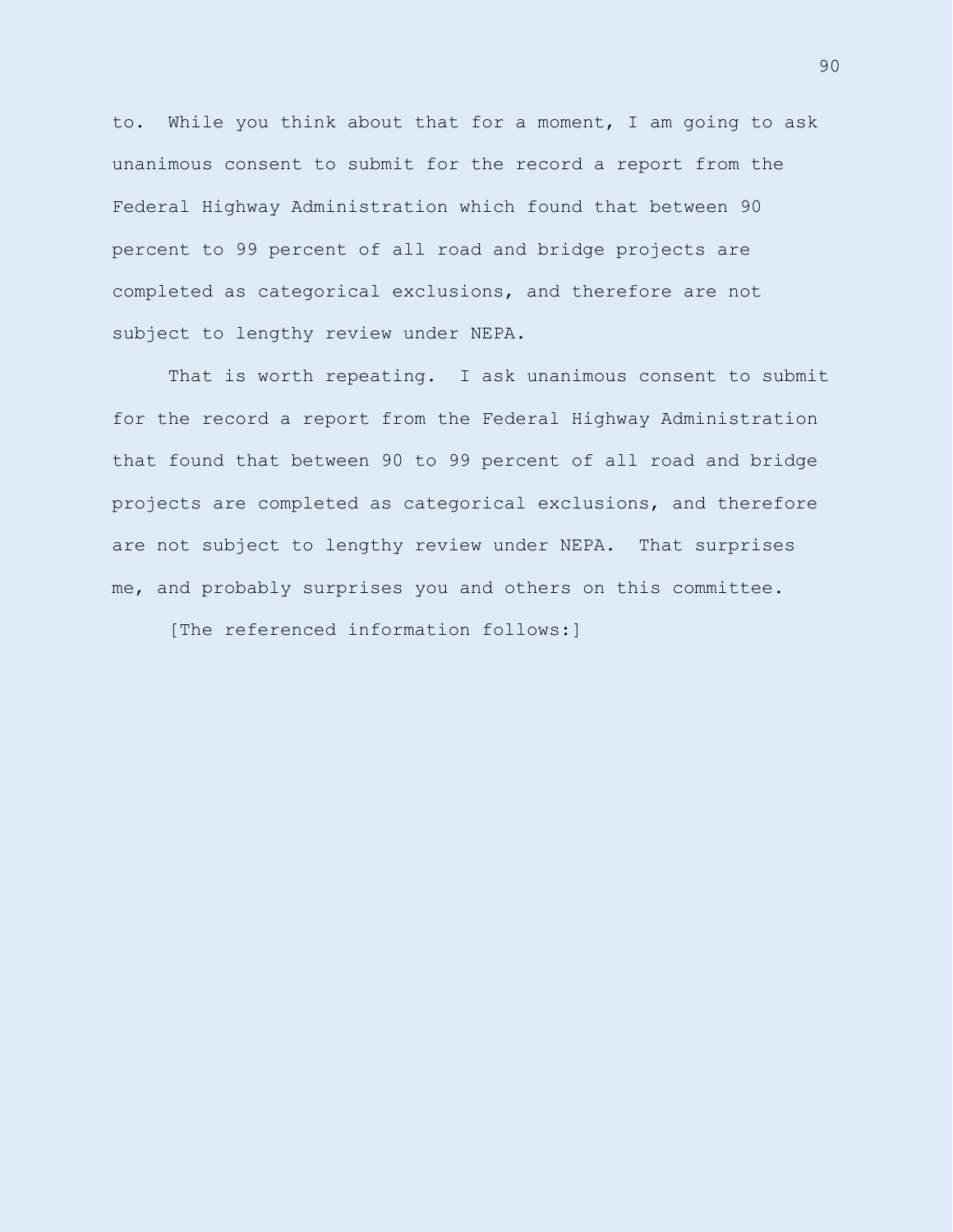to.  While you think about that for a moment, I am going to ask unanimous consent to submit for the record a report from the Federal Highway Administration which found that between 90 percent to 99 percent of all road and bridge projects are completed as categorical exclusions, and therefore are not subject to lengthy review under NEPA.

That is worth repeating.  I ask unanimous consent to submit for the record a report from the Federal Highway Administration that found that between 90 to 99 percent of all road and bridge projects are completed as categorical exclusions, and therefore are not subject to lengthy review under NEPA.  That surprises me, and probably surprises you and others on this committee.

[The referenced information follows:]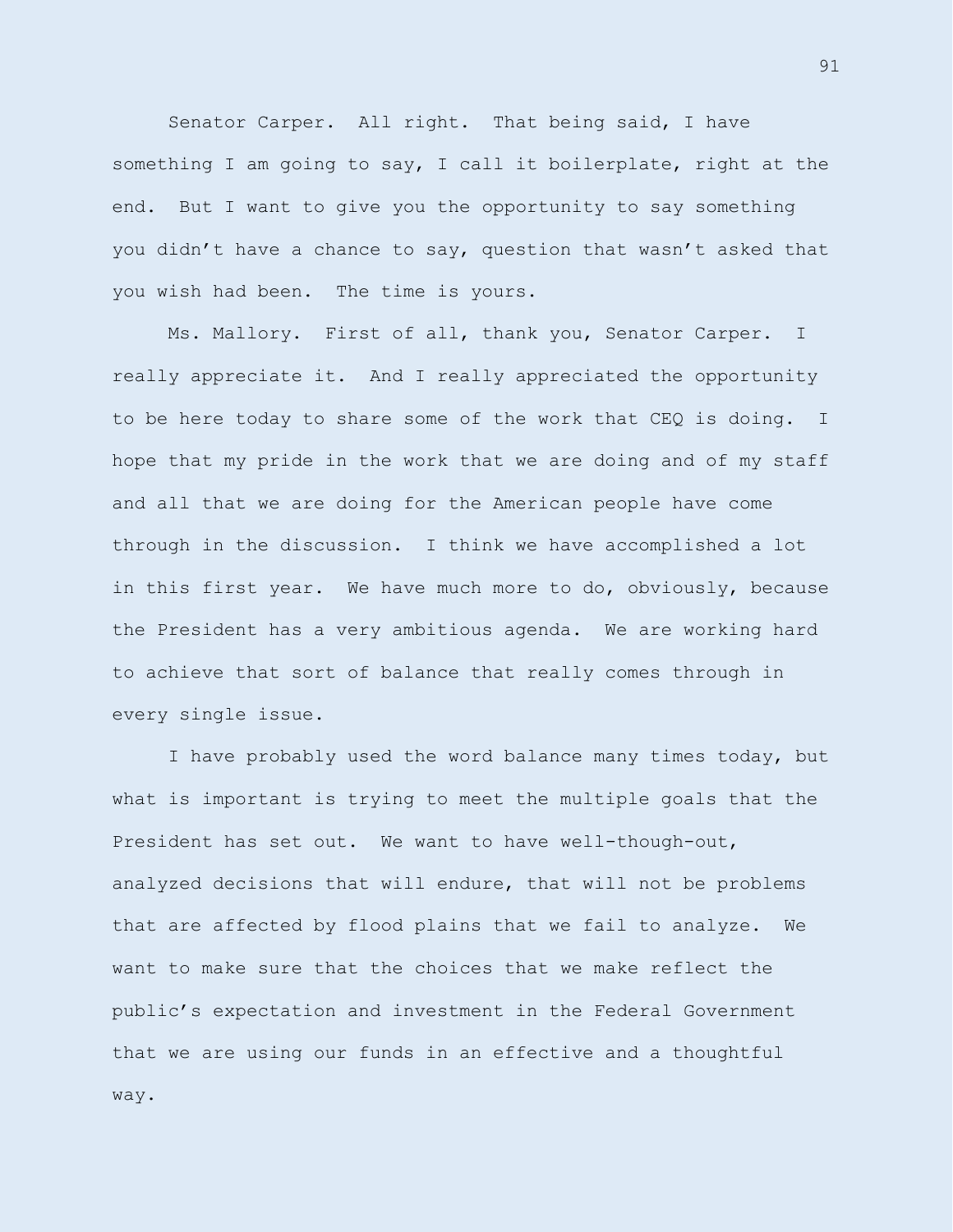Senator Carper. All right. That being said, I have something I am going to say, I call it boilerplate, right at the end. But I want to give you the opportunity to say something you didn't have a chance to say, question that wasn't asked that you wish had been. The time is yours.

Ms. Mallory. First of all, thank you, Senator Carper. I really appreciate it. And I really appreciated the opportunity to be here today to share some of the work that CEQ is doing. I hope that my pride in the work that we are doing and of my staff and all that we are doing for the American people have come through in the discussion. I think we have accomplished a lot in this first year. We have much more to do, obviously, because the President has a very ambitious agenda. We are working hard to achieve that sort of balance that really comes through in every single issue.

I have probably used the word balance many times today, but what is important is trying to meet the multiple goals that the President has set out. We want to have well-though-out, analyzed decisions that will endure, that will not be problems that are affected by flood plains that we fail to analyze. We want to make sure that the choices that we make reflect the public's expectation and investment in the Federal Government that we are using our funds in an effective and a thoughtful way.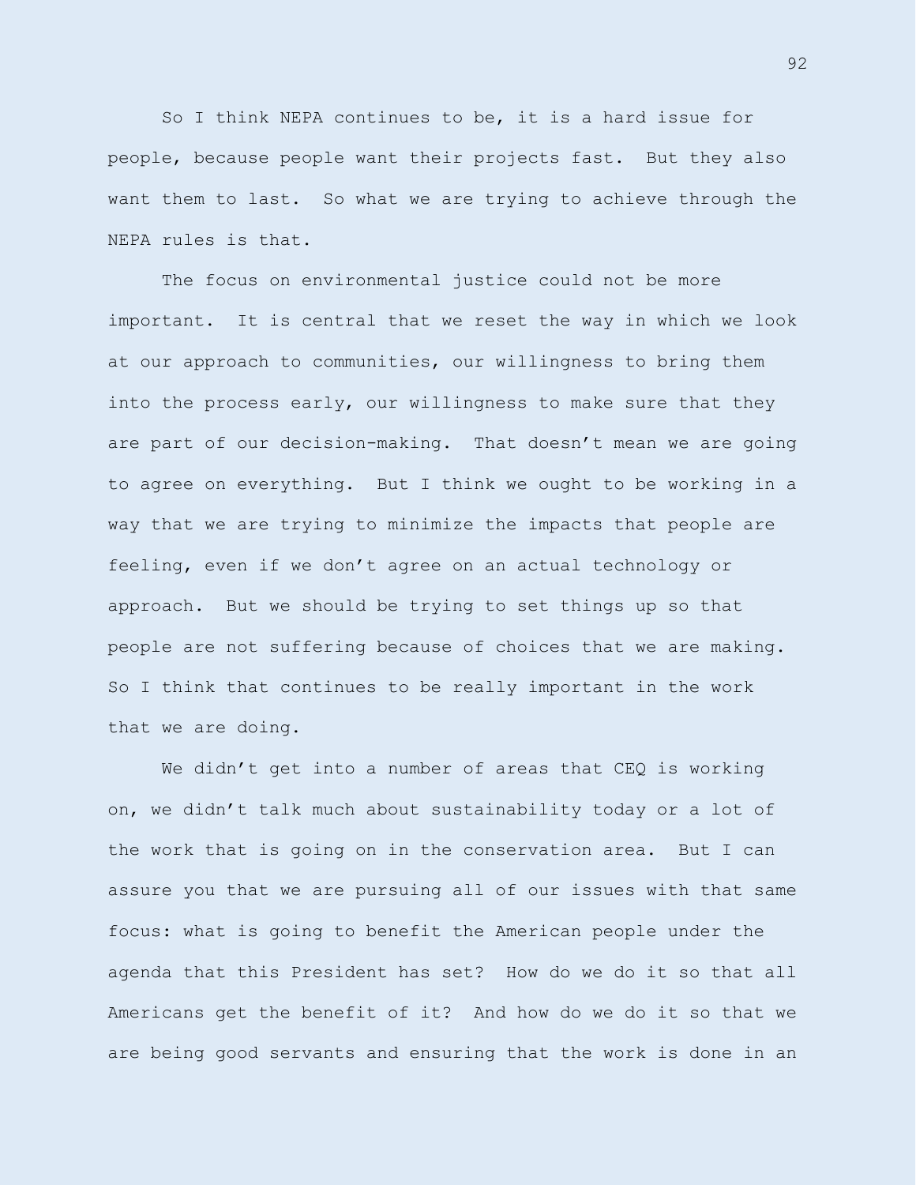So I think NEPA continues to be, it is a hard issue for people, because people want their projects fast. But they also want them to last. So what we are trying to achieve through the NEPA rules is that.

The focus on environmental justice could not be more important. It is central that we reset the way in which we look at our approach to communities, our willingness to bring them into the process early, our willingness to make sure that they are part of our decision-making. That doesn't mean we are going to agree on everything. But I think we ought to be working in a way that we are trying to minimize the impacts that people are feeling, even if we don't agree on an actual technology or approach. But we should be trying to set things up so that people are not suffering because of choices that we are making. So I think that continues to be really important in the work that we are doing.

We didn't get into a number of areas that CEQ is working on, we didn't talk much about sustainability today or a lot of the work that is going on in the conservation area. But I can assure you that we are pursuing all of our issues with that same focus: what is going to benefit the American people under the agenda that this President has set? How do we do it so that all Americans get the benefit of it? And how do we do it so that we are being good servants and ensuring that the work is done in an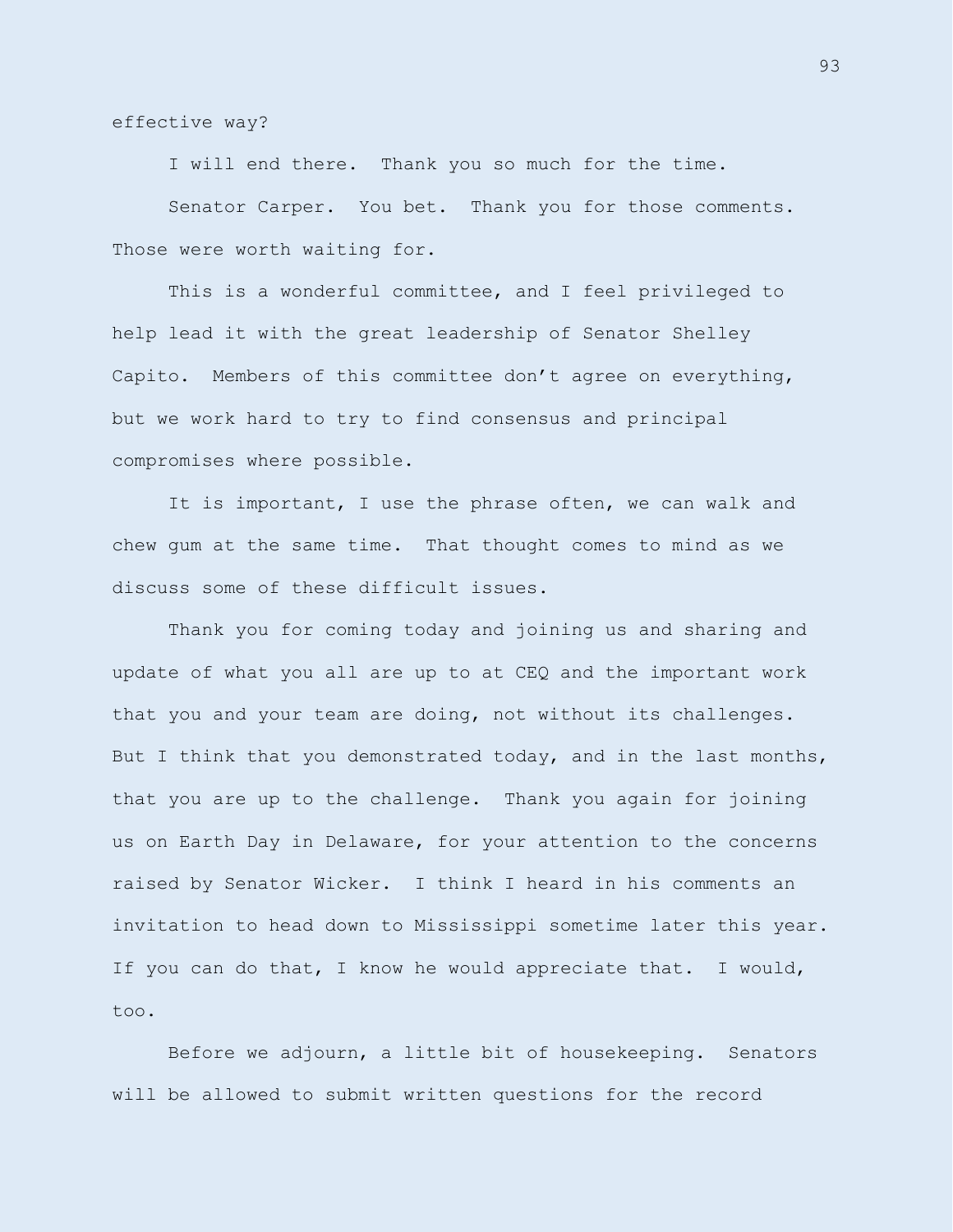effective way?

I will end there. Thank you so much for the time.

Senator Carper. You bet. Thank you for those comments. Those were worth waiting for.

This is a wonderful committee, and I feel privileged to help lead it with the great leadership of Senator Shelley Capito. Members of this committee don’t agree on everything, but we work hard to try to find consensus and principal compromises where possible.

It is important, I use the phrase often, we can walk and chew gum at the same time. That thought comes to mind as we discuss some of these difficult issues.

Thank you for coming today and joining us and sharing and update of what you all are up to at CEQ and the important work that you and your team are doing, not without its challenges. But I think that you demonstrated today, and in the last months, that you are up to the challenge. Thank you again for joining us on Earth Day in Delaware, for your attention to the concerns raised by Senator Wicker. I think I heard in his comments an invitation to head down to Mississippi sometime later this year. If you can do that, I know he would appreciate that. I would, too.

Before we adjourn, a little bit of housekeeping. Senators will be allowed to submit written questions for the record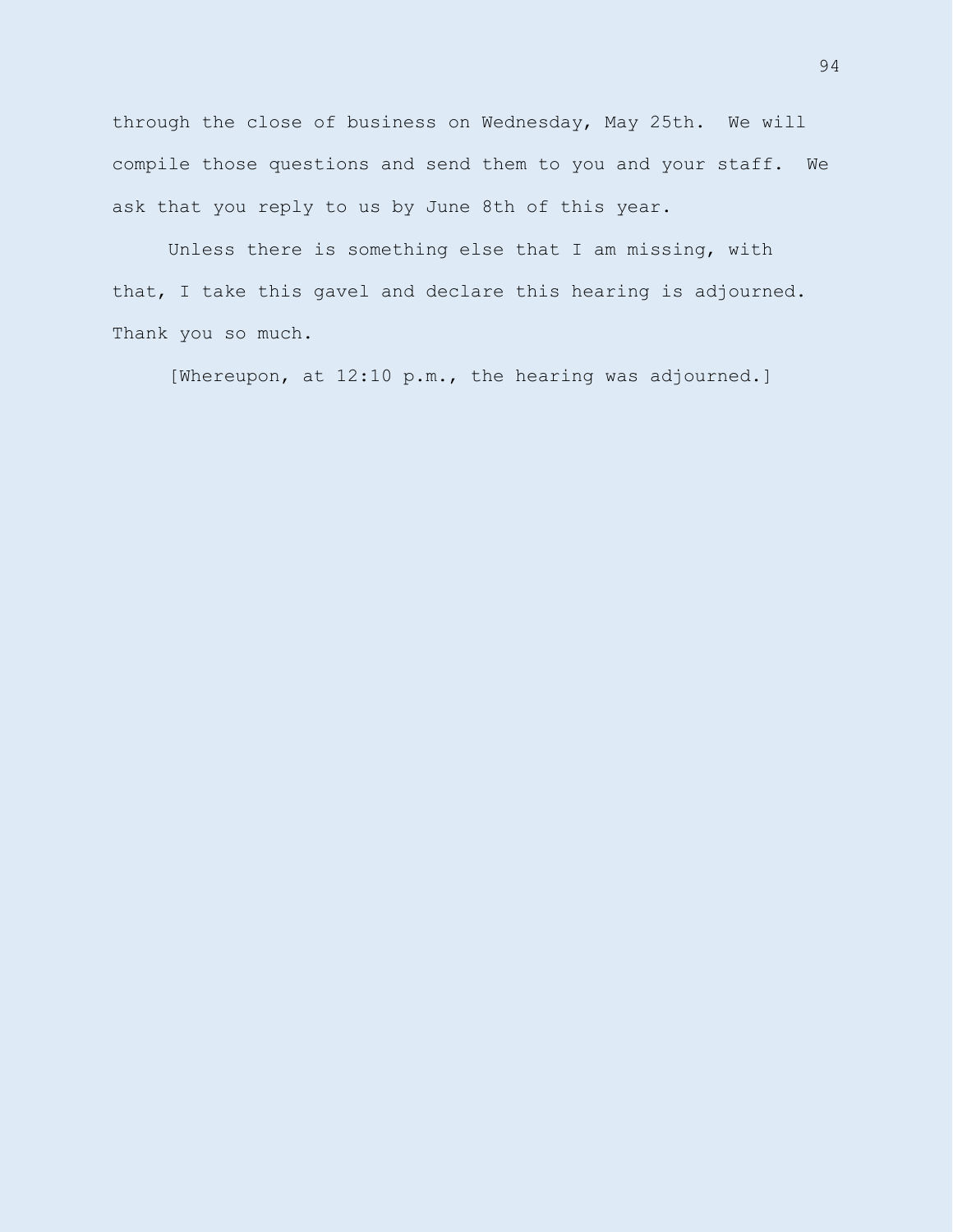through the close of business on Wednesday, May 25th. We will compile those questions and send them to you and your staff. We ask that you reply to us by June 8th of this year.

Unless there is something else that I am missing, with that, I take this gavel and declare this hearing is adjourned. Thank you so much.

[Whereupon, at 12:10 p.m., the hearing was adjourned.]